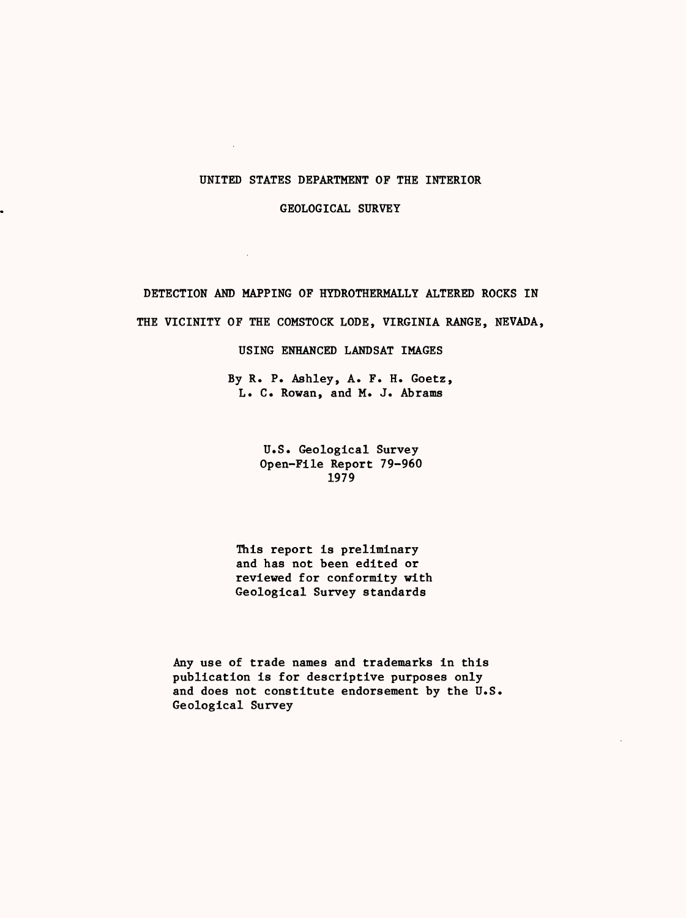UNITED STATES DEPARTMENT OF THE INTERIOR

GEOLOGICAL SURVEY

# DETECTION AND MAPPING OF HYDROTHERMALLY ALTERED ROCKS IN THE VICINITY OF THE COMSTOCK LODE, VIRGINIA RANGE, NEVADA, USING ENHANCED LANDSAT IMAGES

By R. P. Ashley, A. F. H. Goetz, L. C. Rowan, and M. J. Abrams

U.S. Geological Survey
Open-File Report 79-960
1979

This report is preliminary and has not been edited or reviewed for conformity with Geological Survey standards

Any use of trade names and trademarks in this publication is for descriptive purposes only and does not constitute endorsement by the U.S. Geological Survey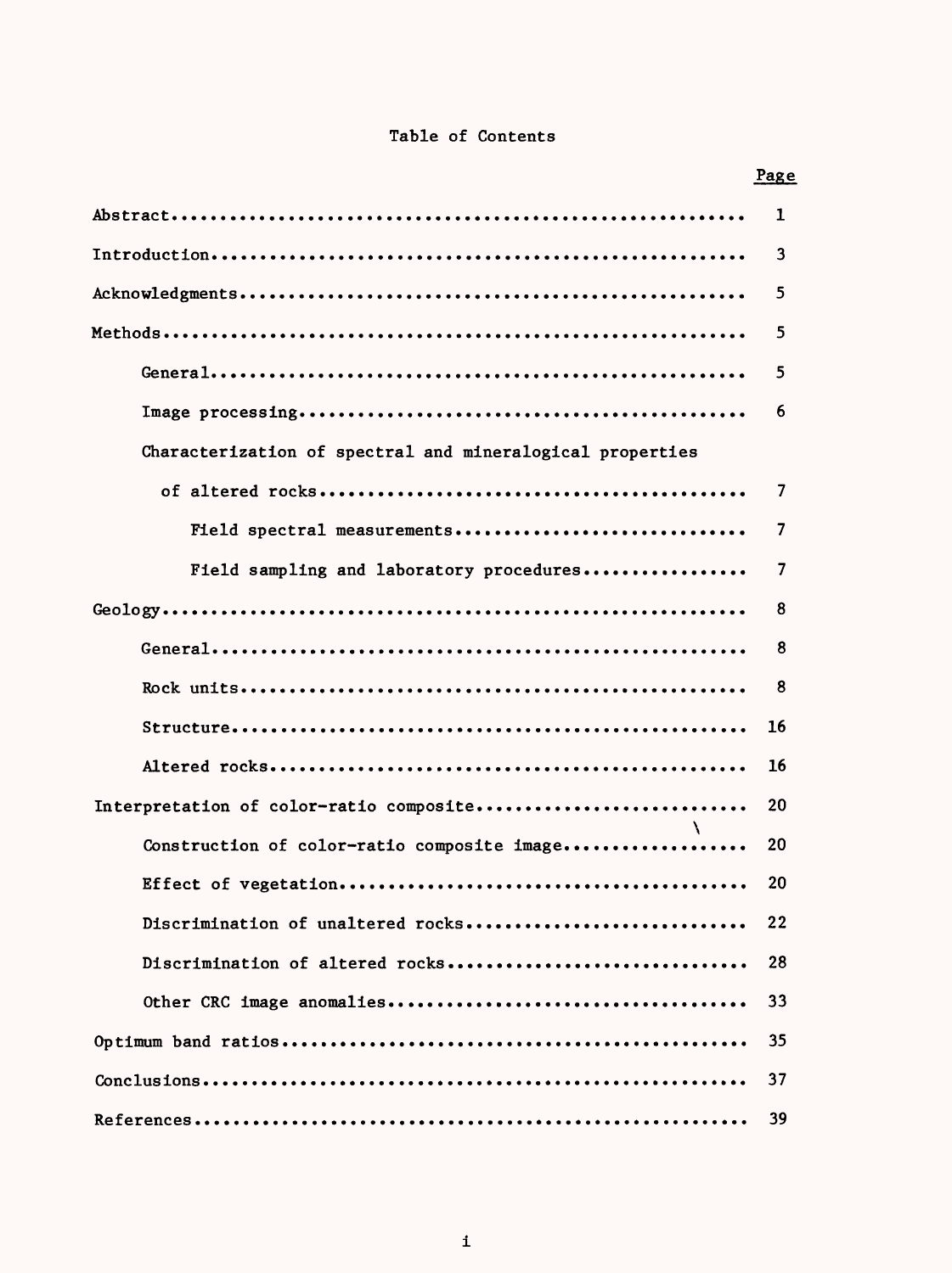# Table of Contents

| | Page |
|---|---|
| Abstract | 1 |
| Introduction | 3 |
| Acknowledgments | 5 |
| Methods | 5 |
| General | 5 |
| Image processing | 6 |
| Characterization of spectral and mineralogical properties of altered rocks | 7 |
| Field spectral measurements | 7 |
| Field sampling and laboratory procedures | 7 |
| Geology | 8 |
| General | 8 |
| Rock units | 8 |
| Structure | 16 |
| Altered rocks | 16 |
| Interpretation of color-ratio composite | 20 |
| Construction of color-ratio composite image | 20 |
| Effect of vegetation | 20 |
| Discrimination of unaltered rocks | 22 |
| Discrimination of altered rocks | 28 |
| Other CRC image anomalies | 33 |
| Optimum band ratios | 35 |
| Conclusions | 37 |
| References | 39 |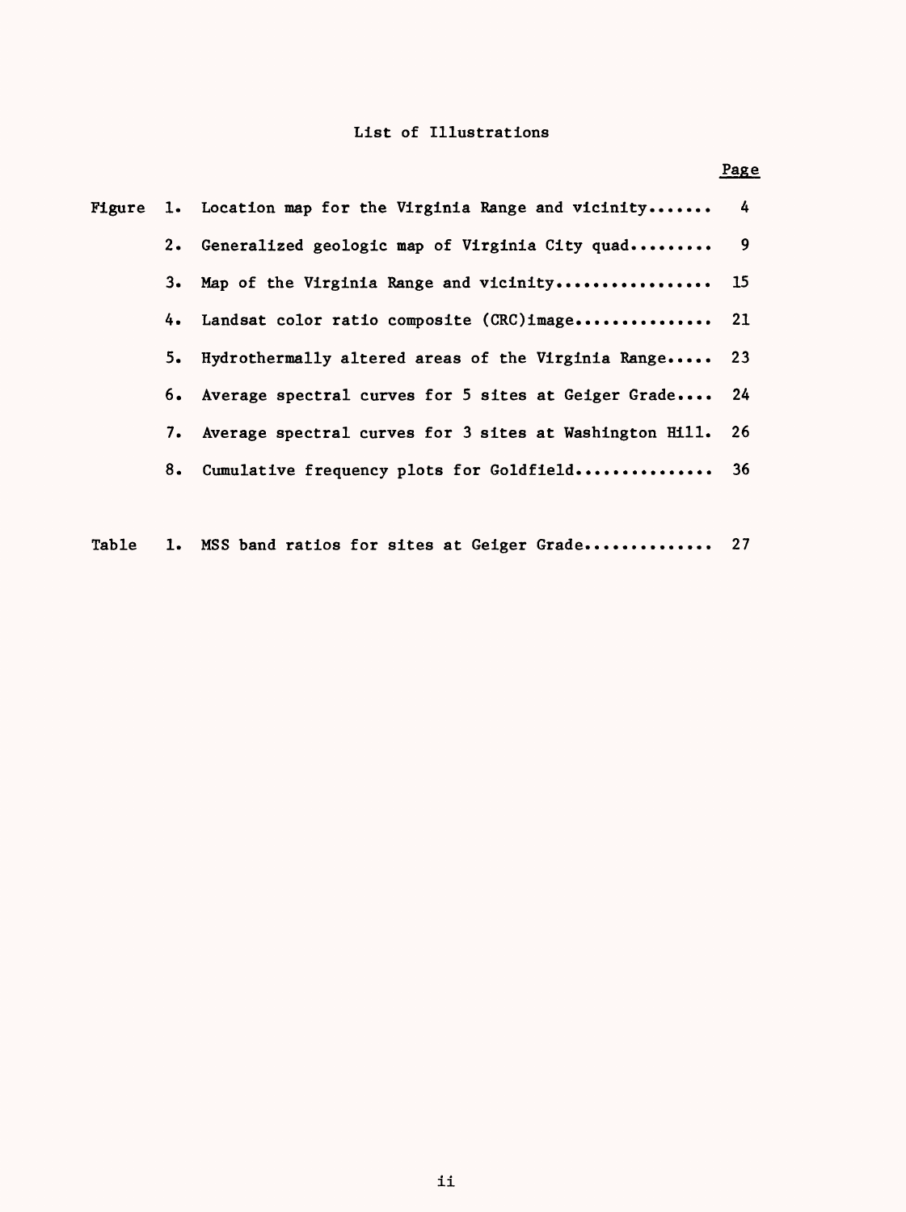# List of Illustrations

| | | Page |
|---|---|---|
| Figure 1. | Location map for the Virginia Range and vicinity....... | 4 |
| 2. | Generalized geologic map of Virginia City quad......... | 9 |
| 3. | Map of the Virginia Range and vicinity................. | 15 |
| 4. | Landsat color ratio composite (CRC)image............... | 21 |
| 5. | Hydrothermally altered areas of the Virginia Range..... | 23 |
| 6. | Average spectral curves for 5 sites at Geiger Grade.... | 24 |
| 7. | Average spectral curves for 3 sites at Washington Hill. | 26 |
| 8. | Cumulative frequency plots for Goldfield............... | 36 |
| Table 1. | MSS band ratios for sites at Geiger Grade.............. | 27 |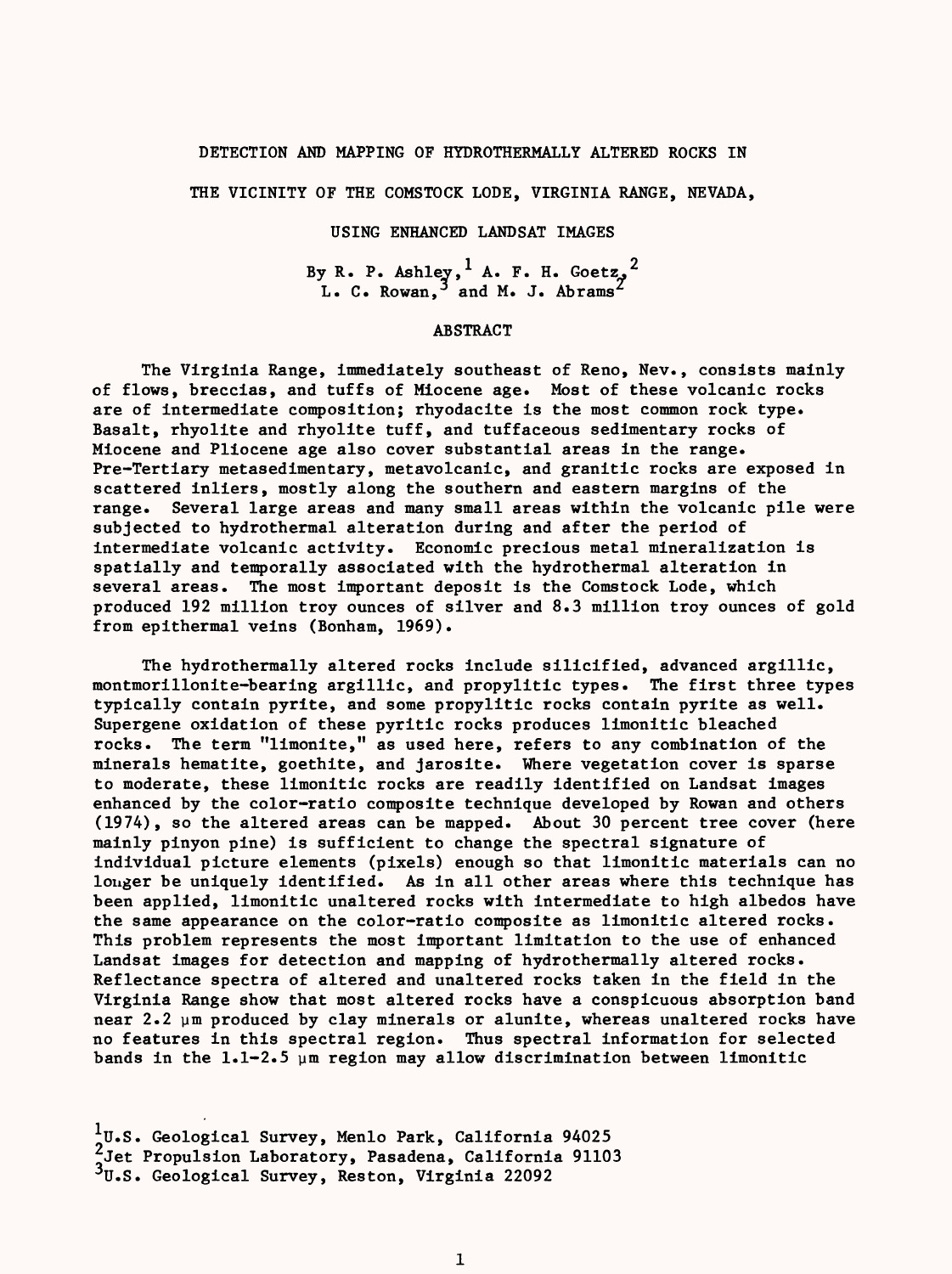# DETECTION AND MAPPING OF HYDROTHERMALLY ALTERED ROCKS IN THE VICINITY OF THE COMSTOCK LODE, VIRGINIA RANGE, NEVADA, USING ENHANCED LANDSAT IMAGES

By R. P. Ashley,[1] A. F. H. Goetz,[2] L. C. Rowan,[3] and M. J. Abrams[2]

## ABSTRACT

The Virginia Range, immediately southeast of Reno, Nev., consists mainly of flows, breccias, and tuffs of Miocene age. Most of these volcanic rocks are of intermediate composition; rhyodacite is the most common rock type. Basalt, rhyolite and rhyolite tuff, and tuffaceous sedimentary rocks of Miocene and Pliocene age also cover substantial areas in the range. Pre-Tertiary metasedimentary, metavolcanic, and granitic rocks are exposed in scattered inliers, mostly along the southern and eastern margins of the range. Several large areas and many small areas within the volcanic pile were subjected to hydrothermal alteration during and after the period of intermediate volcanic activity. Economic precious metal mineralization is spatially and temporally associated with the hydrothermal alteration in several areas. The most important deposit is the Comstock Lode, which produced 192 million troy ounces of silver and 8.3 million troy ounces of gold from epithermal veins (Bonham, 1969).

The hydrothermally altered rocks include silicified, advanced argillic, montmorillonite-bearing argillic, and propylitic types. The first three types typically contain pyrite, and some propylitic rocks contain pyrite as well. Supergene oxidation of these pyritic rocks produces limonitic bleached rocks. The term "limonite," as used here, refers to any combination of the minerals hematite, goethite, and jarosite. Where vegetation cover is sparse to moderate, these limonitic rocks are readily identified on Landsat images enhanced by the color-ratio composite technique developed by Rowan and others (1974), so the altered areas can be mapped. About 30 percent tree cover (here mainly pinyon pine) is sufficient to change the spectral signature of individual picture elements (pixels) enough so that limonitic materials can no longer be uniquely identified. As in all other areas where this technique has been applied, limonitic unaltered rocks with intermediate to high albedos have the same appearance on the color-ratio composite as limonitic altered rocks. This problem represents the most important limitation to the use of enhanced Landsat images for detection and mapping of hydrothermally altered rocks. Reflectance spectra of altered and unaltered rocks taken in the field in the Virginia Range show that most altered rocks have a conspicuous absorption band near 2.2 µm produced by clay minerals or alunite, whereas unaltered rocks have no features in this spectral region. Thus spectral information for selected bands in the 1.1-2.5 µm region may allow discrimination between limonitic

[1]U.S. Geological Survey, Menlo Park, California 94025
[2]Jet Propulsion Laboratory, Pasadena, California 91103
[3]U.S. Geological Survey, Reston, Virginia 22092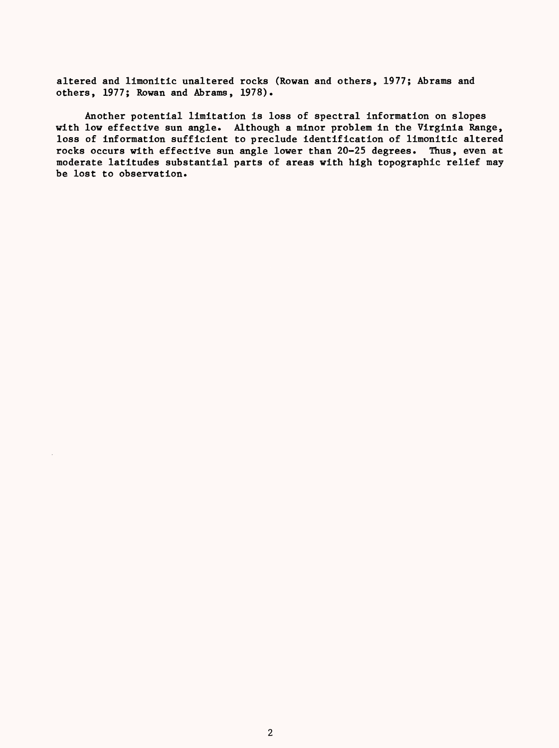altered and limonitic unaltered rocks (Rowan and others, 1977; Abrams and others, 1977; Rowan and Abrams, 1978).

Another potential limitation is loss of spectral information on slopes with low effective sun angle. Although a minor problem in the Virginia Range, loss of information sufficient to preclude identification of limonitic altered rocks occurs with effective sun angle lower than 20-25 degrees. Thus, even at moderate latitudes substantial parts of areas with high topographic relief may be lost to observation.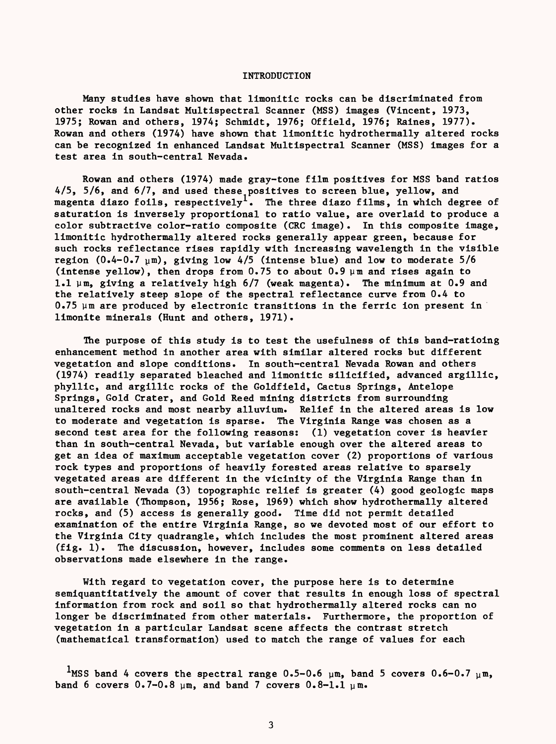# INTRODUCTION

Many studies have shown that limonitic rocks can be discriminated from other rocks in Landsat Multispectral Scanner (MSS) images (Vincent, 1973, 1975; Rowan and others, 1974; Schmidt, 1976; Offield, 1976; Raines, 1977). Rowan and others (1974) have shown that limonitic hydrothermally altered rocks can be recognized in enhanced Landsat Multispectral Scanner (MSS) images for a test area in south-central Nevada.

Rowan and others (1974) made gray-tone film positives for MSS band ratios 4/5, 5/6, and 6/7, and used these positives to screen blue, yellow, and magenta diazo foils, respectively[1]. The three diazo films, in which degree of saturation is inversely proportional to ratio value, are overlaid to produce a color subtractive color-ratio composite (CRC image). In this composite image, limonitic hydrothermally altered rocks generally appear green, because for such rocks reflectance rises rapidly with increasing wavelength in the visible region (0.4-0.7 μm), giving low 4/5 (intense blue) and low to moderate 5/6 (intense yellow), then drops from 0.75 to about 0.9 μm and rises again to 1.1 μm, giving a relatively high 6/7 (weak magenta). The minimum at 0.9 and the relatively steep slope of the spectral reflectance curve from 0.4 to 0.75 μm are produced by electronic transitions in the ferric ion present in limonite minerals (Hunt and others, 1971).

The purpose of this study is to test the usefulness of this band-ratioing enhancement method in another area with similar altered rocks but different vegetation and slope conditions. In south-central Nevada Rowan and others (1974) readily separated bleached and limonitic silicified, advanced argillic, phyllic, and argillic rocks of the Goldfield, Cactus Springs, Antelope Springs, Gold Crater, and Gold Reed mining districts from surrounding unaltered rocks and most nearby alluvium. Relief in the altered areas is low to moderate and vegetation is sparse. The Virginia Range was chosen as a second test area for the following reasons: (1) vegetation cover is heavier than in south-central Nevada, but variable enough over the altered areas to get an idea of maximum acceptable vegetation cover (2) proportions of various rock types and proportions of heavily forested areas relative to sparsely vegetated areas are different in the vicinity of the Virginia Range than in south-central Nevada (3) topographic relief is greater (4) good geologic maps are available (Thompson, 1956; Rose, 1969) which show hydrothermally altered rocks, and (5) access is generally good. Time did not permit detailed examination of the entire Virginia Range, so we devoted most of our effort to the Virginia City quadrangle, which includes the most prominent altered areas (fig. 1). The discussion, however, includes some comments on less detailed observations made elsewhere in the range.

With regard to vegetation cover, the purpose here is to determine semiquantitatively the amount of cover that results in enough loss of spectral information from rock and soil so that hydrothermally altered rocks can no longer be discriminated from other materials. Furthermore, the proportion of vegetation in a particular Landsat scene affects the contrast stretch (mathematical transformation) used to match the range of values for each

[1]MSS band 4 covers the spectral range 0.5-0.6 μm, band 5 covers 0.6-0.7 μm, band 6 covers 0.7-0.8 μm, and band 7 covers 0.8-1.1 μm.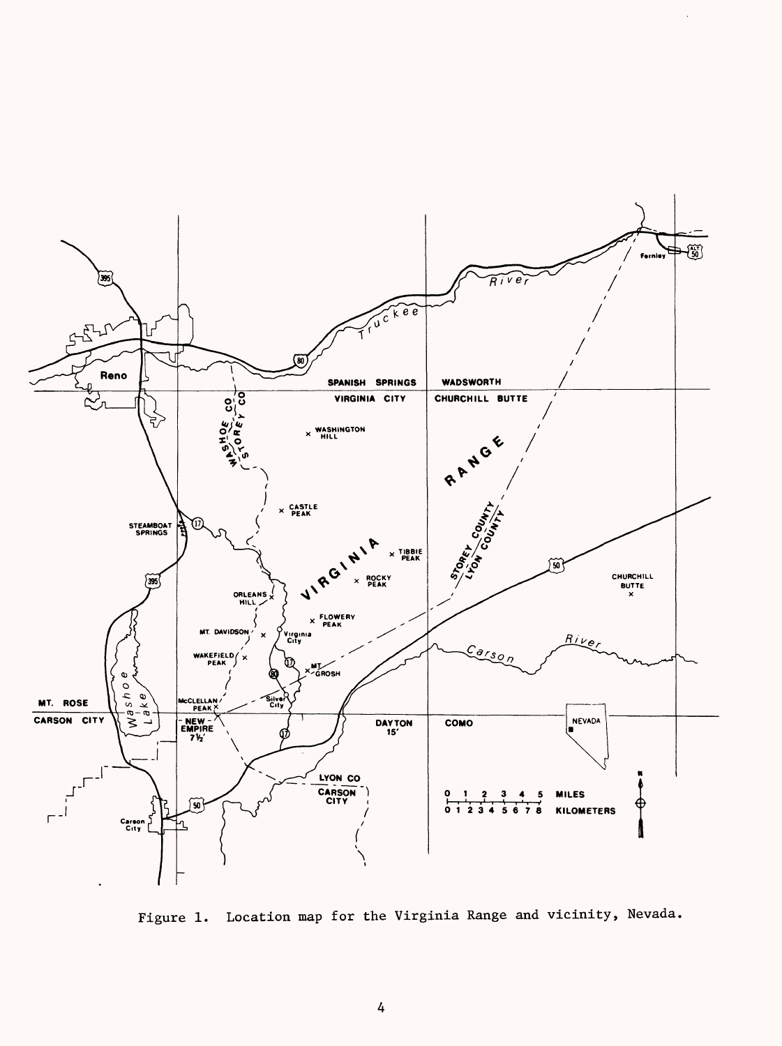Figure 1. Location map for the Virginia Range and vicinity, Nevada.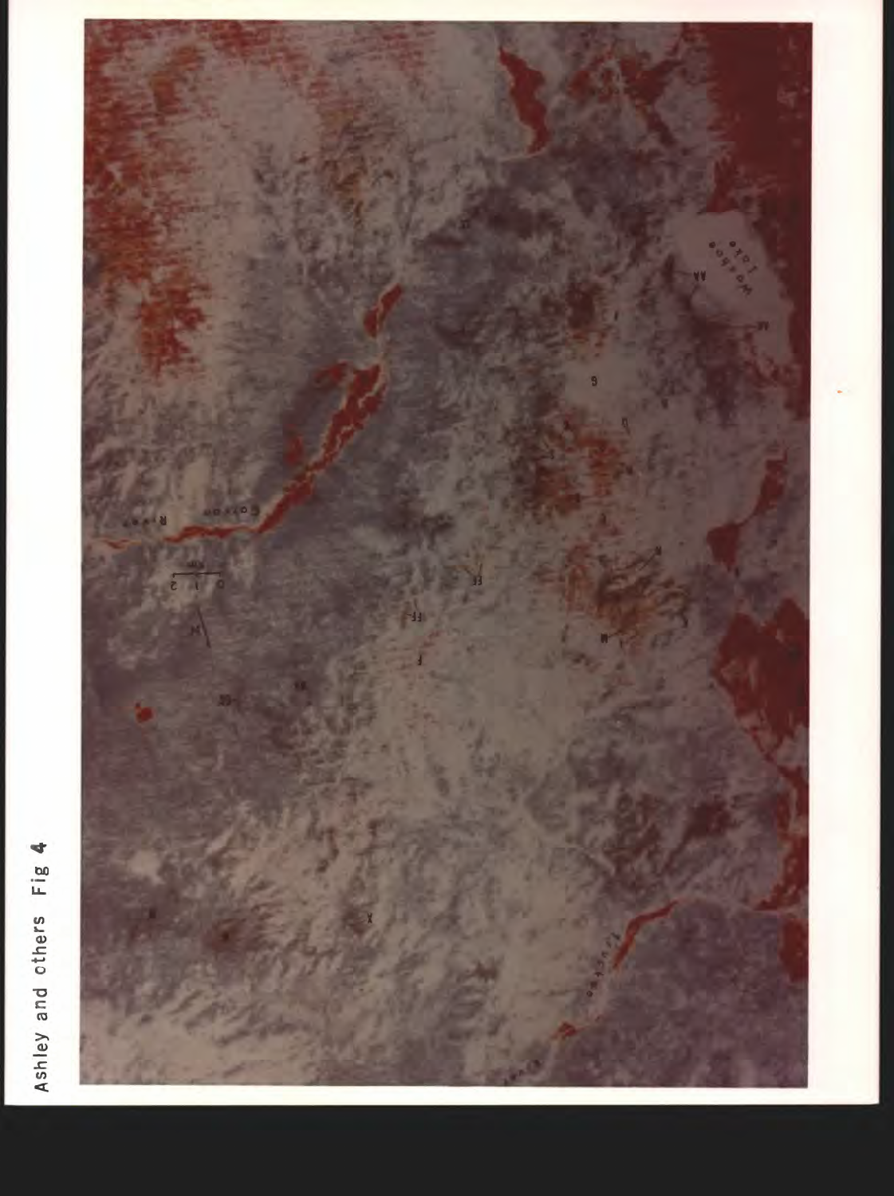Ashley and others Fig 4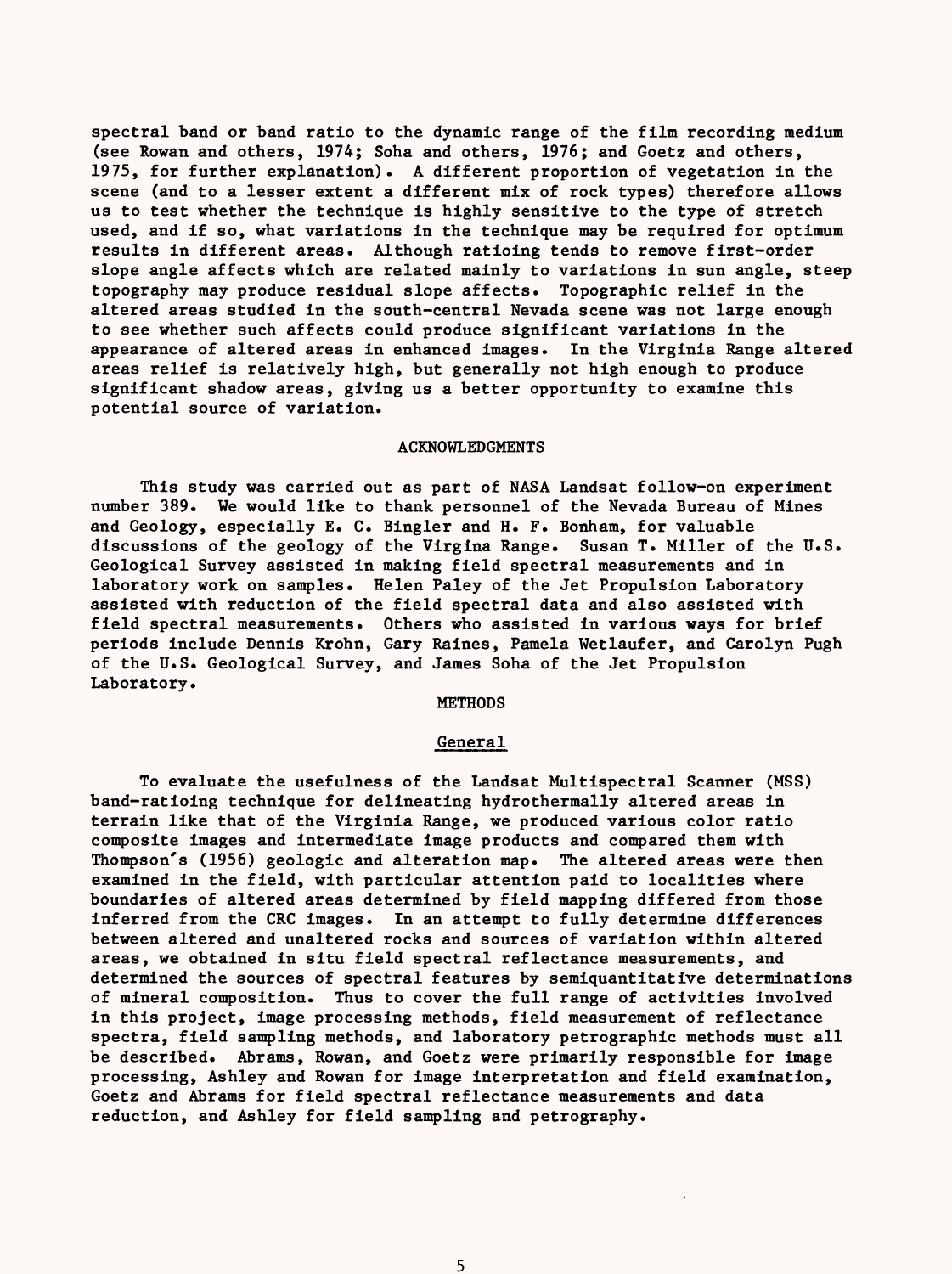spectral band or band ratio to the dynamic range of the film recording medium (see Rowan and others, 1974; Soha and others, 1976; and Goetz and others, 1975, for further explanation). A different proportion of vegetation in the scene (and to a lesser extent a different mix of rock types) therefore allows us to test whether the technique is highly sensitive to the type of stretch used, and if so, what variations in the technique may be required for optimum results in different areas. Although ratioing tends to remove first-order slope angle affects which are related mainly to variations in sun angle, steep topography may produce residual slope affects. Topographic relief in the altered areas studied in the south-central Nevada scene was not large enough to see whether such affects could produce significant variations in the appearance of altered areas in enhanced images. In the Virginia Range altered areas relief is relatively high, but generally not high enough to produce significant shadow areas, giving us a better opportunity to examine this potential source of variation.

## ACKNOWLEDGMENTS

This study was carried out as part of NASA Landsat follow-on experiment number 389. We would like to thank personnel of the Nevada Bureau of Mines and Geology, especially E. C. Bingler and H. F. Bonham, for valuable discussions of the geology of the Virgina Range. Susan T. Miller of the U.S. Geological Survey assisted in making field spectral measurements and in laboratory work on samples. Helen Paley of the Jet Propulsion Laboratory assisted with reduction of the field spectral data and also assisted with field spectral measurements. Others who assisted in various ways for brief periods include Dennis Krohn, Gary Raines, Pamela Wetlaufer, and Carolyn Pugh of the U.S. Geological Survey, and James Soha of the Jet Propulsion Laboratory.

## METHODS

### General

To evaluate the usefulness of the Landsat Multispectral Scanner (MSS) band-ratioing technique for delineating hydrothermally altered areas in terrain like that of the Virginia Range, we produced various color ratio composite images and intermediate image products and compared them with Thompson's (1956) geologic and alteration map. The altered areas were then examined in the field, with particular attention paid to localities where boundaries of altered areas determined by field mapping differed from those inferred from the CRC images. In an attempt to fully determine differences between altered and unaltered rocks and sources of variation within altered areas, we obtained in situ field spectral reflectance measurements, and determined the sources of spectral features by semiquantitative determinations of mineral composition. Thus to cover the full range of activities involved in this project, image processing methods, field measurement of reflectance spectra, field sampling methods, and laboratory petrographic methods must all be described. Abrams, Rowan, and Goetz were primarily responsible for image processing, Ashley and Rowan for image interpretation and field examination, Goetz and Abrams for field spectral reflectance measurements and data reduction, and Ashley for field sampling and petrography.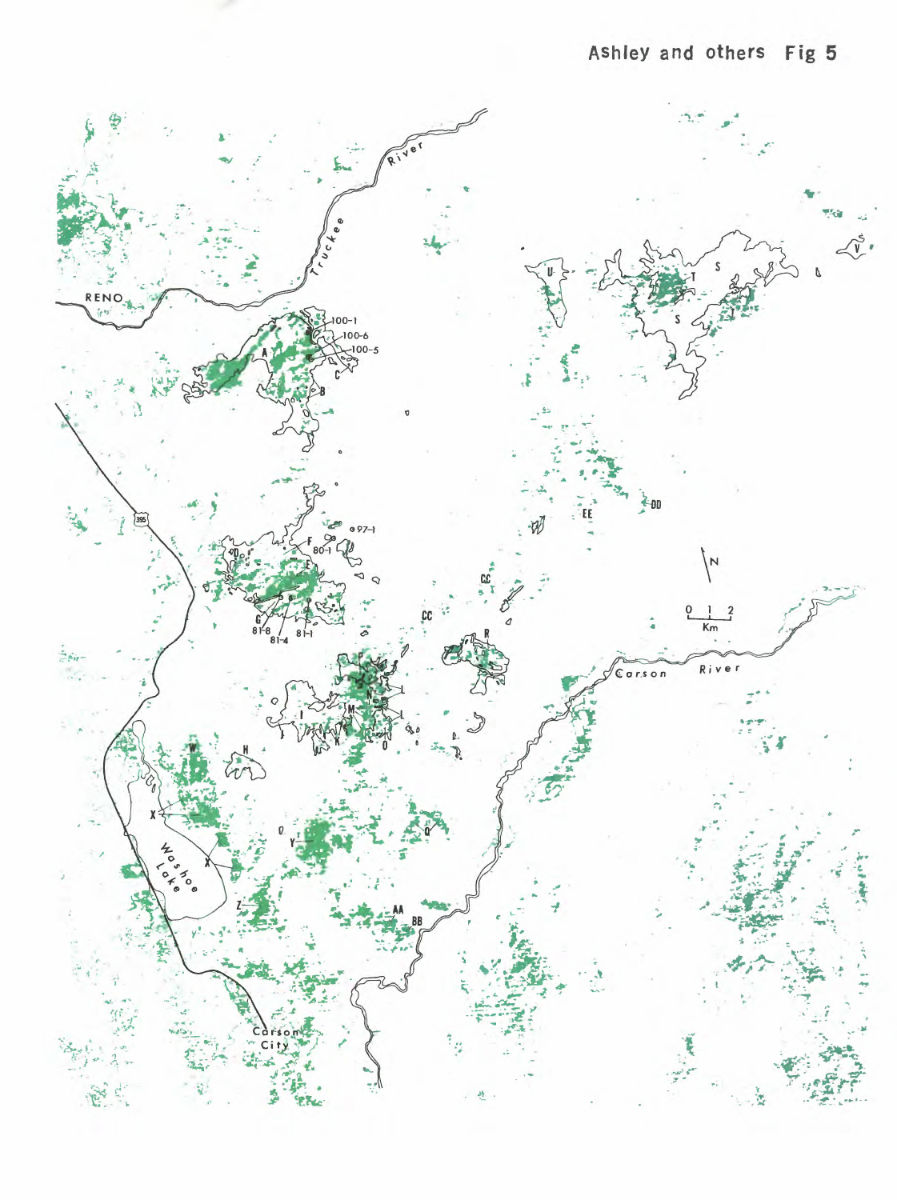Ashley and others Fig 5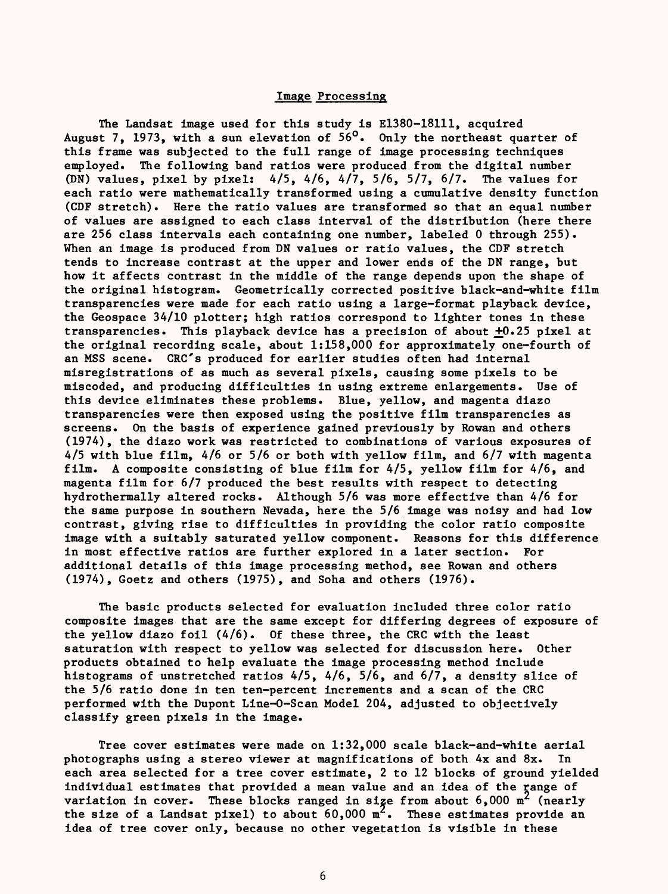## Image Processing

The Landsat image used for this study is E1380-18111, acquired August 7, 1973, with a sun elevation of $56^{\circ}$. Only the northeast quarter of this frame was subjected to the full range of image processing techniques employed. The following band ratios were produced from the digital number (DN) values, pixel by pixel: 4/5, 4/6, 4/7, 5/6, 5/7, 6/7. The values for each ratio were mathematically transformed using a cumulative density function (CDF stretch). Here the ratio values are transformed so that an equal number of values are assigned to each class interval of the distribution (here there are 256 class intervals each containing one number, labeled 0 through 255). When an image is produced from DN values or ratio values, the CDF stretch tends to increase contrast at the upper and lower ends of the DN range, but how it affects contrast in the middle of the range depends upon the shape of the original histogram. Geometrically corrected positive black-and-white film transparencies were made for each ratio using a large-format playback device, the Geospace 34/10 plotter; high ratios correspond to lighter tones in these transparencies. This playback device has a precision of about $\pm 0.25$ pixel at the original recording scale, about 1:158,000 for approximately one-fourth of an MSS scene. CRC's produced for earlier studies often had internal misregistrations of as much as several pixels, causing some pixels to be miscoded, and producing difficulties in using extreme enlargements. Use of this device eliminates these problems. Blue, yellow, and magenta diazo transparencies were then exposed using the positive film transparencies as screens. On the basis of experience gained previously by Rowan and others (1974), the diazo work was restricted to combinations of various exposures of 4/5 with blue film, 4/6 or 5/6 or both with yellow film, and 6/7 with magenta film. A composite consisting of blue film for 4/5, yellow film for 4/6, and magenta film for 6/7 produced the best results with respect to detecting hydrothermally altered rocks. Although 5/6 was more effective than 4/6 for the same purpose in southern Nevada, here the 5/6 image was noisy and had low contrast, giving rise to difficulties in providing the color ratio composite image with a suitably saturated yellow component. Reasons for this difference in most effective ratios are further explored in a later section. For additional details of this image processing method, see Rowan and others (1974), Goetz and others (1975), and Soha and others (1976).

The basic products selected for evaluation included three color ratio composite images that are the same except for differing degrees of exposure of the yellow diazo foil (4/6). Of these three, the CRC with the least saturation with respect to yellow was selected for discussion here. Other products obtained to help evaluate the image processing method include histograms of unstretched ratios 4/5, 4/6, 5/6, and 6/7, a density slice of the 5/6 ratio done in ten ten-percent increments and a scan of the CRC performed with the Dupont Line-O-Scan Model 204, adjusted to objectively classify green pixels in the image.

Tree cover estimates were made on 1:32,000 scale black-and-white aerial photographs using a stereo viewer at magnifications of both 4x and 8x. In each area selected for a tree cover estimate, 2 to 12 blocks of ground yielded individual estimates that provided a mean value and an idea of the range of variation in cover. These blocks ranged in size from about 6,000 $m^2$ (nearly the size of a Landsat pixel) to about 60,000 $m^2$. These estimates provide an idea of tree cover only, because no other vegetation is visible in these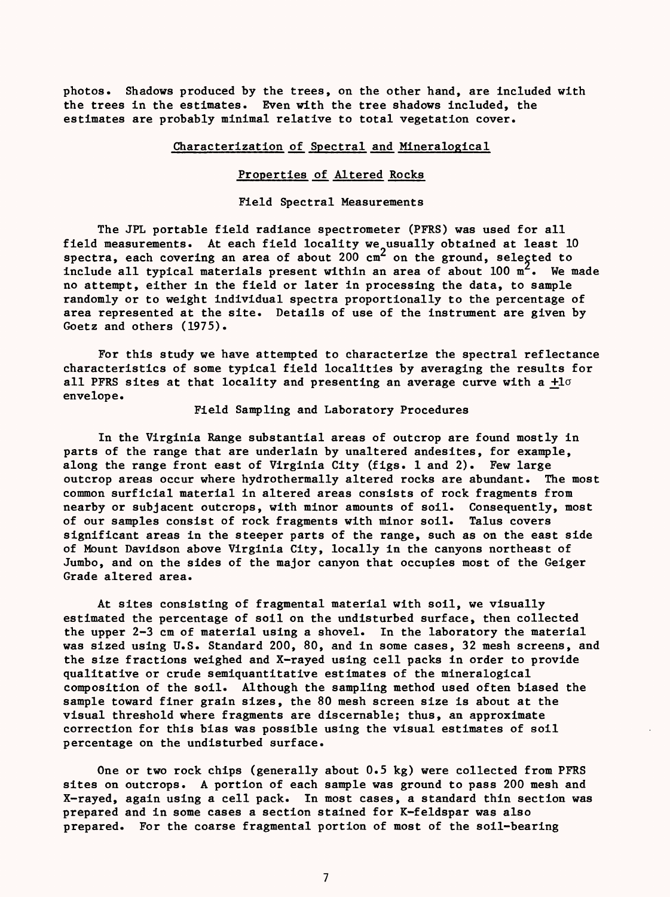photos. Shadows produced by the trees, on the other hand, are included with the trees in the estimates. Even with the tree shadows included, the estimates are probably minimal relative to total vegetation cover.

## Characterization of Spectral and Mineralogical Properties of Altered Rocks

### Field Spectral Measurements

The JPL portable field radiance spectrometer (PFRS) was used for all field measurements. At each field locality we usually obtained at least 10 spectra, each covering an area of about 200 $cm^2$ on the ground, selected to include all typical materials present within an area of about 100 $m^2$. We made no attempt, either in the field or later in processing the data, to sample randomly or to weight individual spectra proportionally to the percentage of area represented at the site. Details of use of the instrument are given by Goetz and others (1975).

For this study we have attempted to characterize the spectral reflectance characteristics of some typical field localities by averaging the results for all PFRS sites at that locality and presenting an average curve with a $\pm 1\sigma$ envelope.

### Field Sampling and Laboratory Procedures

In the Virginia Range substantial areas of outcrop are found mostly in parts of the range that are underlain by unaltered andesites, for example, along the range front east of Virginia City (figs. 1 and 2). Few large outcrop areas occur where hydrothermally altered rocks are abundant. The most common surficial material in altered areas consists of rock fragments from nearby or subjacent outcrops, with minor amounts of soil. Consequently, most of our samples consist of rock fragments with minor soil. Talus covers significant areas in the steeper parts of the range, such as on the east side of Mount Davidson above Virginia City, locally in the canyons northeast of Jumbo, and on the sides of the major canyon that occupies most of the Geiger Grade altered area.

At sites consisting of fragmental material with soil, we visually estimated the percentage of soil on the undisturbed surface, then collected the upper 2-3 cm of material using a shovel. In the laboratory the material was sized using U.S. Standard 200, 80, and in some cases, 32 mesh screens, and the size fractions weighed and X-rayed using cell packs in order to provide qualitative or crude semiquantitative estimates of the mineralogical composition of the soil. Although the sampling method used often biased the sample toward finer grain sizes, the 80 mesh screen size is about at the visual threshold where fragments are discernable; thus, an approximate correction for this bias was possible using the visual estimates of soil percentage on the undisturbed surface.

One or two rock chips (generally about 0.5 kg) were collected from PFRS sites on outcrops. A portion of each sample was ground to pass 200 mesh and X-rayed, again using a cell pack. In most cases, a standard thin section was prepared and in some cases a section stained for K-feldspar was also prepared. For the coarse fragmental portion of most of the soil-bearing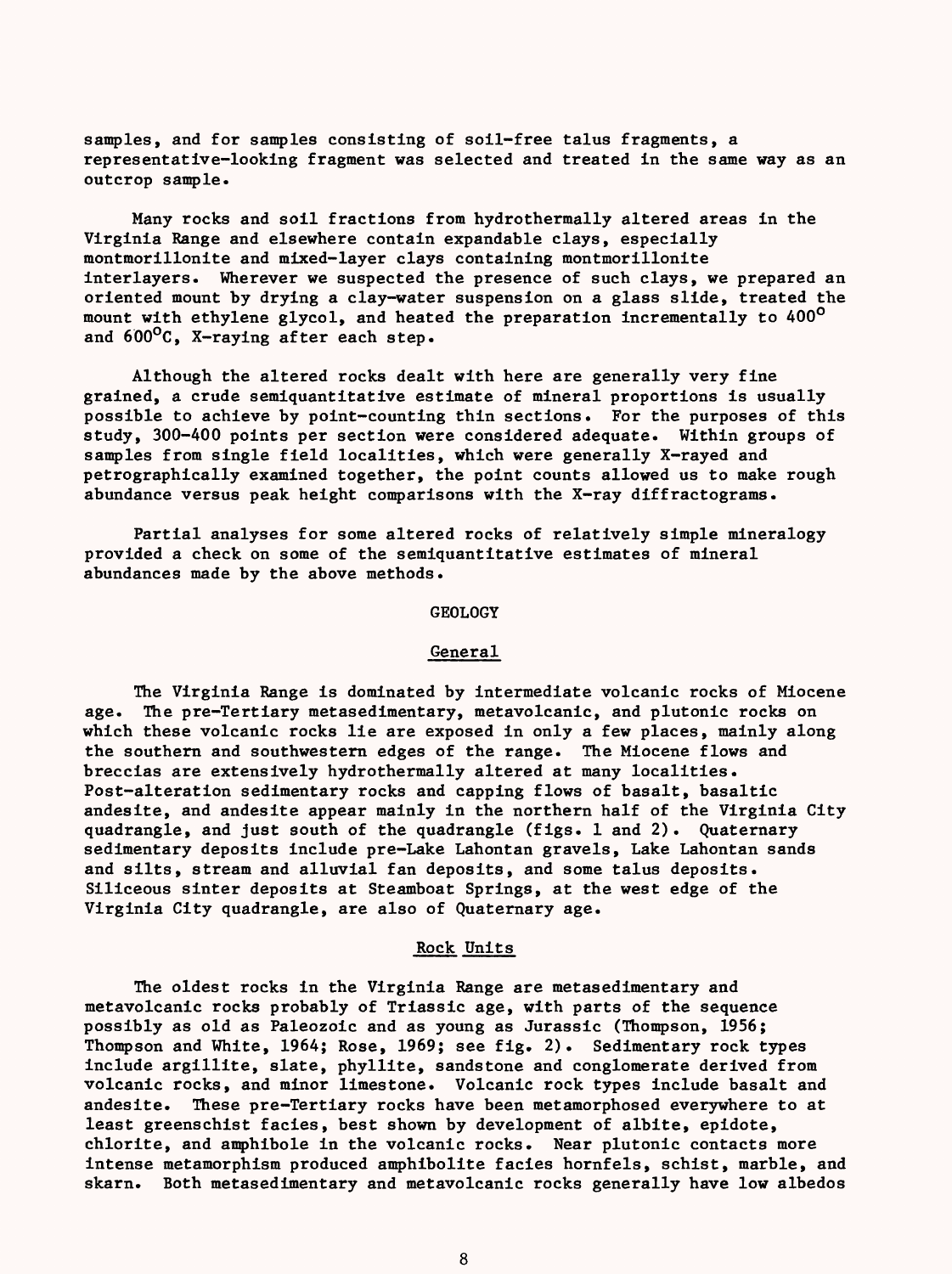samples, and for samples consisting of soil-free talus fragments, a representative-looking fragment was selected and treated in the same way as an outcrop sample.

Many rocks and soil fractions from hydrothermally altered areas in the Virginia Range and elsewhere contain expandable clays, especially montmorillonite and mixed-layer clays containing montmorillonite interlayers. Wherever we suspected the presence of such clays, we prepared an oriented mount by drying a clay-water suspension on a glass slide, treated the mount with ethylene glycol, and heated the preparation incrementally to 400$^{\circ}$ and 600$^{\circ}$C, X-raying after each step.

Although the altered rocks dealt with here are generally very fine grained, a crude semiquantitative estimate of mineral proportions is usually possible to achieve by point-counting thin sections. For the purposes of this study, 300-400 points per section were considered adequate. Within groups of samples from single field localities, which were generally X-rayed and petrographically examined together, the point counts allowed us to make rough abundance versus peak height comparisons with the X-ray diffractograms.

Partial analyses for some altered rocks of relatively simple mineralogy provided a check on some of the semiquantitative estimates of mineral abundances made by the above methods.

# GEOLOGY

## General

The Virginia Range is dominated by intermediate volcanic rocks of Miocene age. The pre-Tertiary metasedimentary, metavolcanic, and plutonic rocks on which these volcanic rocks lie are exposed in only a few places, mainly along the southern and southwestern edges of the range. The Miocene flows and breccias are extensively hydrothermally altered at many localities. Post-alteration sedimentary rocks and capping flows of basalt, basaltic andesite, and andesite appear mainly in the northern half of the Virginia City quadrangle, and just south of the quadrangle (figs. 1 and 2). Quaternary sedimentary deposits include pre-Lake Lahontan gravels, Lake Lahontan sands and silts, stream and alluvial fan deposits, and some talus deposits. Siliceous sinter deposits at Steamboat Springs, at the west edge of the Virginia City quadrangle, are also of Quaternary age.

## Rock Units

The oldest rocks in the Virginia Range are metasedimentary and metavolcanic rocks probably of Triassic age, with parts of the sequence possibly as old as Paleozoic and as young as Jurassic (Thompson, 1956; Thompson and White, 1964; Rose, 1969; see fig. 2). Sedimentary rock types include argillite, slate, phyllite, sandstone and conglomerate derived from volcanic rocks, and minor limestone. Volcanic rock types include basalt and andesite. These pre-Tertiary rocks have been metamorphosed everywhere to at least greenschist facies, best shown by development of albite, epidote, chlorite, and amphibole in the volcanic rocks. Near plutonic contacts more intense metamorphism produced amphibolite facies hornfels, schist, marble, and skarn. Both metasedimentary and metavolcanic rocks generally have low albedos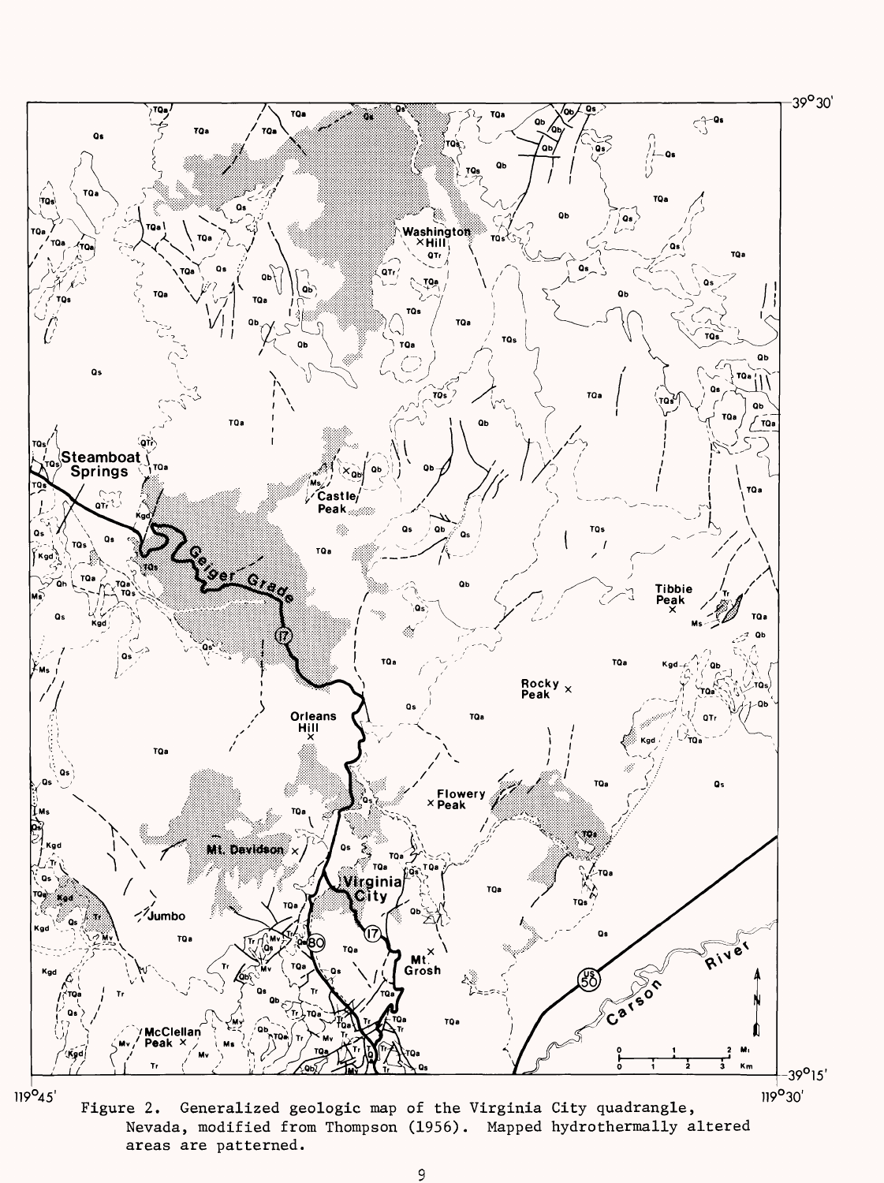Figure 2. Generalized geologic map of the Virginia City quadrangle, Nevada, modified from Thompson (1956). Mapped hydrothermally altered areas are patterned.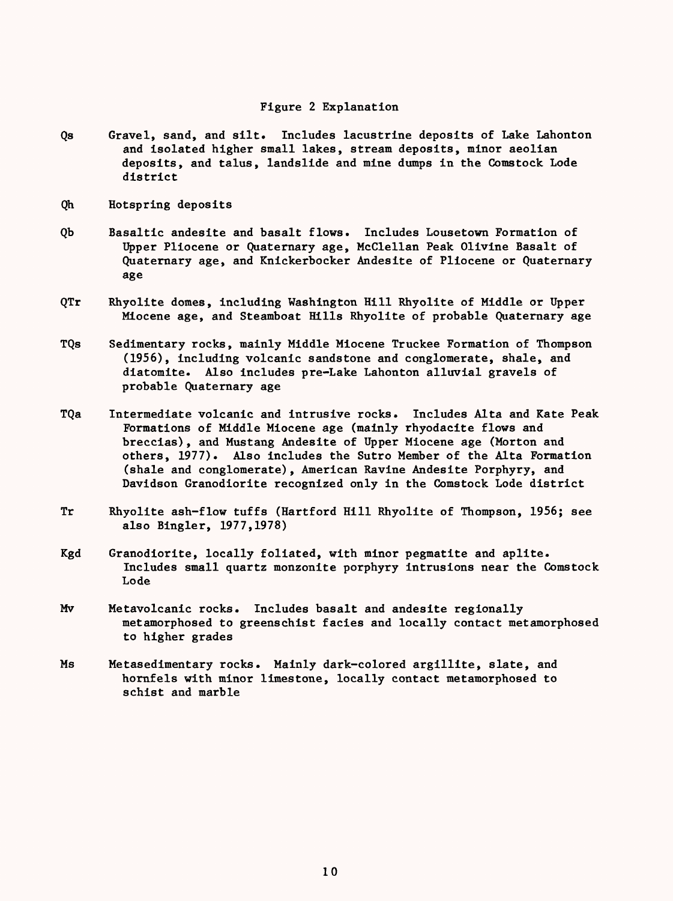## Figure 2 Explanation

**Qs** Gravel, sand, and silt. Includes lacustrine deposits of Lake Lahonton and isolated higher small lakes, stream deposits, minor aeolian deposits, and talus, landslide and mine dumps in the Comstock Lode district

**Qh** Hotspring deposits

**Qb** Basaltic andesite and basalt flows. Includes Lousetown Formation of Upper Pliocene or Quaternary age, McClellan Peak Olivine Basalt of Quaternary age, and Knickerbocker Andesite of Pliocene or Quaternary age

**QTr** Rhyolite domes, including Washington Hill Rhyolite of Middle or Upper Miocene age, and Steamboat Hills Rhyolite of probable Quaternary age

**TQs** Sedimentary rocks, mainly Middle Miocene Truckee Formation of Thompson (1956), including volcanic sandstone and conglomerate, shale, and diatomite. Also includes pre-Lake Lahonton alluvial gravels of probable Quaternary age

**TQa** Intermediate volcanic and intrusive rocks. Includes Alta and Kate Peak Formations of Middle Miocene age (mainly rhyodacite flows and breccias), and Mustang Andesite of Upper Miocene age (Morton and others, 1977). Also includes the Sutro Member of the Alta Formation (shale and conglomerate), American Ravine Andesite Porphyry, and Davidson Granodiorite recognized only in the Comstock Lode district

**Tr** Rhyolite ash-flow tuffs (Hartford Hill Rhyolite of Thompson, 1956; see also Bingler, 1977,1978)

**Kgd** Granodiorite, locally foliated, with minor pegmatite and aplite. Includes small quartz monzonite porphyry intrusions near the Comstock Lode

**Mv** Metavolcanic rocks. Includes basalt and andesite regionally metamorphosed to greenschist facies and locally contact metamorphosed to higher grades

**Ms** Metasedimentary rocks. Mainly dark-colored argillite, slate, and hornfels with minor limestone, locally contact metamorphosed to schist and marble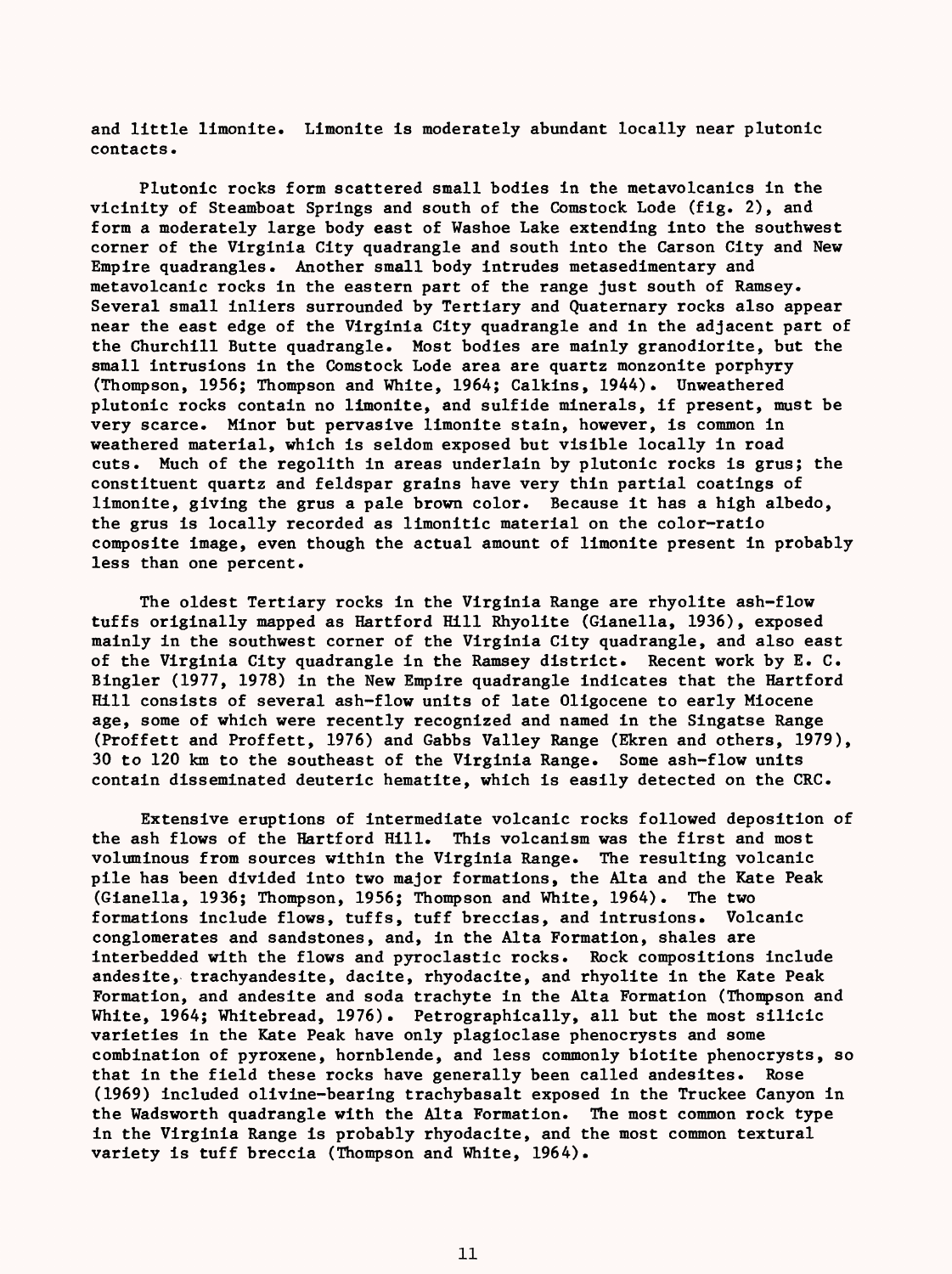and little limonite. Limonite is moderately abundant locally near plutonic contacts.

Plutonic rocks form scattered small bodies in the metavolcanics in the vicinity of Steamboat Springs and south of the Comstock Lode (fig. 2), and form a moderately large body east of Washoe Lake extending into the southwest corner of the Virginia City quadrangle and south into the Carson City and New Empire quadrangles. Another small body intrudes metasedimentary and metavolcanic rocks in the eastern part of the range just south of Ramsey. Several small inliers surrounded by Tertiary and Quaternary rocks also appear near the east edge of the Virginia City quadrangle and in the adjacent part of the Churchill Butte quadrangle. Most bodies are mainly granodiorite, but the small intrusions in the Comstock Lode area are quartz monzonite porphyry (Thompson, 1956; Thompson and White, 1964; Calkins, 1944). Unweathered plutonic rocks contain no limonite, and sulfide minerals, if present, must be very scarce. Minor but pervasive limonite stain, however, is common in weathered material, which is seldom exposed but visible locally in road cuts. Much of the regolith in areas underlain by plutonic rocks is grus; the constituent quartz and feldspar grains have very thin partial coatings of limonite, giving the grus a pale brown color. Because it has a high albedo, the grus is locally recorded as limonitic material on the color-ratio composite image, even though the actual amount of limonite present in probably less than one percent.

The oldest Tertiary rocks in the Virginia Range are rhyolite ash-flow tuffs originally mapped as Hartford Hill Rhyolite (Gianella, 1936), exposed mainly in the southwest corner of the Virginia City quadrangle, and also east of the Virginia City quadrangle in the Ramsey district. Recent work by E. C. Bingler (1977, 1978) in the New Empire quadrangle indicates that the Hartford Hill consists of several ash-flow units of late Oligocene to early Miocene age, some of which were recently recognized and named in the Singatse Range (Proffett and Proffett, 1976) and Gabbs Valley Range (Ekren and others, 1979), 30 to 120 km to the southeast of the Virginia Range. Some ash-flow units contain disseminated deuteric hematite, which is easily detected on the CRC.

Extensive eruptions of intermediate volcanic rocks followed deposition of the ash flows of the Hartford Hill. This volcanism was the first and most voluminous from sources within the Virginia Range. The resulting volcanic pile has been divided into two major formations, the Alta and the Kate Peak (Gianella, 1936; Thompson, 1956; Thompson and White, 1964). The two formations include flows, tuffs, tuff breccias, and intrusions. Volcanic conglomerates and sandstones, and, in the Alta Formation, shales are interbedded with the flows and pyroclastic rocks. Rock compositions include andesite, trachyandesite, dacite, rhyodacite, and rhyolite in the Kate Peak Formation, and andesite and soda trachyte in the Alta Formation (Thompson and White, 1964; Whitebread, 1976). Petrographically, all but the most silicic varieties in the Kate Peak have only plagioclase phenocrysts and some combination of pyroxene, hornblende, and less commonly biotite phenocrysts, so that in the field these rocks have generally been called andesites. Rose (1969) included olivine-bearing trachybasalt exposed in the Truckee Canyon in the Wadsworth quadrangle with the Alta Formation. The most common rock type in the Virginia Range is probably rhyodacite, and the most common textural variety is tuff breccia (Thompson and White, 1964).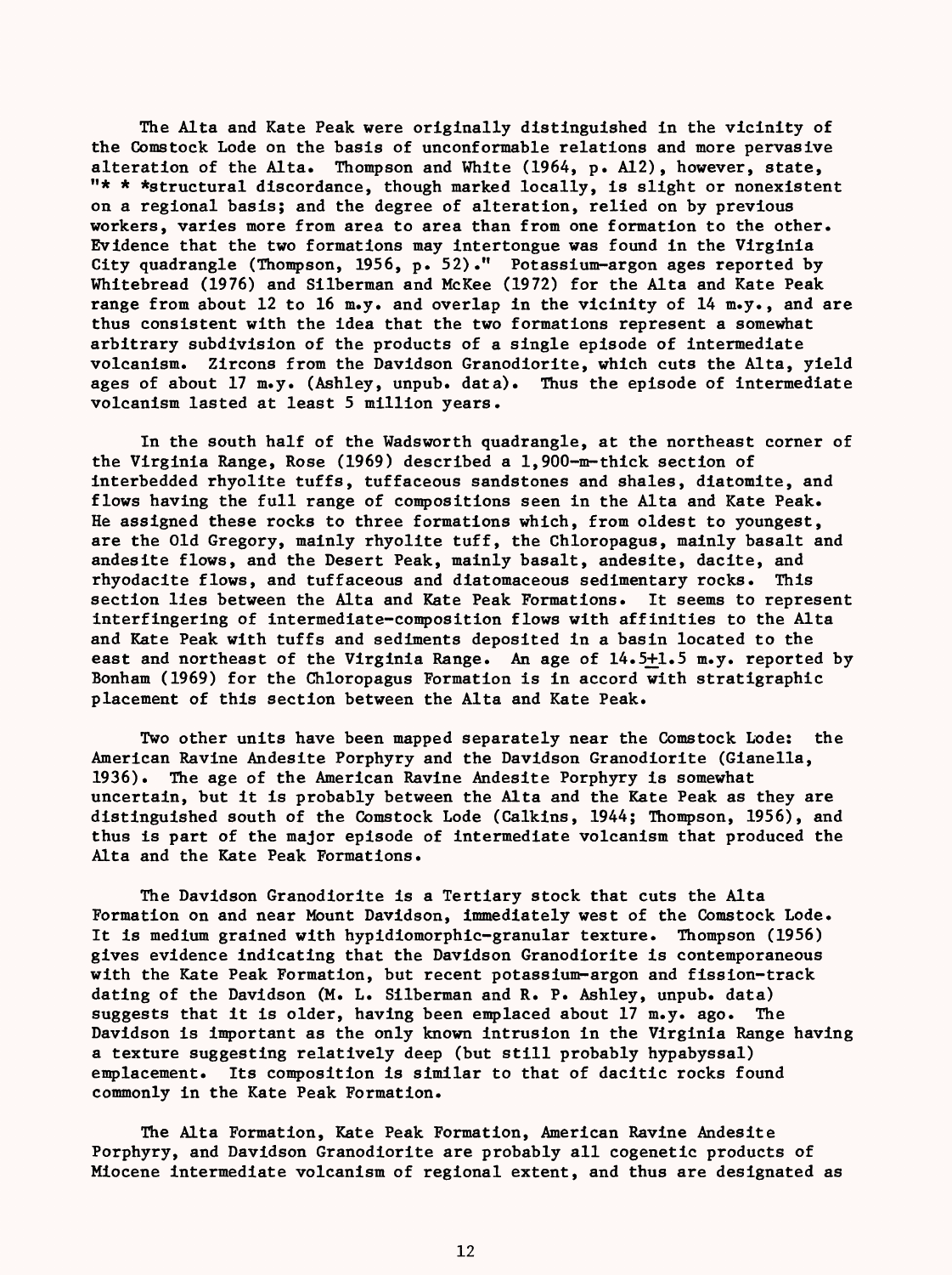The Alta and Kate Peak were originally distinguished in the vicinity of the Comstock Lode on the basis of unconformable relations and more pervasive alteration of the Alta. Thompson and White (1964, p. A12), however, state, "* * *structural discordance, though marked locally, is slight or nonexistent on a regional basis; and the degree of alteration, relied on by previous workers, varies more from area to area than from one formation to the other. Evidence that the two formations may intertongue was found in the Virginia City quadrangle (Thompson, 1956, p. 52)." Potassium-argon ages reported by Whitebread (1976) and Silberman and McKee (1972) for the Alta and Kate Peak range from about 12 to 16 m.y. and overlap in the vicinity of 14 m.y., and are thus consistent with the idea that the two formations represent a somewhat arbitrary subdivision of the products of a single episode of intermediate volcanism. Zircons from the Davidson Granodiorite, which cuts the Alta, yield ages of about 17 m.y. (Ashley, unpub. data). Thus the episode of intermediate volcanism lasted at least 5 million years.

In the south half of the Wadsworth quadrangle, at the northeast corner of the Virginia Range, Rose (1969) described a 1,900-m-thick section of interbedded rhyolite tuffs, tuffaceous sandstones and shales, diatomite, and flows having the full range of compositions seen in the Alta and Kate Peak. He assigned these rocks to three formations which, from oldest to youngest, are the Old Gregory, mainly rhyolite tuff, the Chloropagus, mainly basalt and andesite flows, and the Desert Peak, mainly basalt, andesite, dacite, and rhyodacite flows, and tuffaceous and diatomaceous sedimentary rocks. This section lies between the Alta and Kate Peak Formations. It seems to represent interfingering of intermediate-composition flows with affinities to the Alta and Kate Peak with tuffs and sediments deposited in a basin located to the east and northeast of the Virginia Range. An age of $14.5 \pm 1.5$ m.y. reported by Bonham (1969) for the Chloropagus Formation is in accord with stratigraphic placement of this section between the Alta and Kate Peak.

Two other units have been mapped separately near the Comstock Lode: the American Ravine Andesite Porphyry and the Davidson Granodiorite (Gianella, 1936). The age of the American Ravine Andesite Porphyry is somewhat uncertain, but it is probably between the Alta and the Kate Peak as they are distinguished south of the Comstock Lode (Calkins, 1944; Thompson, 1956), and thus is part of the major episode of intermediate volcanism that produced the Alta and the Kate Peak Formations.

The Davidson Granodiorite is a Tertiary stock that cuts the Alta Formation on and near Mount Davidson, immediately west of the Comstock Lode. It is medium grained with hypidiomorphic-granular texture. Thompson (1956) gives evidence indicating that the Davidson Granodiorite is contemporaneous with the Kate Peak Formation, but recent potassium-argon and fission-track dating of the Davidson (M. L. Silberman and R. P. Ashley, unpub. data) suggests that it is older, having been emplaced about 17 m.y. ago. The Davidson is important as the only known intrusion in the Virginia Range having a texture suggesting relatively deep (but still probably hypabyssal) emplacement. Its composition is similar to that of dacitic rocks found commonly in the Kate Peak Formation.

The Alta Formation, Kate Peak Formation, American Ravine Andesite Porphyry, and Davidson Granodiorite are probably all cogenetic products of Miocene intermediate volcanism of regional extent, and thus are designated as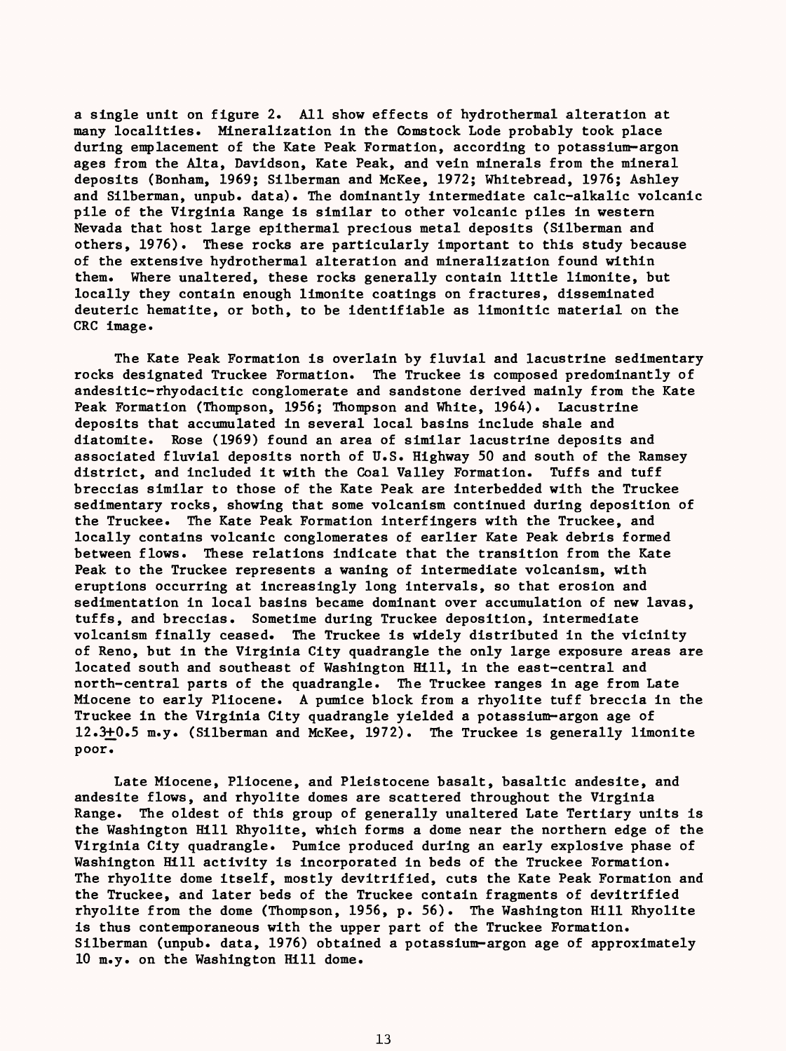a single unit on figure 2. All show effects of hydrothermal alteration at many localities. Mineralization in the Comstock Lode probably took place during emplacement of the Kate Peak Formation, according to potassium-argon ages from the Alta, Davidson, Kate Peak, and vein minerals from the mineral deposits (Bonham, 1969; Silberman and McKee, 1972; Whitebread, 1976; Ashley and Silberman, unpub. data). The dominantly intermediate calc-alkalic volcanic pile of the Virginia Range is similar to other volcanic piles in western Nevada that host large epithermal precious metal deposits (Silberman and others, 1976). These rocks are particularly important to this study because of the extensive hydrothermal alteration and mineralization found within them. Where unaltered, these rocks generally contain little limonite, but locally they contain enough limonite coatings on fractures, disseminated deuteric hematite, or both, to be identifiable as limonitic material on the CRC image.

The Kate Peak Formation is overlain by fluvial and lacustrine sedimentary rocks designated Truckee Formation. The Truckee is composed predominantly of andesitic-rhyodacitic conglomerate and sandstone derived mainly from the Kate Peak Formation (Thompson, 1956; Thompson and White, 1964). Lacustrine deposits that accumulated in several local basins include shale and diatomite. Rose (1969) found an area of similar lacustrine deposits and associated fluvial deposits north of U.S. Highway 50 and south of the Ramsey district, and included it with the Coal Valley Formation. Tuffs and tuff breccias similar to those of the Kate Peak are interbedded with the Truckee sedimentary rocks, showing that some volcanism continued during deposition of the Truckee. The Kate Peak Formation interfingers with the Truckee, and locally contains volcanic conglomerates of earlier Kate Peak debris formed between flows. These relations indicate that the transition from the Kate Peak to the Truckee represents a waning of intermediate volcanism, with eruptions occurring at increasingly long intervals, so that erosion and sedimentation in local basins became dominant over accumulation of new lavas, tuffs, and breccias. Sometime during Truckee deposition, intermediate volcanism finally ceased. The Truckee is widely distributed in the vicinity of Reno, but in the Virginia City quadrangle the only large exposure areas are located south and southeast of Washington Hill, in the east-central and north-central parts of the quadrangle. The Truckee ranges in age from Late Miocene to early Pliocene. A pumice block from a rhyolite tuff breccia in the Truckee in the Virginia City quadrangle yielded a potassium-argon age of $12.3 \pm 0.5$ m.y. (Silberman and McKee, 1972). The Truckee is generally limonite poor.

Late Miocene, Pliocene, and Pleistocene basalt, basaltic andesite, and andesite flows, and rhyolite domes are scattered throughout the Virginia Range. The oldest of this group of generally unaltered Late Tertiary units is the Washington Hill Rhyolite, which forms a dome near the northern edge of the Virginia City quadrangle. Pumice produced during an early explosive phase of Washington Hill activity is incorporated in beds of the Truckee Formation. The rhyolite dome itself, mostly devitrified, cuts the Kate Peak Formation and the Truckee, and later beds of the Truckee contain fragments of devitrified rhyolite from the dome (Thompson, 1956, p. 56). The Washington Hill Rhyolite is thus contemporaneous with the upper part of the Truckee Formation. Silberman (unpub. data, 1976) obtained a potassium-argon age of approximately 10 m.y. on the Washington Hill dome.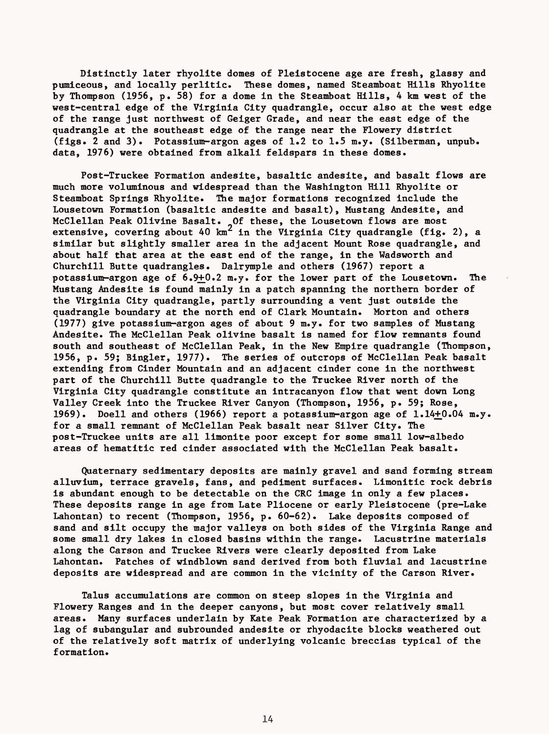Distinctly later rhyolite domes of Pleistocene age are fresh, glassy and pumiceous, and locally perlitic. These domes, named Steamboat Hills Rhyolite by Thompson (1956, p. 58) for a dome in the Steamboat Hills, 4 km west of the west-central edge of the Virginia City quadrangle, occur also at the west edge of the range just northwest of Geiger Grade, and near the east edge of the quadrangle at the southeast edge of the range near the Flowery district (figs. 2 and 3). Potassium-argon ages of 1.2 to 1.5 m.y. (Silberman, unpub. data, 1976) were obtained from alkali feldspars in these domes.

Post-Truckee Formation andesite, basaltic andesite, and basalt flows are much more voluminous and widespread than the Washington Hill Rhyolite or Steamboat Springs Rhyolite. The major formations recognized include the Lousetown Formation (basaltic andesite and basalt), Mustang Andesite, and McClellan Peak Olivine Basalt. Of these, the Lousetown flows are most extensive, covering about 40 $km^2$ in the Virginia City quadrangle (fig. 2), a similar but slightly smaller area in the adjacent Mount Rose quadrangle, and about half that area at the east end of the range, in the Wadsworth and Churchill Butte quadrangles. Dalrymple and others (1967) report a potassium-argon age of $6.9 \pm 0.2$ m.y. for the lower part of the Lousetown. The Mustang Andesite is found mainly in a patch spanning the northern border of the Virginia City quadrangle, partly surrounding a vent just outside the quadrangle boundary at the north end of Clark Mountain. Morton and others (1977) give potassium-argon ages of about 9 m.y. for two samples of Mustang Andesite. The McClellan Peak olivine basalt is named for flow remnants found south and southeast of McClellan Peak, in the New Empire quadrangle (Thompson, 1956, p. 59; Bingler, 1977). The series of outcrops of McClellan Peak basalt extending from Cinder Mountain and an adjacent cinder cone in the northwest part of the Churchill Butte quadrangle to the Truckee River north of the Virginia City quadrangle constitute an intracanyon flow that went down Long Valley Creek into the Truckee River Canyon (Thompson, 1956, p. 59; Rose, 1969). Doell and others (1966) report a potassium-argon age of $1.14 \pm 0.04$ m.y. for a small remnant of McClellan Peak basalt near Silver City. The post-Truckee units are all limonite poor except for some small low-albedo areas of hematitic red cinder associated with the McClellan Peak basalt.

Quaternary sedimentary deposits are mainly gravel and sand forming stream alluvium, terrace gravels, fans, and pediment surfaces. Limonitic rock debris is abundant enough to be detectable on the CRC image in only a few places. These deposits range in age from Late Pliocene or early Pleistocene (pre-Lake Lahontan) to recent (Thompson, 1956, p. 60-62). Lake deposits composed of sand and silt occupy the major valleys on both sides of the Virginia Range and some small dry lakes in closed basins within the range. Lacustrine materials along the Carson and Truckee Rivers were clearly deposited from Lake Lahontan. Patches of windblown sand derived from both fluvial and lacustrine deposits are widespread and are common in the vicinity of the Carson River.

Talus accumulations are common on steep slopes in the Virginia and Flowery Ranges and in the deeper canyons, but most cover relatively small areas. Many surfaces underlain by Kate Peak Formation are characterized by a lag of subangular and subrounded andesite or rhyodacite blocks weathered out of the relatively soft matrix of underlying volcanic breccias typical of the formation.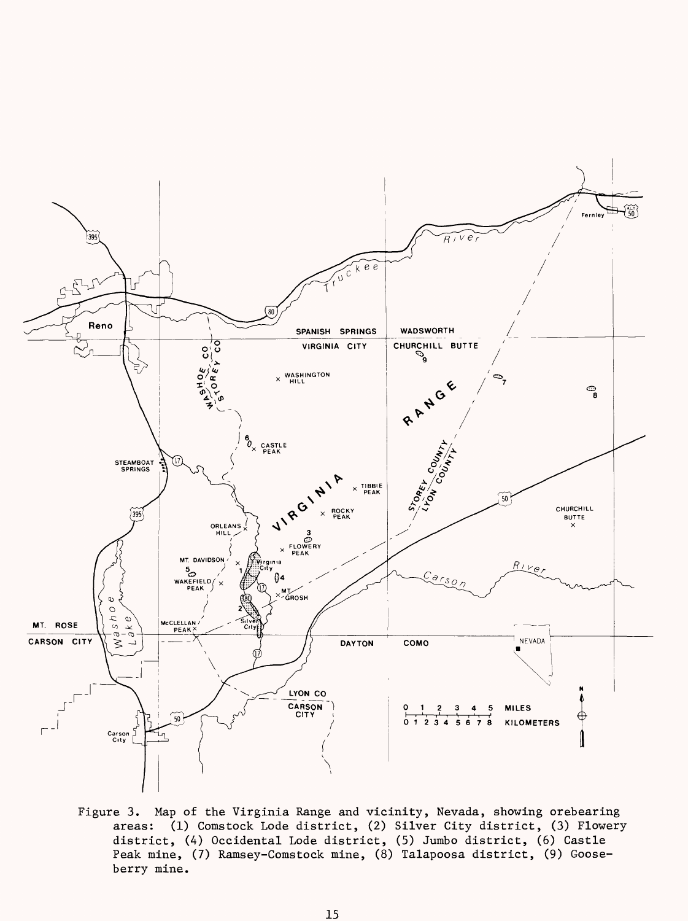Figure 3. Map of the Virginia Range and vicinity, Nevada, showing orebearing areas: (1) Comstock Lode district, (2) Silver City district, (3) Flowery district, (4) Occidental Lode district, (5) Jumbo district, (6) Castle Peak mine, (7) Ramsey-Comstock mine, (8) Talapoosa district, (9) Gooseberry mine.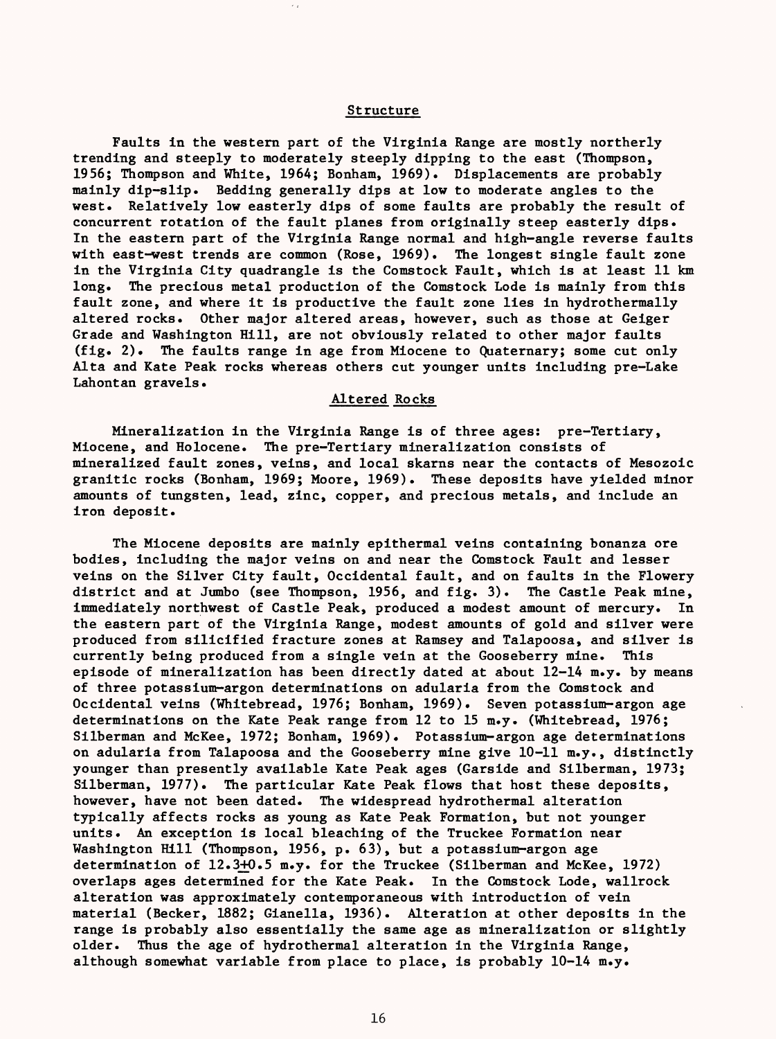## Structure

Faults in the western part of the Virginia Range are mostly northerly trending and steeply to moderately steeply dipping to the east (Thompson, 1956; Thompson and White, 1964; Bonham, 1969). Displacements are probably mainly dip-slip. Bedding generally dips at low to moderate angles to the west. Relatively low easterly dips of some faults are probably the result of concurrent rotation of the fault planes from originally steep easterly dips. In the eastern part of the Virginia Range normal and high-angle reverse faults with east-west trends are common (Rose, 1969). The longest single fault zone in the Virginia City quadrangle is the Comstock Fault, which is at least 11 km long. The precious metal production of the Comstock Lode is mainly from this fault zone, and where it is productive the fault zone lies in hydrothermally altered rocks. Other major altered areas, however, such as those at Geiger Grade and Washington Hill, are not obviously related to other major faults (fig. 2). The faults range in age from Miocene to Quaternary; some cut only Alta and Kate Peak rocks whereas others cut younger units including pre-Lake Lahontan gravels.

## Altered Rocks

Mineralization in the Virginia Range is of three ages: pre-Tertiary, Miocene, and Holocene. The pre-Tertiary mineralization consists of mineralized fault zones, veins, and local skarns near the contacts of Mesozoic granitic rocks (Bonham, 1969; Moore, 1969). These deposits have yielded minor amounts of tungsten, lead, zinc, copper, and precious metals, and include an iron deposit.

The Miocene deposits are mainly epithermal veins containing bonanza ore bodies, including the major veins on and near the Comstock Fault and lesser veins on the Silver City fault, Occidental fault, and on faults in the Flowery district and at Jumbo (see Thompson, 1956, and fig. 3). The Castle Peak mine, immediately northwest of Castle Peak, produced a modest amount of mercury. In the eastern part of the Virginia Range, modest amounts of gold and silver were produced from silicified fracture zones at Ramsey and Talapoosa, and silver is currently being produced from a single vein at the Gooseberry mine. This episode of mineralization has been directly dated at about 12-14 m.y. by means of three potassium-argon determinations on adularia from the Comstock and Occidental veins (Whitebread, 1976; Bonham, 1969). Seven potassium-argon age determinations on the Kate Peak range from 12 to 15 m.y. (Whitebread, 1976; Silberman and McKee, 1972; Bonham, 1969). Potassium-argon age determinations on adularia from Talapoosa and the Gooseberry mine give 10-11 m.y., distinctly younger than presently available Kate Peak ages (Garside and Silberman, 1973; Silberman, 1977). The particular Kate Peak flows that host these deposits, however, have not been dated. The widespread hydrothermal alteration typically affects rocks as young as Kate Peak Formation, but not younger units. An exception is local bleaching of the Truckee Formation near Washington Hill (Thompson, 1956, p. 63), but a potassium-argon age determination of $12.3 \pm 0.5$ m.y. for the Truckee (Silberman and McKee, 1972) overlaps ages determined for the Kate Peak. In the Comstock Lode, wallrock alteration was approximately contemporaneous with introduction of vein material (Becker, 1882; Gianella, 1936). Alteration at other deposits in the range is probably also essentially the same age as mineralization or slightly older. Thus the age of hydrothermal alteration in the Virginia Range, although somewhat variable from place to place, is probably 10-14 m.y.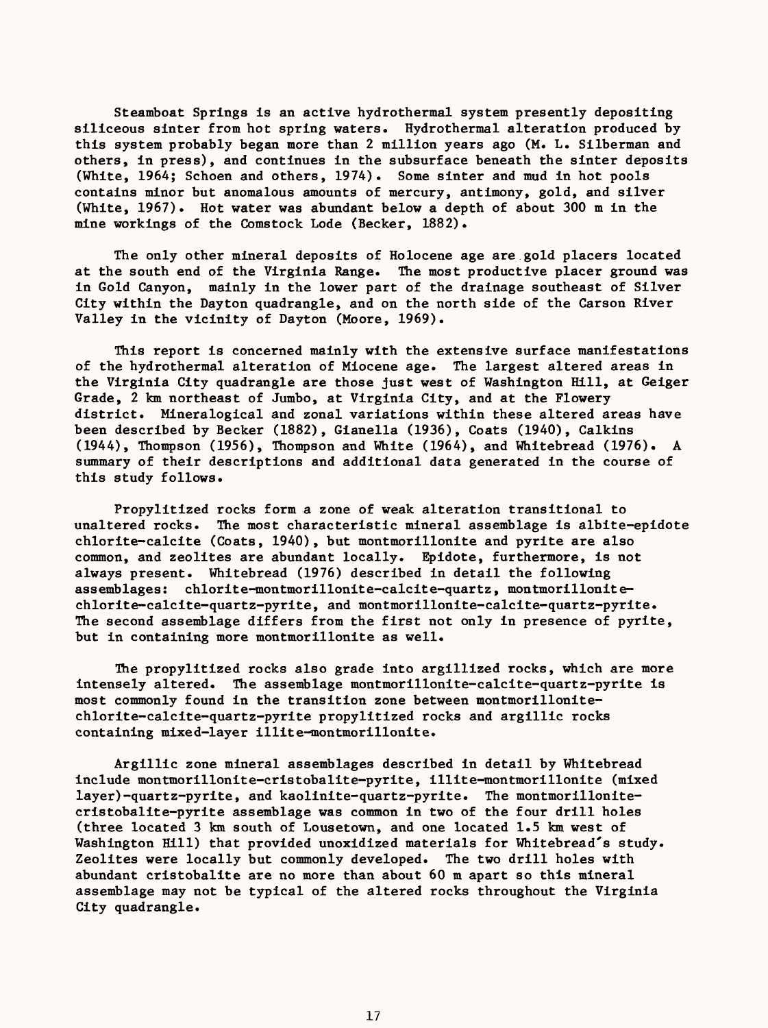Steamboat Springs is an active hydrothermal system presently depositing siliceous sinter from hot spring waters. Hydrothermal alteration produced by this system probably began more than 2 million years ago (M. L. Silberman and others, in press), and continues in the subsurface beneath the sinter deposits (White, 1964; Schoen and others, 1974). Some sinter and mud in hot pools contains minor but anomalous amounts of mercury, antimony, gold, and silver (White, 1967). Hot water was abundant below a depth of about 300 m in the mine workings of the Comstock Lode (Becker, 1882).

The only other mineral deposits of Holocene age are gold placers located at the south end of the Virginia Range. The most productive placer ground was in Gold Canyon, mainly in the lower part of the drainage southeast of Silver City within the Dayton quadrangle, and on the north side of the Carson River Valley in the vicinity of Dayton (Moore, 1969).

This report is concerned mainly with the extensive surface manifestations of the hydrothermal alteration of Miocene age. The largest altered areas in the Virginia City quadrangle are those just west of Washington Hill, at Geiger Grade, 2 km northeast of Jumbo, at Virginia City, and at the Flowery district. Mineralogical and zonal variations within these altered areas have been described by Becker (1882), Gianella (1936), Coats (1940), Calkins (1944), Thompson (1956), Thompson and White (1964), and Whitebread (1976). A summary of their descriptions and additional data generated in the course of this study follows.

Propylitized rocks form a zone of weak alteration transitional to unaltered rocks. The most characteristic mineral assemblage is albite-epidote chlorite-calcite (Coats, 1940), but montmorillonite and pyrite are also common, and zeolites are abundant locally. Epidote, furthermore, is not always present. Whitebread (1976) described in detail the following assemblages: chlorite-montmorillonite-calcite-quartz, montmorillonite-chlorite-calcite-quartz-pyrite, and montmorillonite-calcite-quartz-pyrite. The second assemblage differs from the first not only in presence of pyrite, but in containing more montmorillonite as well.

The propylitized rocks also grade into argillized rocks, which are more intensely altered. The assemblage montmorillonite-calcite-quartz-pyrite is most commonly found in the transition zone between montmorillonite-chlorite-calcite-quartz-pyrite propylitized rocks and argillic rocks containing mixed-layer illite-montmorillonite.

Argillic zone mineral assemblages described in detail by Whitebread include montmorillonite-cristobalite-pyrite, illite-montmorillonite (mixed layer)-quartz-pyrite, and kaolinite-quartz-pyrite. The montmorillonite-cristobalite-pyrite assemblage was common in two of the four drill holes (three located 3 km south of Lousetown, and one located 1.5 km west of Washington Hill) that provided unoxidized materials for Whitebread's study. Zeolites were locally but commonly developed. The two drill holes with abundant cristobalite are no more than about 60 m apart so this mineral assemblage may not be typical of the altered rocks throughout the Virginia City quadrangle.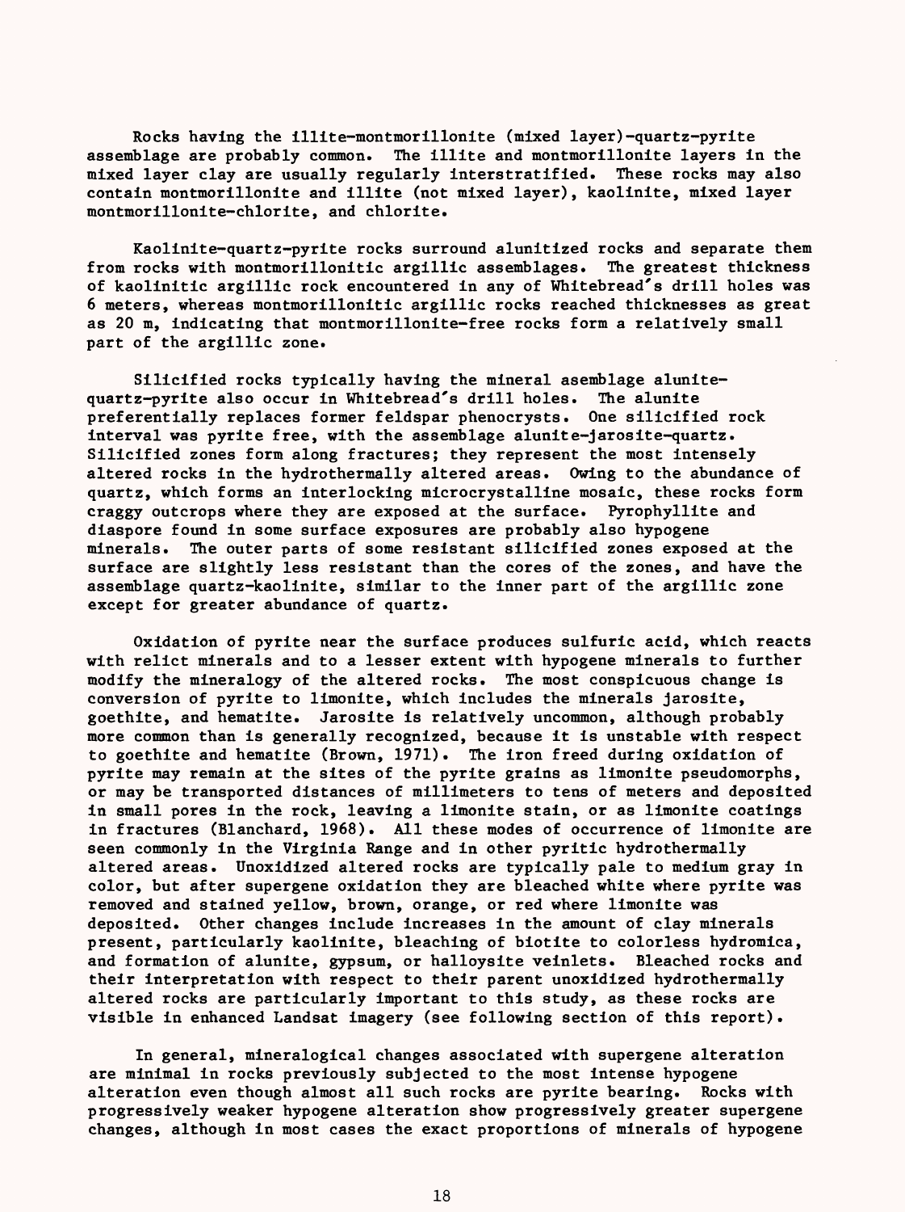Rocks having the illite-montmorillonite (mixed layer)-quartz-pyrite assemblage are probably common. The illite and montmorillonite layers in the mixed layer clay are usually regularly interstratified. These rocks may also contain montmorillonite and illite (not mixed layer), kaolinite, mixed layer montmorillonite-chlorite, and chlorite.

Kaolinite-quartz-pyrite rocks surround alunitized rocks and separate them from rocks with montmorillonitic argillic assemblages. The greatest thickness of kaolinitic argillic rock encountered in any of Whitebread's drill holes was 6 meters, whereas montmorillonitic argillic rocks reached thicknesses as great as 20 m, indicating that montmorillonite-free rocks form a relatively small part of the argillic zone.

Silicified rocks typically having the mineral asemblage alunite-quartz-pyrite also occur in Whitebread's drill holes. The alunite preferentially replaces former feldspar phenocrysts. One silicified rock interval was pyrite free, with the assemblage alunite-jarosite-quartz. Silicified zones form along fractures; they represent the most intensely altered rocks in the hydrothermally altered areas. Owing to the abundance of quartz, which forms an interlocking microcrystalline mosaic, these rocks form craggy outcrops where they are exposed at the surface. Pyrophyllite and diaspore found in some surface exposures are probably also hypogene minerals. The outer parts of some resistant silicified zones exposed at the surface are slightly less resistant than the cores of the zones, and have the assemblage quartz-kaolinite, similar to the inner part of the argillic zone except for greater abundance of quartz.

Oxidation of pyrite near the surface produces sulfuric acid, which reacts with relict minerals and to a lesser extent with hypogene minerals to further modify the mineralogy of the altered rocks. The most conspicuous change is conversion of pyrite to limonite, which includes the minerals jarosite, goethite, and hematite. Jarosite is relatively uncommon, although probably more common than is generally recognized, because it is unstable with respect to goethite and hematite (Brown, 1971). The iron freed during oxidation of pyrite may remain at the sites of the pyrite grains as limonite pseudomorphs, or may be transported distances of millimeters to tens of meters and deposited in small pores in the rock, leaving a limonite stain, or as limonite coatings in fractures (Blanchard, 1968). All these modes of occurrence of limonite are seen commonly in the Virginia Range and in other pyritic hydrothermally altered areas. Unoxidized altered rocks are typically pale to medium gray in color, but after supergene oxidation they are bleached white where pyrite was removed and stained yellow, brown, orange, or red where limonite was deposited. Other changes include increases in the amount of clay minerals present, particularly kaolinite, bleaching of biotite to colorless hydromica, and formation of alunite, gypsum, or halloysite veinlets. Bleached rocks and their interpretation with respect to their parent unoxidized hydrothermally altered rocks are particularly important to this study, as these rocks are visible in enhanced Landsat imagery (see following section of this report).

In general, mineralogical changes associated with supergene alteration are minimal in rocks previously subjected to the most intense hypogene alteration even though almost all such rocks are pyrite bearing. Rocks with progressively weaker hypogene alteration show progressively greater supergene changes, although in most cases the exact proportions of minerals of hypogene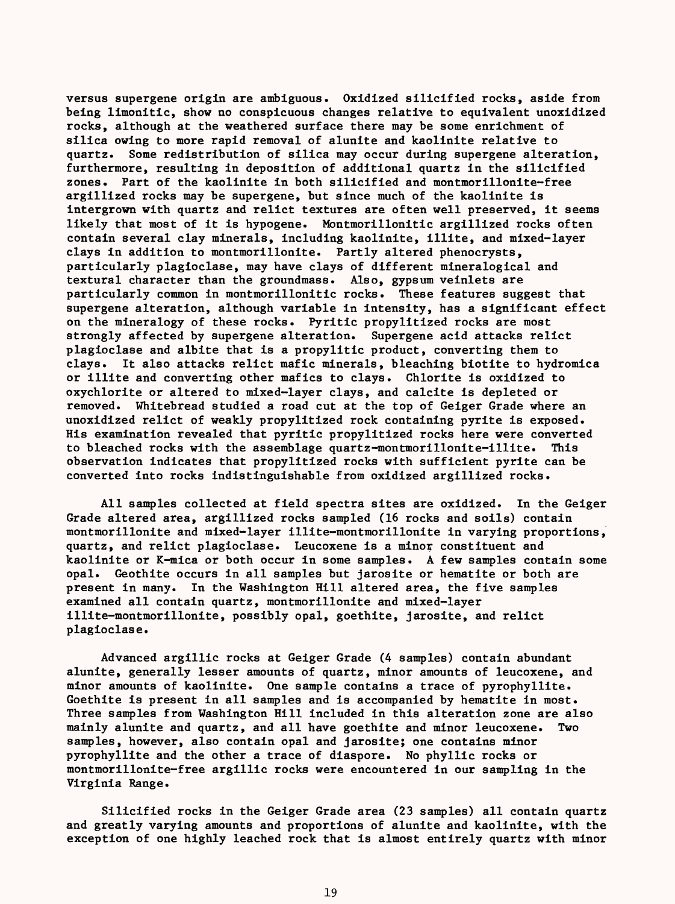versus supergene origin are ambiguous. Oxidized silicified rocks, aside from being limonitic, show no conspicuous changes relative to equivalent unoxidized rocks, although at the weathered surface there may be some enrichment of silica owing to more rapid removal of alunite and kaolinite relative to quartz. Some redistribution of silica may occur during supergene alteration, furthermore, resulting in deposition of additional quartz in the silicified zones. Part of the kaolinite in both silicified and montmorillonite-free argillized rocks may be supergene, but since much of the kaolinite is intergrown with quartz and relict textures are often well preserved, it seems likely that most of it is hypogene. Montmorillonitic argillized rocks often contain several clay minerals, including kaolinite, illite, and mixed-layer clays in addition to montmorillonite. Partly altered phenocrysts, particularly plagioclase, may have clays of different mineralogical and textural character than the groundmass. Also, gypsum veinlets are particularly common in montmorillonitic rocks. These features suggest that supergene alteration, although variable in intensity, has a significant effect on the mineralogy of these rocks. Pyritic propylitized rocks are most strongly affected by supergene alteration. Supergene acid attacks relict plagioclase and albite that is a propylitic product, converting them to clays. It also attacks relict mafic minerals, bleaching biotite to hydromica or illite and converting other mafics to clays. Chlorite is oxidized to oxychlorite or altered to mixed-layer clays, and calcite is depleted or removed. Whitebread studied a road cut at the top of Geiger Grade where an unoxidized relict of weakly propylitized rock containing pyrite is exposed. His examination revealed that pyritic propylitized rocks here were converted to bleached rocks with the assemblage quartz-montmorillonite-illite. This observation indicates that propylitized rocks with sufficient pyrite can be converted into rocks indistinguishable from oxidized argillized rocks.

All samples collected at field spectra sites are oxidized. In the Geiger Grade altered area, argillized rocks sampled (16 rocks and soils) contain montmorillonite and mixed-layer illite-montmorillonite in varying proportions, quartz, and relict plagioclase. Leucoxene is a minor constituent and kaolinite or K-mica or both occur in some samples. A few samples contain some opal. Geothite occurs in all samples but jarosite or hematite or both are present in many. In the Washington Hill altered area, the five samples examined all contain quartz, montmorillonite and mixed-layer illite-montmorillonite, possibly opal, goethite, jarosite, and relict plagioclase.

Advanced argillic rocks at Geiger Grade (4 samples) contain abundant alunite, generally lesser amounts of quartz, minor amounts of leucoxene, and minor amounts of kaolinite. One sample contains a trace of pyrophyllite. Goethite is present in all samples and is accompanied by hematite in most. Three samples from Washington Hill included in this alteration zone are also mainly alunite and quartz, and all have goethite and minor leucoxene. Two samples, however, also contain opal and jarosite; one contains minor pyrophyllite and the other a trace of diaspore. No phyllic rocks or montmorillonite-free argillic rocks were encountered in our sampling in the Virginia Range.

Silicified rocks in the Geiger Grade area (23 samples) all contain quartz and greatly varying amounts and proportions of alunite and kaolinite, with the exception of one highly leached rock that is almost entirely quartz with minor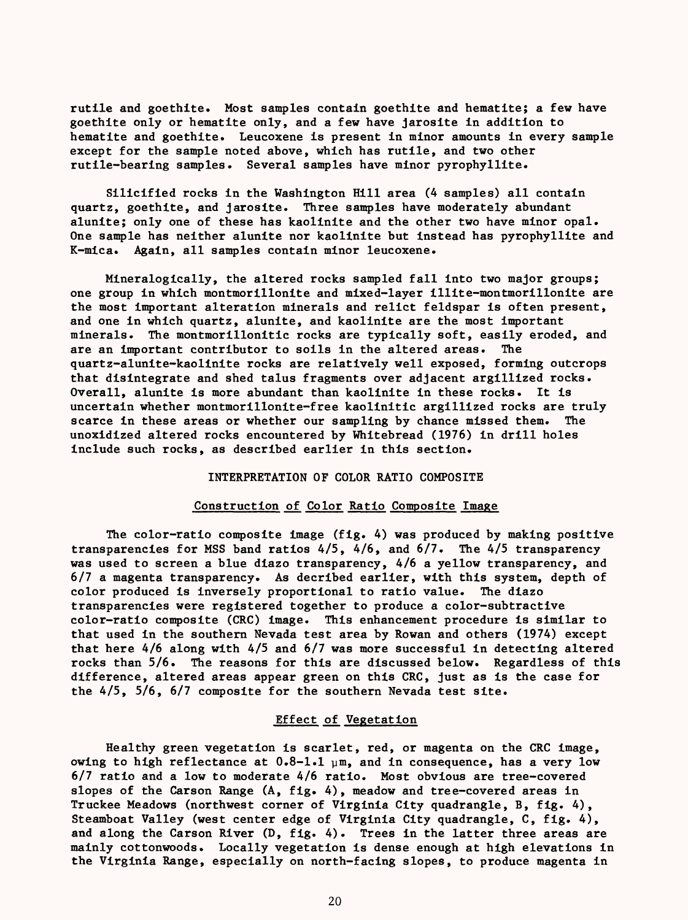rutile and goethite. Most samples contain goethite and hematite; a few have goethite only or hematite only, and a few have jarosite in addition to hematite and goethite. Leucoxene is present in minor amounts in every sample except for the sample noted above, which has rutile, and two other rutile-bearing samples. Several samples have minor pyrophyllite.

Silicified rocks in the Washington Hill area (4 samples) all contain quartz, goethite, and jarosite. Three samples have moderately abundant alunite; only one of these has kaolinite and the other two have minor opal. One sample has neither alunite nor kaolinite but instead has pyrophyllite and K-mica. Again, all samples contain minor leucoxene.

Mineralogically, the altered rocks sampled fall into two major groups; one group in which montmorillonite and mixed-layer illite-montmorillonite are the most important alteration minerals and relict feldspar is often present, and one in which quartz, alunite, and kaolinite are the most important minerals. The montmorillonitic rocks are typically soft, easily eroded, and are an important contributor to soils in the altered areas. The quartz-alunite-kaolinite rocks are relatively well exposed, forming outcrops that disintegrate and shed talus fragments over adjacent argillized rocks. Overall, alunite is more abundant than kaolinite in these rocks. It is uncertain whether montmorillonite-free kaolinitic argillized rocks are truly scarce in these areas or whether our sampling by chance missed them. The unoxidized altered rocks encountered by Whitebread (1976) in drill holes include such rocks, as described earlier in this section.

## INTERPRETATION OF COLOR RATIO COMPOSITE

### Construction of Color Ratio Composite Image

The color-ratio composite image (fig. 4) was produced by making positive transparencies for MSS band ratios 4/5, 4/6, and 6/7. The 4/5 transparency was used to screen a blue diazo transparency, 4/6 a yellow transparency, and 6/7 a magenta transparency. As decribed earlier, with this system, depth of color produced is inversely proportional to ratio value. The diazo transparencies were registered together to produce a color-subtractive color-ratio composite (CRC) image. This enhancement procedure is similar to that used in the southern Nevada test area by Rowan and others (1974) except that here 4/6 along with 4/5 and 6/7 was more successful in detecting altered rocks than 5/6. The reasons for this are discussed below. Regardless of this difference, altered areas appear green on this CRC, just as is the case for the 4/5, 5/6, 6/7 composite for the southern Nevada test site.

### Effect of Vegetation

Healthy green vegetation is scarlet, red, or magenta on the CRC image, owing to high reflectance at 0.8-1.1 μm, and in consequence, has a very low 6/7 ratio and a low to moderate 4/6 ratio. Most obvious are tree-covered slopes of the Carson Range (A, fig. 4), meadow and tree-covered areas in Truckee Meadows (northwest corner of Virginia City quadrangle, B, fig. 4), Steamboat Valley (west center edge of Virginia City quadrangle, C, fig. 4), and along the Carson River (D, fig. 4). Trees in the latter three areas are mainly cottonwoods. Locally vegetation is dense enough at high elevations in the Virginia Range, especially on north-facing slopes, to produce magenta in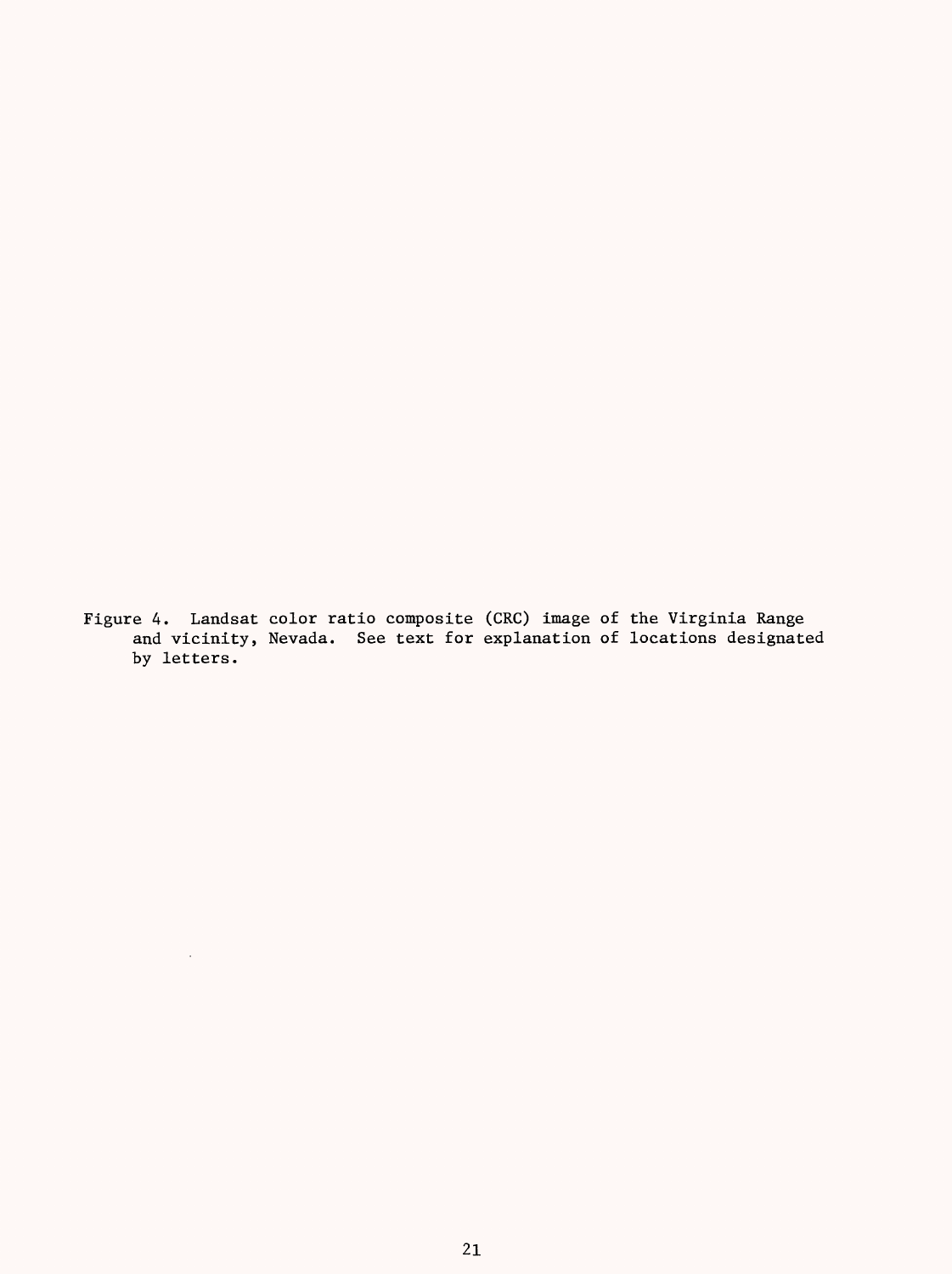Figure 4. Landsat color ratio composite (CRC) image of the Virginia Range and vicinity, Nevada. See text for explanation of locations designated by letters.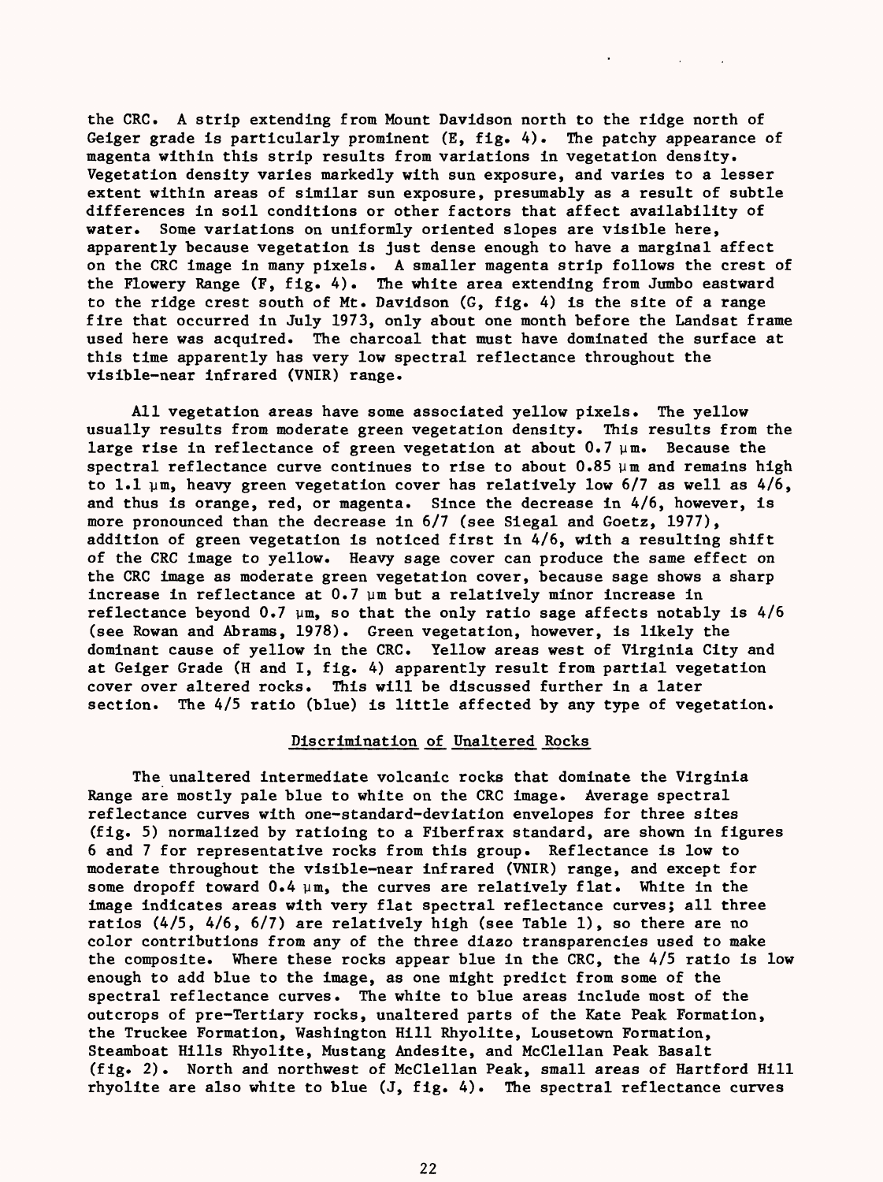the CRC. A strip extending from Mount Davidson north to the ridge north of Geiger grade is particularly prominent (E, fig. 4). The patchy appearance of magenta within this strip results from variations in vegetation density. Vegetation density varies markedly with sun exposure, and varies to a lesser extent within areas of similar sun exposure, presumably as a result of subtle differences in soil conditions or other factors that affect availability of water. Some variations on uniformly oriented slopes are visible here, apparently because vegetation is just dense enough to have a marginal affect on the CRC image in many pixels. A smaller magenta strip follows the crest of the Flowery Range (F, fig. 4). The white area extending from Jumbo eastward to the ridge crest south of Mt. Davidson (G, fig. 4) is the site of a range fire that occurred in July 1973, only about one month before the Landsat frame used here was acquired. The charcoal that must have dominated the surface at this time apparently has very low spectral reflectance throughout the visible-near infrared (VNIR) range.

All vegetation areas have some associated yellow pixels. The yellow usually results from moderate green vegetation density. This results from the large rise in reflectance of green vegetation at about 0.7 µm. Because the spectral reflectance curve continues to rise to about 0.85 µm and remains high to 1.1 µm, heavy green vegetation cover has relatively low 6/7 as well as 4/6, and thus is orange, red, or magenta. Since the decrease in 4/6, however, is more pronounced than the decrease in 6/7 (see Siegal and Goetz, 1977), addition of green vegetation is noticed first in 4/6, with a resulting shift of the CRC image to yellow. Heavy sage cover can produce the same effect on the CRC image as moderate green vegetation cover, because sage shows a sharp increase in reflectance at 0.7 µm but a relatively minor increase in reflectance beyond 0.7 µm, so that the only ratio sage affects notably is 4/6 (see Rowan and Abrams, 1978). Green vegetation, however, is likely the dominant cause of yellow in the CRC. Yellow areas west of Virginia City and at Geiger Grade (H and I, fig. 4) apparently result from partial vegetation cover over altered rocks. This will be discussed further in a later section. The 4/5 ratio (blue) is little affected by any type of vegetation.

## Discrimination of Unaltered Rocks

The unaltered intermediate volcanic rocks that dominate the Virginia Range are mostly pale blue to white on the CRC image. Average spectral reflectance curves with one-standard-deviation envelopes for three sites (fig. 5) normalized by ratioing to a Fiberfrax standard, are shown in figures 6 and 7 for representative rocks from this group. Reflectance is low to moderate throughout the visible-near infrared (VNIR) range, and except for some dropoff toward 0.4 µm, the curves are relatively flat. White in the image indicates areas with very flat spectral reflectance curves; all three ratios (4/5, 4/6, 6/7) are relatively high (see Table 1), so there are no color contributions from any of the three diazo transparencies used to make the composite. Where these rocks appear blue in the CRC, the 4/5 ratio is low enough to add blue to the image, as one might predict from some of the spectral reflectance curves. The white to blue areas include most of the outcrops of pre-Tertiary rocks, unaltered parts of the Kate Peak Formation, the Truckee Formation, Washington Hill Rhyolite, Lousetown Formation, Steamboat Hills Rhyolite, Mustang Andesite, and McClellan Peak Basalt (fig. 2). North and northwest of McClellan Peak, small areas of Hartford Hill rhyolite are also white to blue (J, fig. 4). The spectral reflectance curves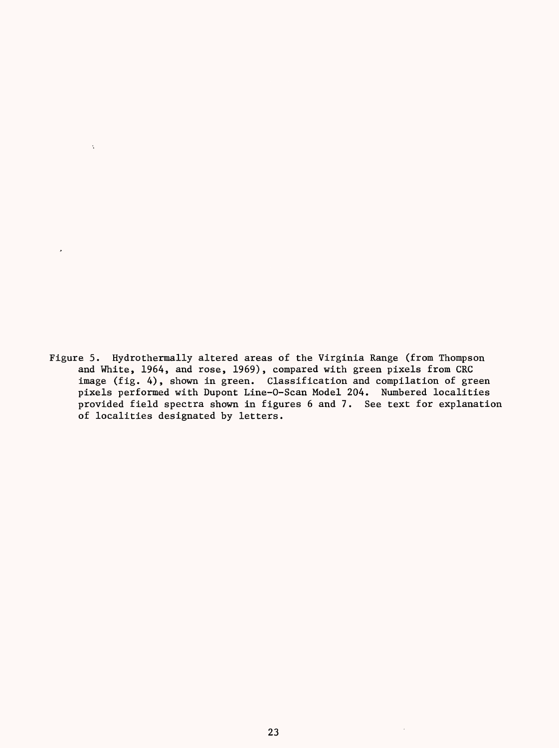Figure 5. Hydrothermally altered areas of the Virginia Range (from Thompson and White, 1964, and rose, 1969), compared with green pixels from CRC image (fig. 4), shown in green. Classification and compilation of green pixels performed with Dupont Line-O-Scan Model 204. Numbered localities provided field spectra shown in figures 6 and 7. See text for explanation of localities designated by letters.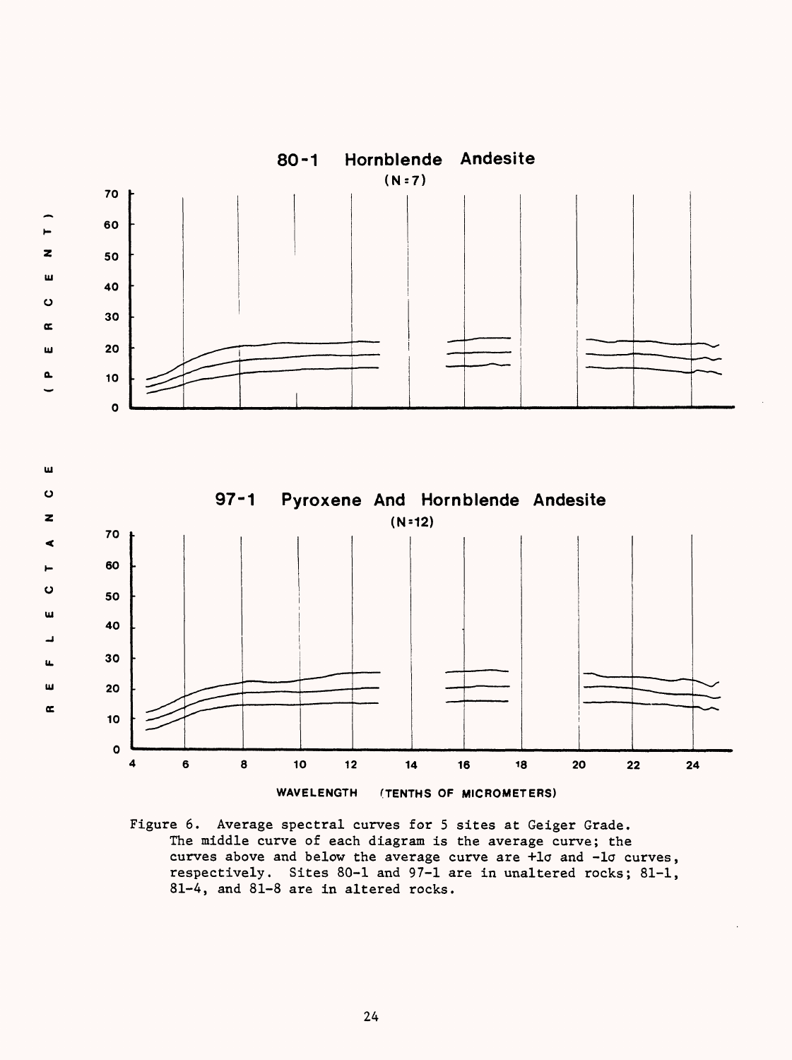80-1 Hornblende Andesite

(N=7)

97-1 Pyroxene And Hornblende Andesite

(N=12)

REFLECTANCE (PERCENT)

WAVELENGTH (TENTHS OF MICROMETERS)

Figure 6. Average spectral curves for 5 sites at Geiger Grade. The middle curve of each diagram is the average curve; the curves above and below the average curve are $+1\sigma$ and $-1\sigma$ curves, respectively. Sites 80-1 and 97-1 are in unaltered rocks; 81-1, 81-4, and 81-8 are in altered rocks.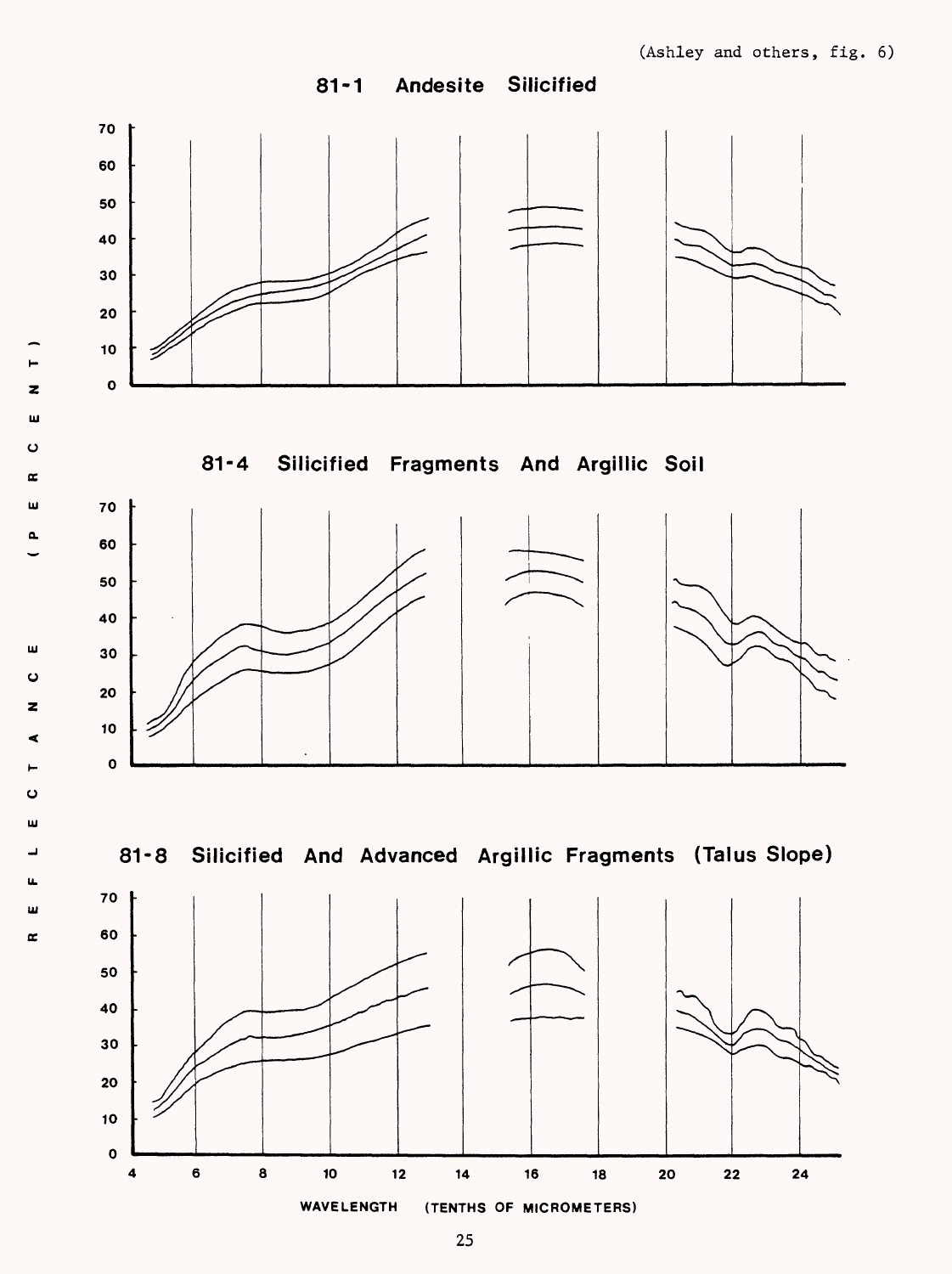(Ashley and others, fig. 6)

81-1 Andesite Silicified

81-4 Silicified Fragments And Argillic Soil

81-8 Silicified And Advanced Argillic Fragments (Talus Slope)

REFLECTANCE (PERCENT)

WAVELENGTH (TENTHS OF MICROMETERS)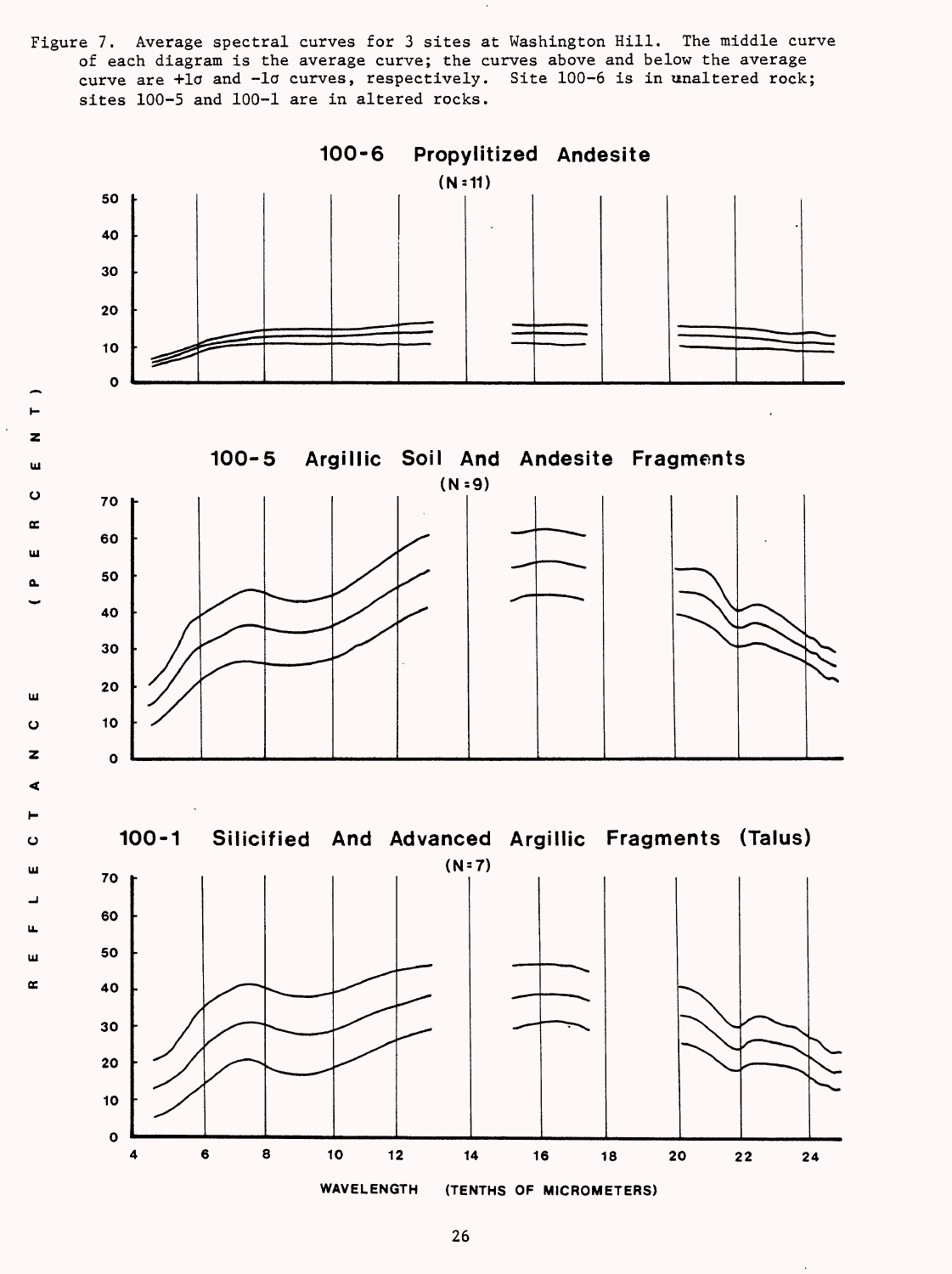Figure 7. Average spectral curves for 3 sites at Washington Hill. The middle curve of each diagram is the average curve; the curves above and below the average curve are +1σ and -1σ curves, respectively. Site 100-6 is in unaltered rock; sites 100-5 and 100-1 are in altered rocks.

100-6 Propylitized Andesite (N=11)

100-5 Argillic Soil And Andesite Fragments (N=9)

100-1 Silicified And Advanced Argillic Fragments (Talus) (N=7)

REFLECTANCE (PERCENT)

WAVELENGTH (TENTHS OF MICROMETERS)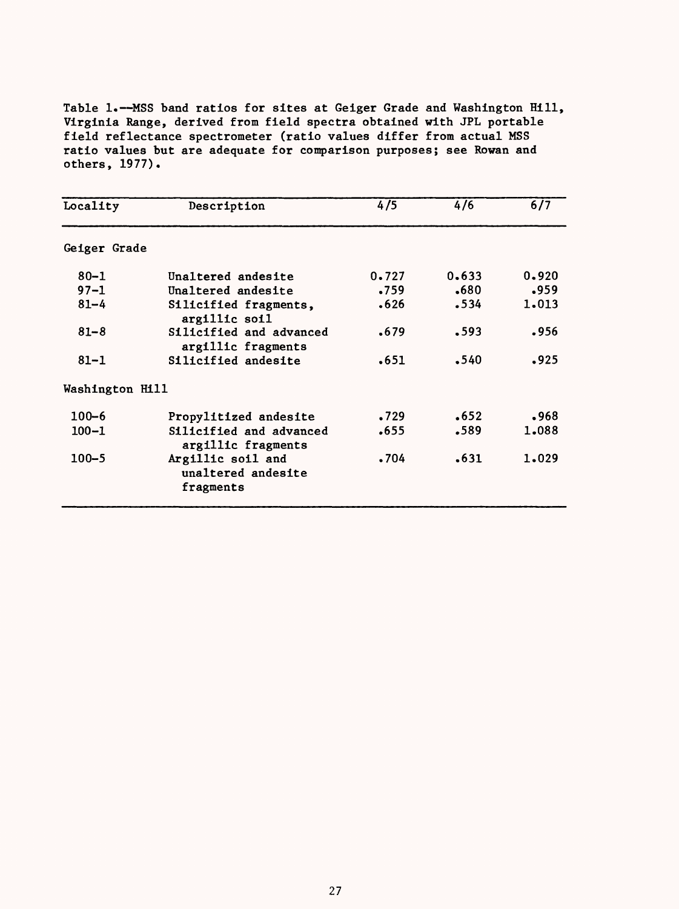Table 1.--MSS band ratios for sites at Geiger Grade and Washington Hill, Virginia Range, derived from field spectra obtained with JPL portable field reflectance spectrometer (ratio values differ from actual MSS ratio values but are adequate for comparison purposes; see Rowan and others, 1977).

| Locality | Description | 4/5 | 4/6 | 6/7 |
|---|---|---|---|---|
| Geiger Grade | | | | |
| 80-1 | Unaltered andesite | 0.727 | 0.633 | 0.920 |
| 97-1 | Unaltered andesite | .759 | .680 | .959 |
| 81-4 | Silicified fragments, argillic soil | .626 | .534 | 1.013 |
| 81-8 | Silicified and advanced argillic fragments | .679 | .593 | .956 |
| 81-1 | Silicified andesite | .651 | .540 | .925 |
| Washington Hill | | | | |
| 100-6 | Propylitized andesite | .729 | .652 | .968 |
| 100-1 | Silicified and advanced argillic fragments | .655 | .589 | 1.088 |
| 100-5 | Argillic soil and unaltered andesite fragments | .704 | .631 | 1.029 |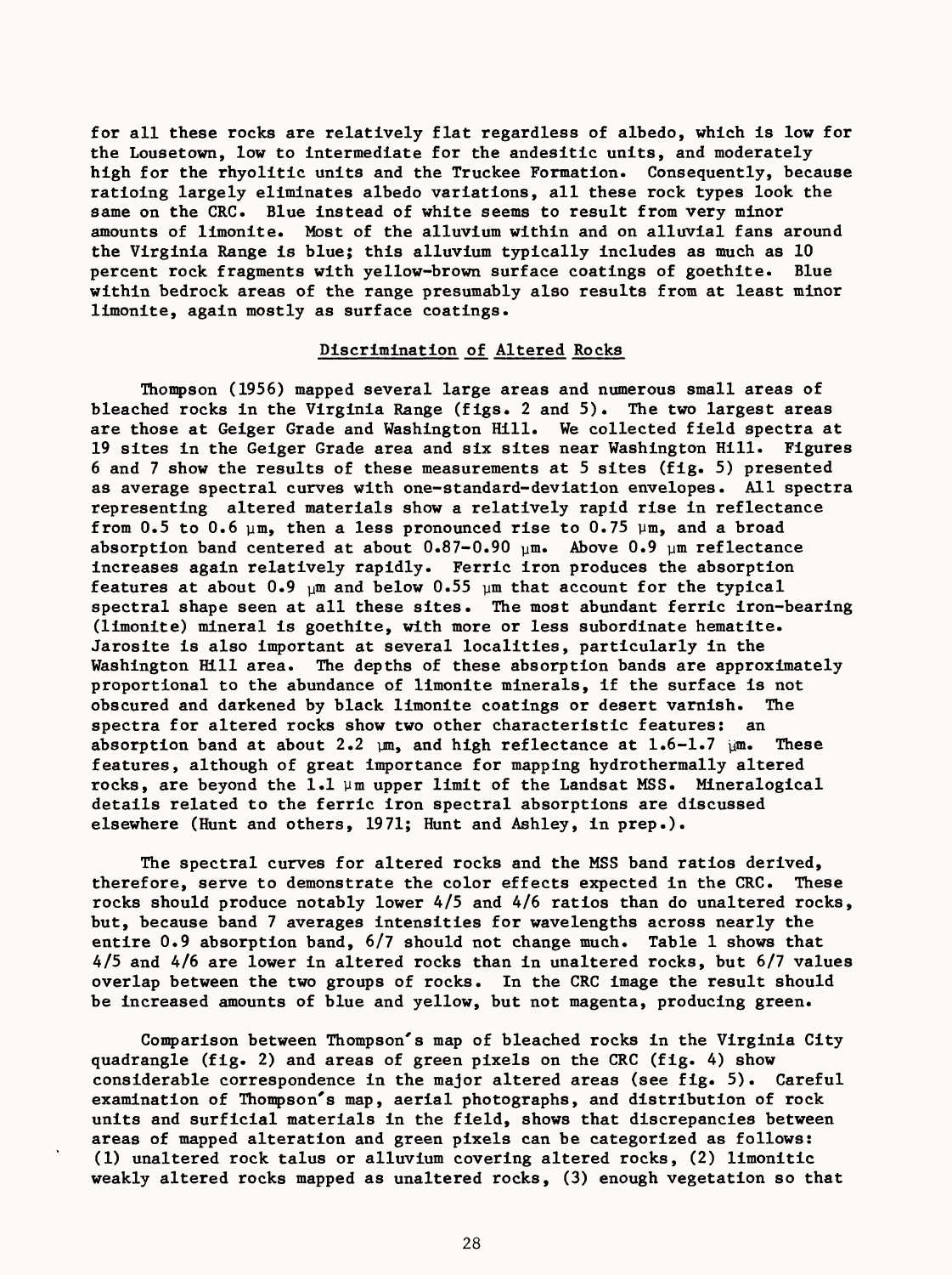for all these rocks are relatively flat regardless of albedo, which is low for the Lousetown, low to intermediate for the andesitic units, and moderately high for the rhyolitic units and the Truckee Formation. Consequently, because ratioing largely eliminates albedo variations, all these rock types look the same on the CRC. Blue instead of white seems to result from very minor amounts of limonite. Most of the alluvium within and on alluvial fans around the Virginia Range is blue; this alluvium typically includes as much as 10 percent rock fragments with yellow-brown surface coatings of goethite. Blue within bedrock areas of the range presumably also results from at least minor limonite, again mostly as surface coatings.

## Discrimination of Altered Rocks

Thompson (1956) mapped several large areas and numerous small areas of bleached rocks in the Virginia Range (figs. 2 and 5). The two largest areas are those at Geiger Grade and Washington Hill. We collected field spectra at 19 sites in the Geiger Grade area and six sites near Washington Hill. Figures 6 and 7 show the results of these measurements at 5 sites (fig. 5) presented as average spectral curves with one-standard-deviation envelopes. All spectra representing altered materials show a relatively rapid rise in reflectance from 0.5 to 0.6 μm, then a less pronounced rise to 0.75 μm, and a broad absorption band centered at about 0.87-0.90 μm. Above 0.9 μm reflectance increases again relatively rapidly. Ferric iron produces the absorption features at about 0.9 μm and below 0.55 μm that account for the typical spectral shape seen at all these sites. The most abundant ferric iron-bearing (limonite) mineral is goethite, with more or less subordinate hematite. Jarosite is also important at several localities, particularly in the Washington Hill area. The depths of these absorption bands are approximately proportional to the abundance of limonite minerals, if the surface is not obscured and darkened by black limonite coatings or desert varnish. The spectra for altered rocks show two other characteristic features: an absorption band at about 2.2 μm, and high reflectance at 1.6-1.7 μm. These features, although of great importance for mapping hydrothermally altered rocks, are beyond the 1.1 μm upper limit of the Landsat MSS. Mineralogical details related to the ferric iron spectral absorptions are discussed elsewhere (Hunt and others, 1971; Hunt and Ashley, in prep.).

The spectral curves for altered rocks and the MSS band ratios derived, therefore, serve to demonstrate the color effects expected in the CRC. These rocks should produce notably lower 4/5 and 4/6 ratios than do unaltered rocks, but, because band 7 averages intensities for wavelengths across nearly the entire 0.9 absorption band, 6/7 should not change much. Table 1 shows that 4/5 and 4/6 are lower in altered rocks than in unaltered rocks, but 6/7 values overlap between the two groups of rocks. In the CRC image the result should be increased amounts of blue and yellow, but not magenta, producing green.

Comparison between Thompson's map of bleached rocks in the Virginia City quadrangle (fig. 2) and areas of green pixels on the CRC (fig. 4) show considerable correspondence in the major altered areas (see fig. 5). Careful examination of Thompson's map, aerial photographs, and distribution of rock units and surficial materials in the field, shows that discrepancies between areas of mapped alteration and green pixels can be categorized as follows: (1) unaltered rock talus or alluvium covering altered rocks, (2) limonitic weakly altered rocks mapped as unaltered rocks, (3) enough vegetation so that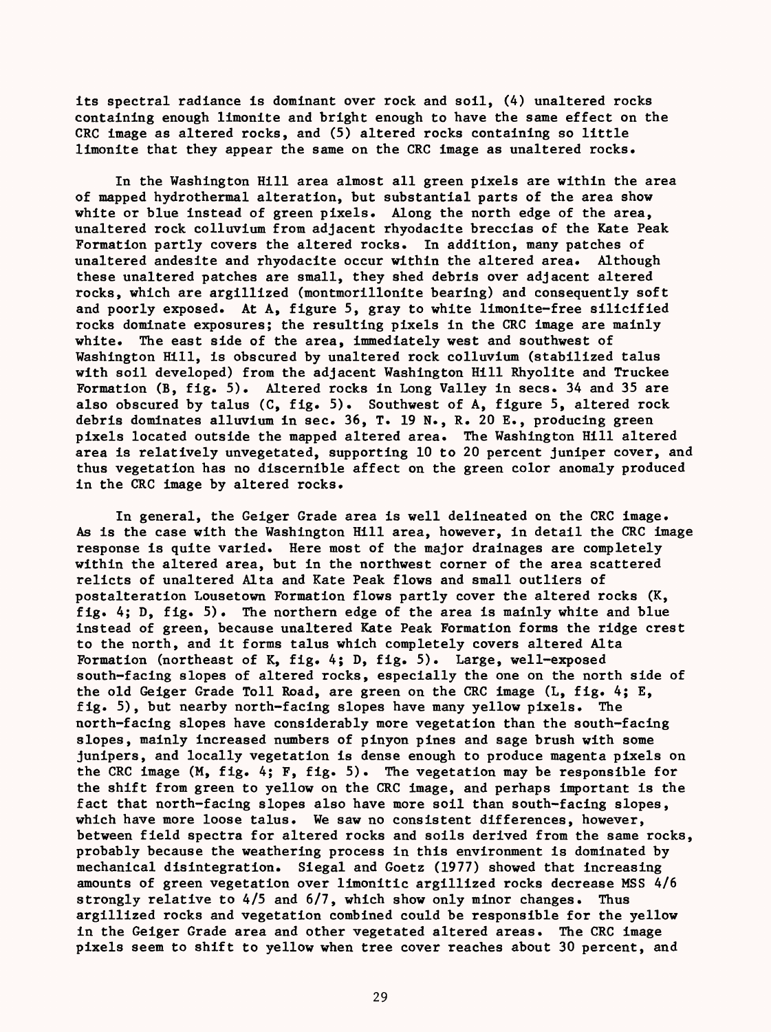its spectral radiance is dominant over rock and soil, (4) unaltered rocks containing enough limonite and bright enough to have the same effect on the CRC image as altered rocks, and (5) altered rocks containing so little limonite that they appear the same on the CRC image as unaltered rocks.

In the Washington Hill area almost all green pixels are within the area of mapped hydrothermal alteration, but substantial parts of the area show white or blue instead of green pixels. Along the north edge of the area, unaltered rock colluvium from adjacent rhyodacite breccias of the Kate Peak Formation partly covers the altered rocks. In addition, many patches of unaltered andesite and rhyodacite occur within the altered area. Although these unaltered patches are small, they shed debris over adjacent altered rocks, which are argillized (montmorillonite bearing) and consequently soft and poorly exposed. At A, figure 5, gray to white limonite-free silicified rocks dominate exposures; the resulting pixels in the CRC image are mainly white. The east side of the area, immediately west and southwest of Washington Hill, is obscured by unaltered rock colluvium (stabilized talus with soil developed) from the adjacent Washington Hill Rhyolite and Truckee Formation (B, fig. 5). Altered rocks in Long Valley in secs. 34 and 35 are also obscured by talus (C, fig. 5). Southwest of A, figure 5, altered rock debris dominates alluvium in sec. 36, T. 19 N., R. 20 E., producing green pixels located outside the mapped altered area. The Washington Hill altered area is relatively unvegetated, supporting 10 to 20 percent juniper cover, and thus vegetation has no discernible affect on the green color anomaly produced in the CRC image by altered rocks.

In general, the Geiger Grade area is well delineated on the CRC image. As is the case with the Washington Hill area, however, in detail the CRC image response is quite varied. Here most of the major drainages are completely within the altered area, but in the northwest corner of the area scattered relicts of unaltered Alta and Kate Peak flows and small outliers of postalteration Lousetown Formation flows partly cover the altered rocks (K, fig. 4; D, fig. 5). The northern edge of the area is mainly white and blue instead of green, because unaltered Kate Peak Formation forms the ridge crest to the north, and it forms talus which completely covers altered Alta Formation (northeast of K, fig. 4; D, fig. 5). Large, well-exposed south-facing slopes of altered rocks, especially the one on the north side of the old Geiger Grade Toll Road, are green on the CRC image (L, fig. 4; E, fig. 5), but nearby north-facing slopes have many yellow pixels. The north-facing slopes have considerably more vegetation than the south-facing slopes, mainly increased numbers of pinyon pines and sage brush with some junipers, and locally vegetation is dense enough to produce magenta pixels on the CRC image (M, fig. 4; F, fig. 5). The vegetation may be responsible for the shift from green to yellow on the CRC image, and perhaps important is the fact that north-facing slopes also have more soil than south-facing slopes, which have more loose talus. We saw no consistent differences, however, between field spectra for altered rocks and soils derived from the same rocks, probably because the weathering process in this environment is dominated by mechanical disintegration. Siegal and Goetz (1977) showed that increasing amounts of green vegetation over limonitic argillized rocks decrease MSS 4/6 strongly relative to 4/5 and 6/7, which show only minor changes. Thus argillized rocks and vegetation combined could be responsible for the yellow in the Geiger Grade area and other vegetated altered areas. The CRC image pixels seem to shift to yellow when tree cover reaches about 30 percent, and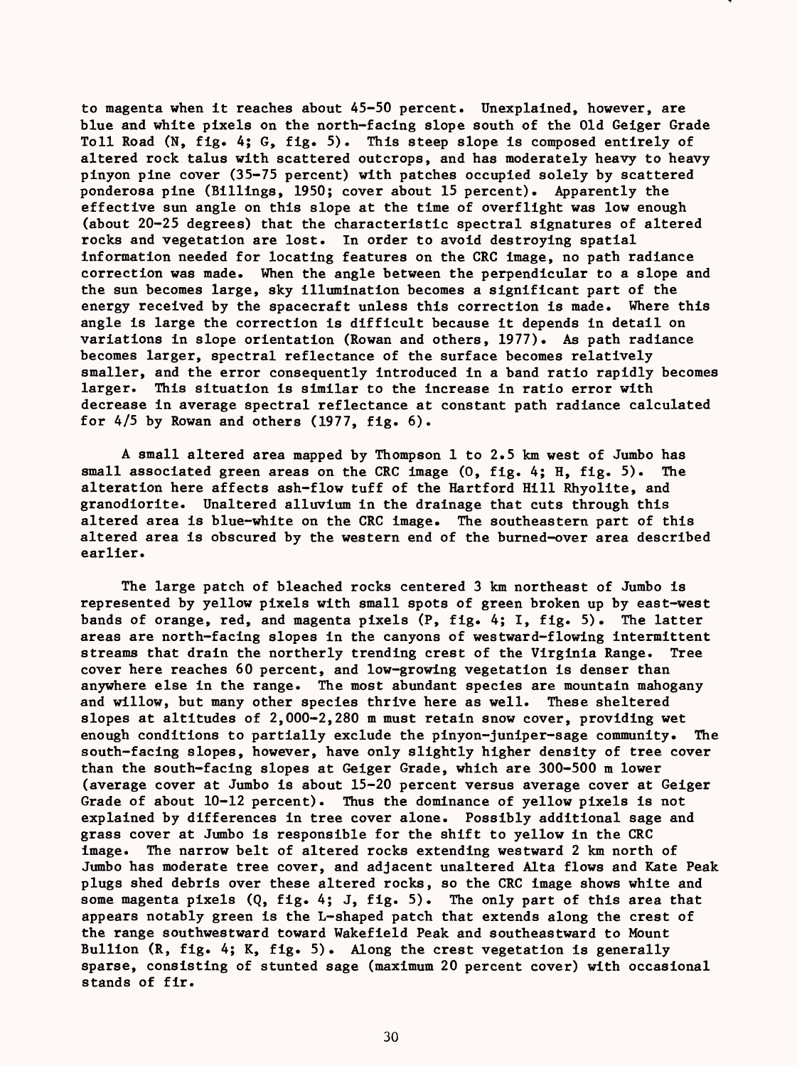to magenta when it reaches about 45-50 percent. Unexplained, however, are blue and white pixels on the north-facing slope south of the Old Geiger Grade Toll Road (N, fig. 4; G, fig. 5). This steep slope is composed entirely of altered rock talus with scattered outcrops, and has moderately heavy to heavy pinyon pine cover (35-75 percent) with patches occupied solely by scattered ponderosa pine (Billings, 1950; cover about 15 percent). Apparently the effective sun angle on this slope at the time of overflight was low enough (about 20-25 degrees) that the characteristic spectral signatures of altered rocks and vegetation are lost. In order to avoid destroying spatial information needed for locating features on the CRC image, no path radiance correction was made. When the angle between the perpendicular to a slope and the sun becomes large, sky illumination becomes a significant part of the energy received by the spacecraft unless this correction is made. Where this angle is large the correction is difficult because it depends in detail on variations in slope orientation (Rowan and others, 1977). As path radiance becomes larger, spectral reflectance of the surface becomes relatively smaller, and the error consequently introduced in a band ratio rapidly becomes larger. This situation is similar to the increase in ratio error with decrease in average spectral reflectance at constant path radiance calculated for 4/5 by Rowan and others (1977, fig. 6).

A small altered area mapped by Thompson 1 to 2.5 km west of Jumbo has small associated green areas on the CRC image (O, fig. 4; H, fig. 5). The alteration here affects ash-flow tuff of the Hartford Hill Rhyolite, and granodiorite. Unaltered alluvium in the drainage that cuts through this altered area is blue-white on the CRC image. The southeastern part of this altered area is obscured by the western end of the burned-over area described earlier.

The large patch of bleached rocks centered 3 km northeast of Jumbo is represented by yellow pixels with small spots of green broken up by east-west bands of orange, red, and magenta pixels (P, fig. 4; I, fig. 5). The latter areas are north-facing slopes in the canyons of westward-flowing intermittent streams that drain the northerly trending crest of the Virginia Range. Tree cover here reaches 60 percent, and low-growing vegetation is denser than anywhere else in the range. The most abundant species are mountain mahogany and willow, but many other species thrive here as well. These sheltered slopes at altitudes of 2,000-2,280 m must retain snow cover, providing wet enough conditions to partially exclude the pinyon-juniper-sage community. The south-facing slopes, however, have only slightly higher density of tree cover than the south-facing slopes at Geiger Grade, which are 300-500 m lower (average cover at Jumbo is about 15-20 percent versus average cover at Geiger Grade of about 10-12 percent). Thus the dominance of yellow pixels is not explained by differences in tree cover alone. Possibly additional sage and grass cover at Jumbo is responsible for the shift to yellow in the CRC image. The narrow belt of altered rocks extending westward 2 km north of Jumbo has moderate tree cover, and adjacent unaltered Alta flows and Kate Peak plugs shed debris over these altered rocks, so the CRC image shows white and some magenta pixels (Q, fig. 4; J, fig. 5). The only part of this area that appears notably green is the L-shaped patch that extends along the crest of the range southwestward toward Wakefield Peak and southeastward to Mount Bullion (R, fig. 4; K, fig. 5). Along the crest vegetation is generally sparse, consisting of stunted sage (maximum 20 percent cover) with occasional stands of fir.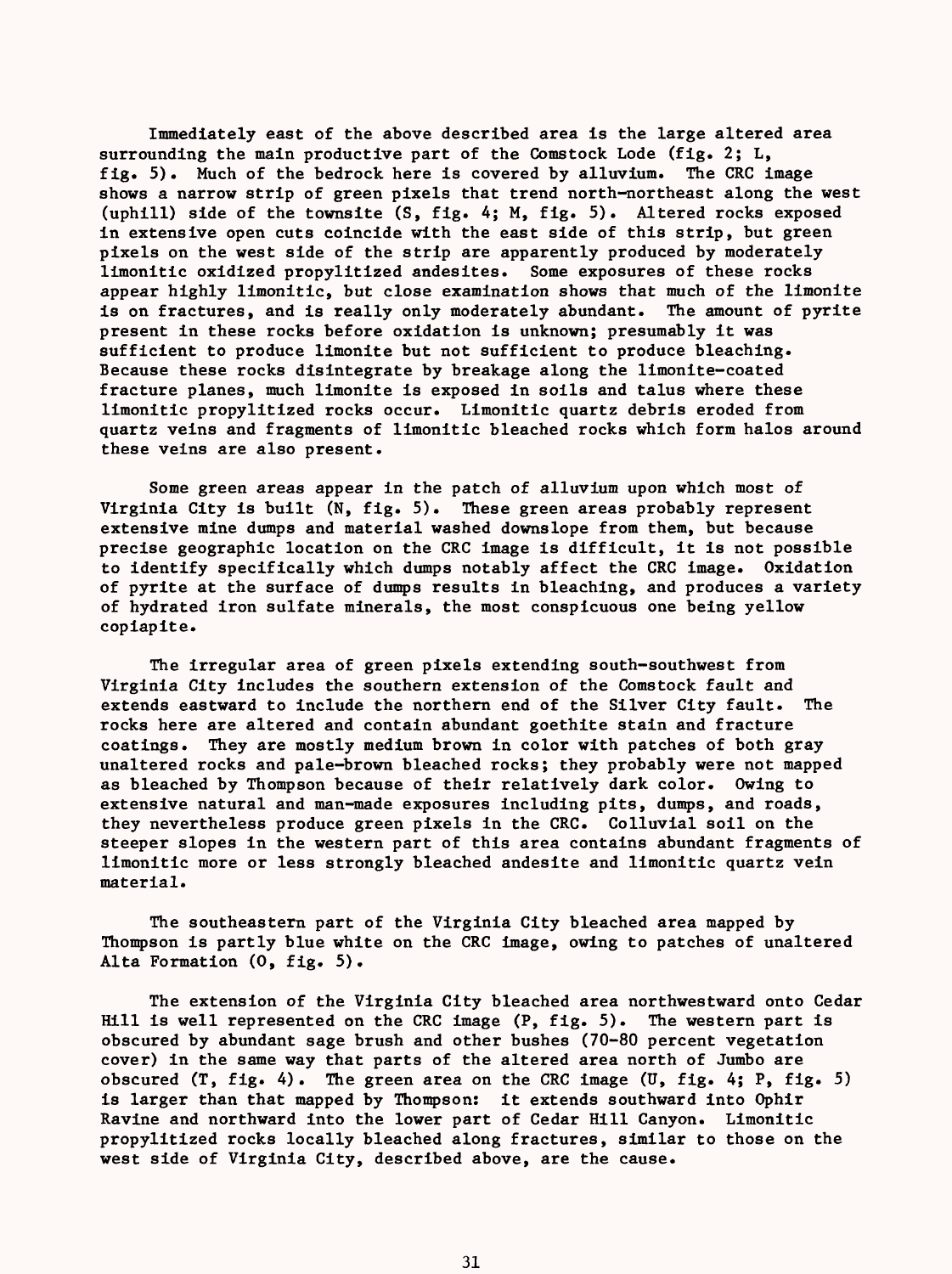Immediately east of the above described area is the large altered area surrounding the main productive part of the Comstock Lode (fig. 2; L, fig. 5). Much of the bedrock here is covered by alluvium. The CRC image shows a narrow strip of green pixels that trend north-northeast along the west (uphill) side of the townsite (S, fig. 4; M, fig. 5). Altered rocks exposed in extensive open cuts coincide with the east side of this strip, but green pixels on the west side of the strip are apparently produced by moderately limonitic oxidized propylitized andesites. Some exposures of these rocks appear highly limonitic, but close examination shows that much of the limonite is on fractures, and is really only moderately abundant. The amount of pyrite present in these rocks before oxidation is unknown; presumably it was sufficient to produce limonite but not sufficient to produce bleaching. Because these rocks disintegrate by breakage along the limonite-coated fracture planes, much limonite is exposed in soils and talus where these limonitic propylitized rocks occur. Limonitic quartz debris eroded from quartz veins and fragments of limonitic bleached rocks which form halos around these veins are also present.

Some green areas appear in the patch of alluvium upon which most of Virginia City is built (N, fig. 5). These green areas probably represent extensive mine dumps and material washed downslope from them, but because precise geographic location on the CRC image is difficult, it is not possible to identify specifically which dumps notably affect the CRC image. Oxidation of pyrite at the surface of dumps results in bleaching, and produces a variety of hydrated iron sulfate minerals, the most conspicuous one being yellow copiapite.

The irregular area of green pixels extending south-southwest from Virginia City includes the southern extension of the Comstock fault and extends eastward to include the northern end of the Silver City fault. The rocks here are altered and contain abundant goethite stain and fracture coatings. They are mostly medium brown in color with patches of both gray unaltered rocks and pale-brown bleached rocks; they probably were not mapped as bleached by Thompson because of their relatively dark color. Owing to extensive natural and man-made exposures including pits, dumps, and roads, they nevertheless produce green pixels in the CRC. Colluvial soil on the steeper slopes in the western part of this area contains abundant fragments of limonitic more or less strongly bleached andesite and limonitic quartz vein material.

The southeastern part of the Virginia City bleached area mapped by Thompson is partly blue white on the CRC image, owing to patches of unaltered Alta Formation (O, fig. 5).

The extension of the Virginia City bleached area northwestward onto Cedar Hill is well represented on the CRC image (P, fig. 5). The western part is obscured by abundant sage brush and other bushes (70-80 percent vegetation cover) in the same way that parts of the altered area north of Jumbo are obscured (T, fig. 4). The green area on the CRC image (U, fig. 4; P, fig. 5) is larger than that mapped by Thompson: it extends southward into Ophir Ravine and northward into the lower part of Cedar Hill Canyon. Limonitic propylitized rocks locally bleached along fractures, similar to those on the west side of Virginia City, described above, are the cause.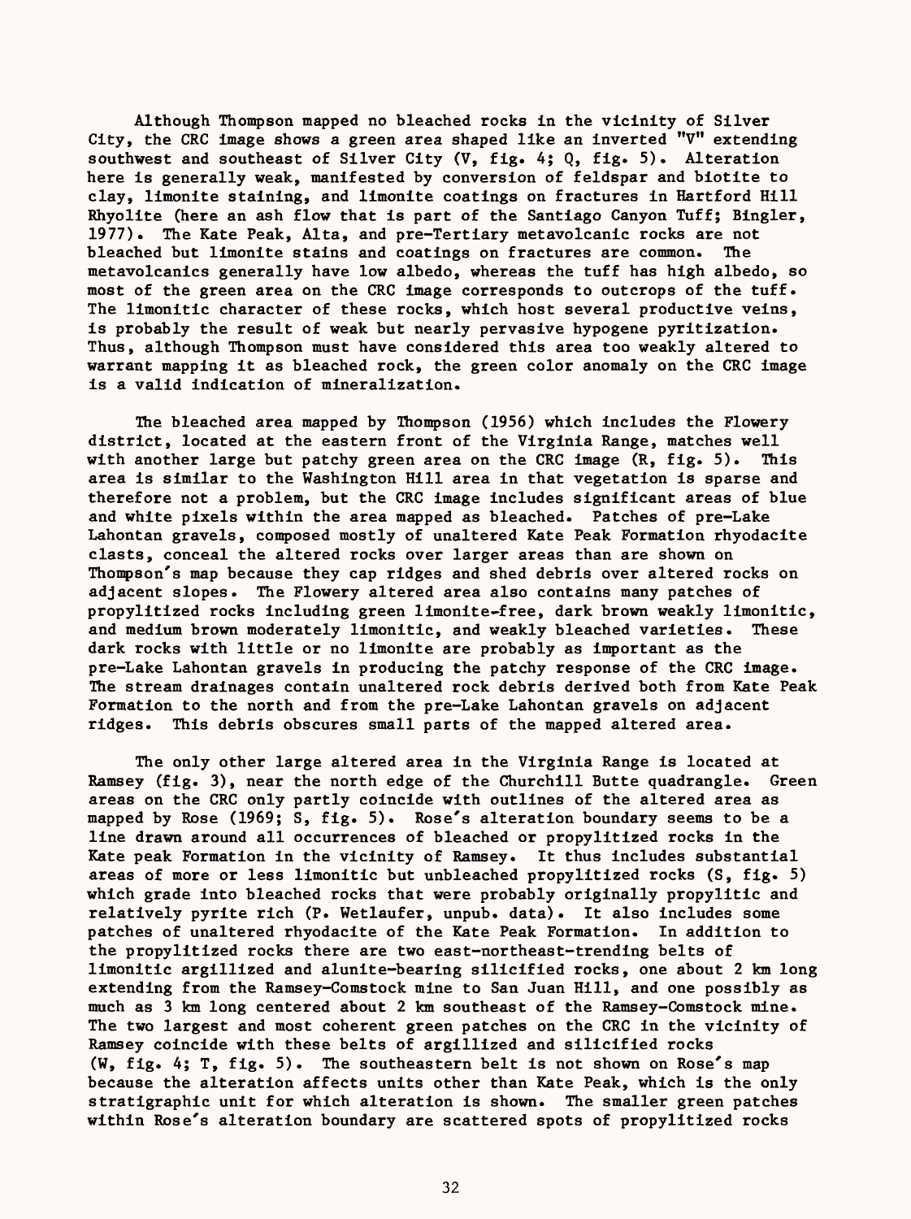Although Thompson mapped no bleached rocks in the vicinity of Silver City, the CRC image shows a green area shaped like an inverted "V" extending southwest and southeast of Silver City (V, fig. 4; Q, fig. 5). Alteration here is generally weak, manifested by conversion of feldspar and biotite to clay, limonite staining, and limonite coatings on fractures in Hartford Hill Rhyolite (here an ash flow that is part of the Santiago Canyon Tuff; Bingler, 1977). The Kate Peak, Alta, and pre-Tertiary metavolcanic rocks are not bleached but limonite stains and coatings on fractures are common. The metavolcanics generally have low albedo, whereas the tuff has high albedo, so most of the green area on the CRC image corresponds to outcrops of the tuff. The limonitic character of these rocks, which host several productive veins, is probably the result of weak but nearly pervasive hypogene pyritization. Thus, although Thompson must have considered this area too weakly altered to warrant mapping it as bleached rock, the green color anomaly on the CRC image is a valid indication of mineralization.

The bleached area mapped by Thompson (1956) which includes the Flowery district, located at the eastern front of the Virginia Range, matches well with another large but patchy green area on the CRC image (R, fig. 5). This area is similar to the Washington Hill area in that vegetation is sparse and therefore not a problem, but the CRC image includes significant areas of blue and white pixels within the area mapped as bleached. Patches of pre-Lake Lahontan gravels, composed mostly of unaltered Kate Peak Formation rhyodacite clasts, conceal the altered rocks over larger areas than are shown on Thompson's map because they cap ridges and shed debris over altered rocks on adjacent slopes. The Flowery altered area also contains many patches of propylitized rocks including green limonite-free, dark brown weakly limonitic, and medium brown moderately limonitic, and weakly bleached varieties. These dark rocks with little or no limonite are probably as important as the pre-Lake Lahontan gravels in producing the patchy response of the CRC image. The stream drainages contain unaltered rock debris derived both from Kate Peak Formation to the north and from the pre-Lake Lahontan gravels on adjacent ridges. This debris obscures small parts of the mapped altered area.

The only other large altered area in the Virginia Range is located at Ramsey (fig. 3), near the north edge of the Churchill Butte quadrangle. Green areas on the CRC only partly coincide with outlines of the altered area as mapped by Rose (1969; S, fig. 5). Rose's alteration boundary seems to be a line drawn around all occurrences of bleached or propylitized rocks in the Kate peak Formation in the vicinity of Ramsey. It thus includes substantial areas of more or less limonitic but unbleached propylitized rocks (S, fig. 5) which grade into bleached rocks that were probably originally propylitic and relatively pyrite rich (P. Wetlaufer, unpub. data). It also includes some patches of unaltered rhyodacite of the Kate Peak Formation. In addition to the propylitized rocks there are two east-northeast-trending belts of limonitic argillized and alunite-bearing silicified rocks, one about 2 km long extending from the Ramsey-Comstock mine to San Juan Hill, and one possibly as much as 3 km long centered about 2 km southeast of the Ramsey-Comstock mine. The two largest and most coherent green patches on the CRC in the vicinity of Ramsey coincide with these belts of argillized and silicified rocks (W, fig. 4; T, fig. 5). The southeastern belt is not shown on Rose's map because the alteration affects units other than Kate Peak, which is the only stratigraphic unit for which alteration is shown. The smaller green patches within Rose's alteration boundary are scattered spots of propylitized rocks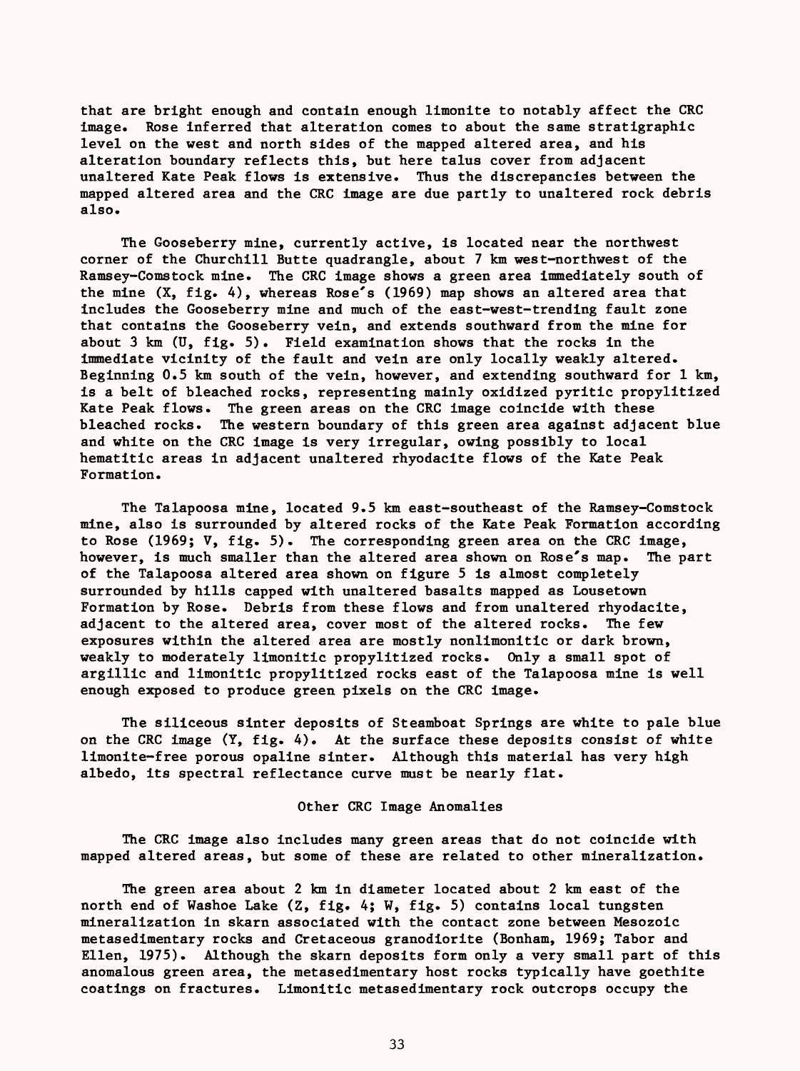that are bright enough and contain enough limonite to notably affect the CRC image. Rose inferred that alteration comes to about the same stratigraphic level on the west and north sides of the mapped altered area, and his alteration boundary reflects this, but here talus cover from adjacent unaltered Kate Peak flows is extensive. Thus the discrepancies between the mapped altered area and the CRC image are due partly to unaltered rock debris also.

The Gooseberry mine, currently active, is located near the northwest corner of the Churchill Butte quadrangle, about 7 km west-northwest of the Ramsey-Comstock mine. The CRC image shows a green area immediately south of the mine (X, fig. 4), whereas Rose's (1969) map shows an altered area that includes the Gooseberry mine and much of the east-west-trending fault zone that contains the Gooseberry vein, and extends southward from the mine for about 3 km (U, fig. 5). Field examination shows that the rocks in the immediate vicinity of the fault and vein are only locally weakly altered. Beginning 0.5 km south of the vein, however, and extending southward for 1 km, is a belt of bleached rocks, representing mainly oxidized pyritic propylitized Kate Peak flows. The green areas on the CRC image coincide with these bleached rocks. The western boundary of this green area against adjacent blue and white on the CRC image is very irregular, owing possibly to local hematitic areas in adjacent unaltered rhyodacite flows of the Kate Peak Formation.

The Talapoosa mine, located 9.5 km east-southeast of the Ramsey-Comstock mine, also is surrounded by altered rocks of the Kate Peak Formation according to Rose (1969; V, fig. 5). The corresponding green area on the CRC image, however, is much smaller than the altered area shown on Rose's map. The part of the Talapoosa altered area shown on figure 5 is almost completely surrounded by hills capped with unaltered basalts mapped as Lousetown Formation by Rose. Debris from these flows and from unaltered rhyodacite, adjacent to the altered area, cover most of the altered rocks. The few exposures within the altered area are mostly nonlimonitic or dark brown, weakly to moderately limonitic propylitized rocks. Only a small spot of argillic and limonitic propylitized rocks east of the Talapoosa mine is well enough exposed to produce green pixels on the CRC image.

The siliceous sinter deposits of Steamboat Springs are white to pale blue on the CRC image (Y, fig. 4). At the surface these deposits consist of white limonite-free porous opaline sinter. Although this material has very high albedo, its spectral reflectance curve must be nearly flat.

## Other CRC Image Anomalies

The CRC image also includes many green areas that do not coincide with mapped altered areas, but some of these are related to other mineralization.

The green area about 2 km in diameter located about 2 km east of the north end of Washoe Lake (Z, fig. 4; W, fig. 5) contains local tungsten mineralization in skarn associated with the contact zone between Mesozoic metasedimentary rocks and Cretaceous granodiorite (Bonham, 1969; Tabor and Ellen, 1975). Although the skarn deposits form only a very small part of this anomalous green area, the metasedimentary host rocks typically have goethite coatings on fractures. Limonitic metasedimentary rock outcrops occupy the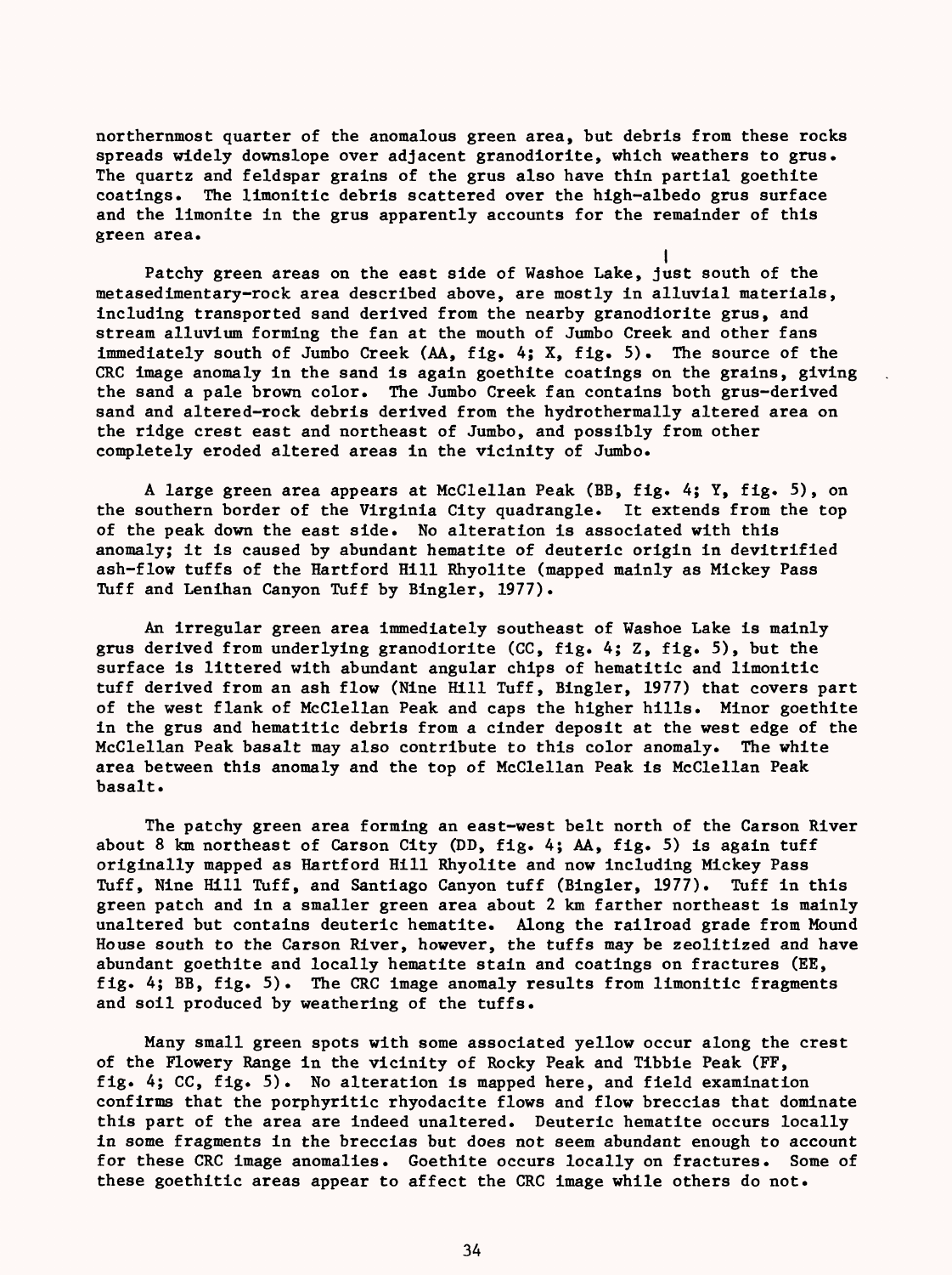northernmost quarter of the anomalous green area, but debris from these rocks spreads widely downslope over adjacent granodiorite, which weathers to grus. The quartz and feldspar grains of the grus also have thin partial goethite coatings. The limonitic debris scattered over the high-albedo grus surface and the limonite in the grus apparently accounts for the remainder of this green area.

Patchy green areas on the east side of Washoe Lake, just south of the metasedimentary-rock area described above, are mostly in alluvial materials, including transported sand derived from the nearby granodiorite grus, and stream alluvium forming the fan at the mouth of Jumbo Creek and other fans immediately south of Jumbo Creek (AA, fig. 4; X, fig. 5). The source of the CRC image anomaly in the sand is again goethite coatings on the grains, giving the sand a pale brown color. The Jumbo Creek fan contains both grus-derived sand and altered-rock debris derived from the hydrothermally altered area on the ridge crest east and northeast of Jumbo, and possibly from other completely eroded altered areas in the vicinity of Jumbo.

A large green area appears at McClellan Peak (BB, fig. 4; Y, fig. 5), on the southern border of the Virginia City quadrangle. It extends from the top of the peak down the east side. No alteration is associated with this anomaly; it is caused by abundant hematite of deuteric origin in devitrified ash-flow tuffs of the Hartford Hill Rhyolite (mapped mainly as Mickey Pass Tuff and Lenihan Canyon Tuff by Bingler, 1977).

An irregular green area immediately southeast of Washoe Lake is mainly grus derived from underlying granodiorite (CC, fig. 4; Z, fig. 5), but the surface is littered with abundant angular chips of hematitic and limonitic tuff derived from an ash flow (Nine Hill Tuff, Bingler, 1977) that covers part of the west flank of McClellan Peak and caps the higher hills. Minor goethite in the grus and hematitic debris from a cinder deposit at the west edge of the McClellan Peak basalt may also contribute to this color anomaly. The white area between this anomaly and the top of McClellan Peak is McClellan Peak basalt.

The patchy green area forming an east-west belt north of the Carson River about 8 km northeast of Carson City (DD, fig. 4; AA, fig. 5) is again tuff originally mapped as Hartford Hill Rhyolite and now including Mickey Pass Tuff, Nine Hill Tuff, and Santiago Canyon tuff (Bingler, 1977). Tuff in this green patch and in a smaller green area about 2 km farther northeast is mainly unaltered but contains deuteric hematite. Along the railroad grade from Mound House south to the Carson River, however, the tuffs may be zeolitized and have abundant goethite and locally hematite stain and coatings on fractures (EE, fig. 4; BB, fig. 5). The CRC image anomaly results from limonitic fragments and soil produced by weathering of the tuffs.

Many small green spots with some associated yellow occur along the crest of the Flowery Range in the vicinity of Rocky Peak and Tibbie Peak (FF, fig. 4; CC, fig. 5). No alteration is mapped here, and field examination confirms that the porphyritic rhyodacite flows and flow breccias that dominate this part of the area are indeed unaltered. Deuteric hematite occurs locally in some fragments in the breccias but does not seem abundant enough to account for these CRC image anomalies. Goethite occurs locally on fractures. Some of these goethitic areas appear to affect the CRC image while others do not.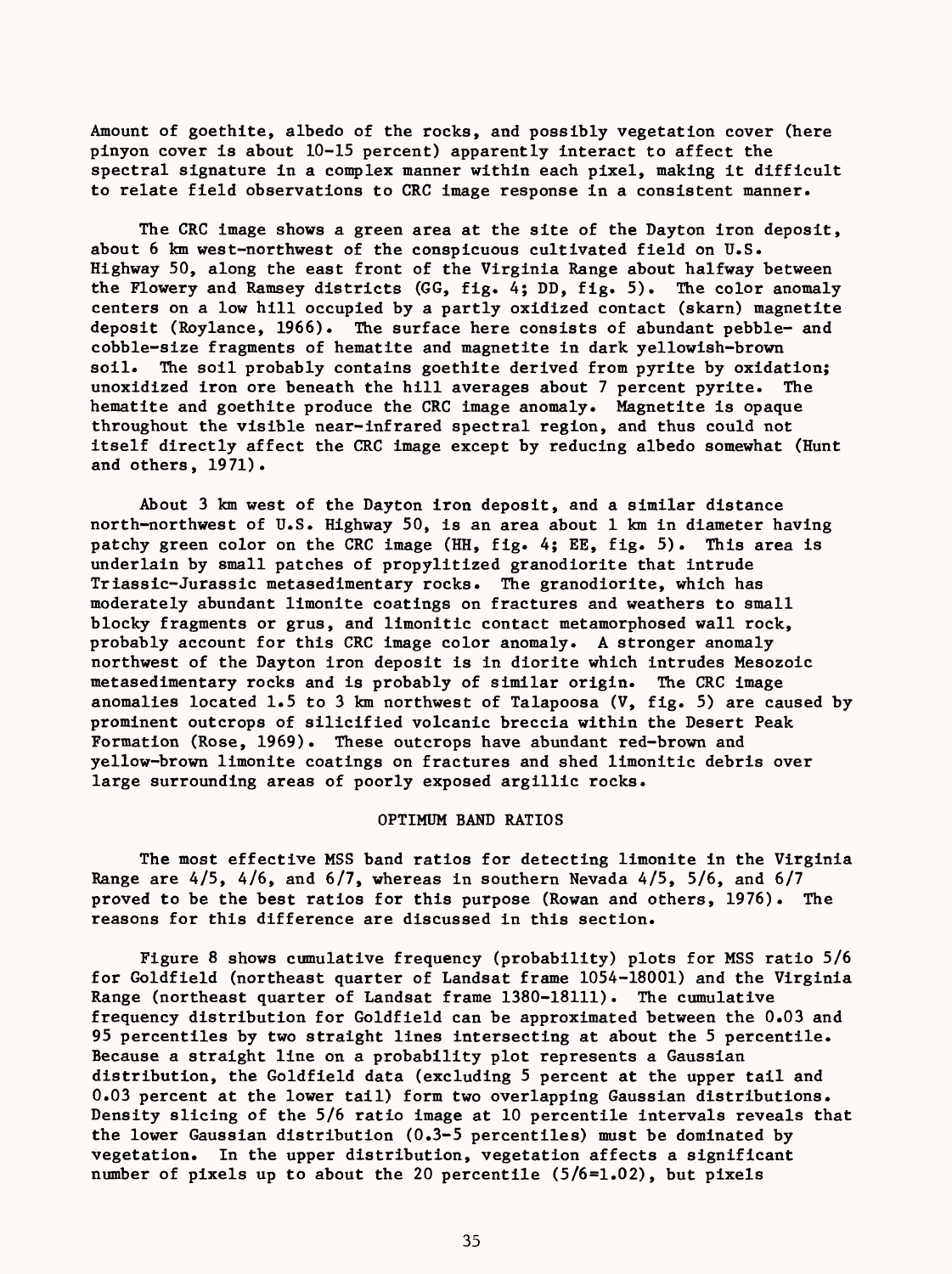Amount of goethite, albedo of the rocks, and possibly vegetation cover (here pinyon cover is about 10-15 percent) apparently interact to affect the spectral signature in a complex manner within each pixel, making it difficult to relate field observations to CRC image response in a consistent manner.

The CRC image shows a green area at the site of the Dayton iron deposit, about 6 km west-northwest of the conspicuous cultivated field on U.S. Highway 50, along the east front of the Virginia Range about halfway between the Flowery and Ramsey districts (GG, fig. 4; DD, fig. 5). The color anomaly centers on a low hill occupied by a partly oxidized contact (skarn) magnetite deposit (Roylance, 1966). The surface here consists of abundant pebble- and cobble-size fragments of hematite and magnetite in dark yellowish-brown soil. The soil probably contains goethite derived from pyrite by oxidation; unoxidized iron ore beneath the hill averages about 7 percent pyrite. The hematite and goethite produce the CRC image anomaly. Magnetite is opaque throughout the visible near-infrared spectral region, and thus could not itself directly affect the CRC image except by reducing albedo somewhat (Hunt and others, 1971).

About 3 km west of the Dayton iron deposit, and a similar distance north-northwest of U.S. Highway 50, is an area about 1 km in diameter having patchy green color on the CRC image (HH, fig. 4; EE, fig. 5). This area is underlain by small patches of propylitized granodiorite that intrude Triassic-Jurassic metasedimentary rocks. The granodiorite, which has moderately abundant limonite coatings on fractures and weathers to small blocky fragments or grus, and limonitic contact metamorphosed wall rock, probably account for this CRC image color anomaly. A stronger anomaly northwest of the Dayton iron deposit is in diorite which intrudes Mesozoic metasedimentary rocks and is probably of similar origin. The CRC image anomalies located 1.5 to 3 km northwest of Talapoosa (V, fig. 5) are caused by prominent outcrops of silicified volcanic breccia within the Desert Peak Formation (Rose, 1969). These outcrops have abundant red-brown and yellow-brown limonite coatings on fractures and shed limonitic debris over large surrounding areas of poorly exposed argillic rocks.

## OPTIMUM BAND RATIOS

The most effective MSS band ratios for detecting limonite in the Virginia Range are 4/5, 4/6, and 6/7, whereas in southern Nevada 4/5, 5/6, and 6/7 proved to be the best ratios for this purpose (Rowan and others, 1976). The reasons for this difference are discussed in this section.

Figure 8 shows cumulative frequency (probability) plots for MSS ratio 5/6 for Goldfield (northeast quarter of Landsat frame 1054-18001) and the Virginia Range (northeast quarter of Landsat frame 1380-18111). The cumulative frequency distribution for Goldfield can be approximated between the 0.03 and 95 percentiles by two straight lines intersecting at about the 5 percentile. Because a straight line on a probability plot represents a Gaussian distribution, the Goldfield data (excluding 5 percent at the upper tail and 0.03 percent at the lower tail) form two overlapping Gaussian distributions. Density slicing of the 5/6 ratio image at 10 percentile intervals reveals that the lower Gaussian distribution (0.3-5 percentiles) must be dominated by vegetation. In the upper distribution, vegetation affects a significant number of pixels up to about the 20 percentile (5/6=1.02), but pixels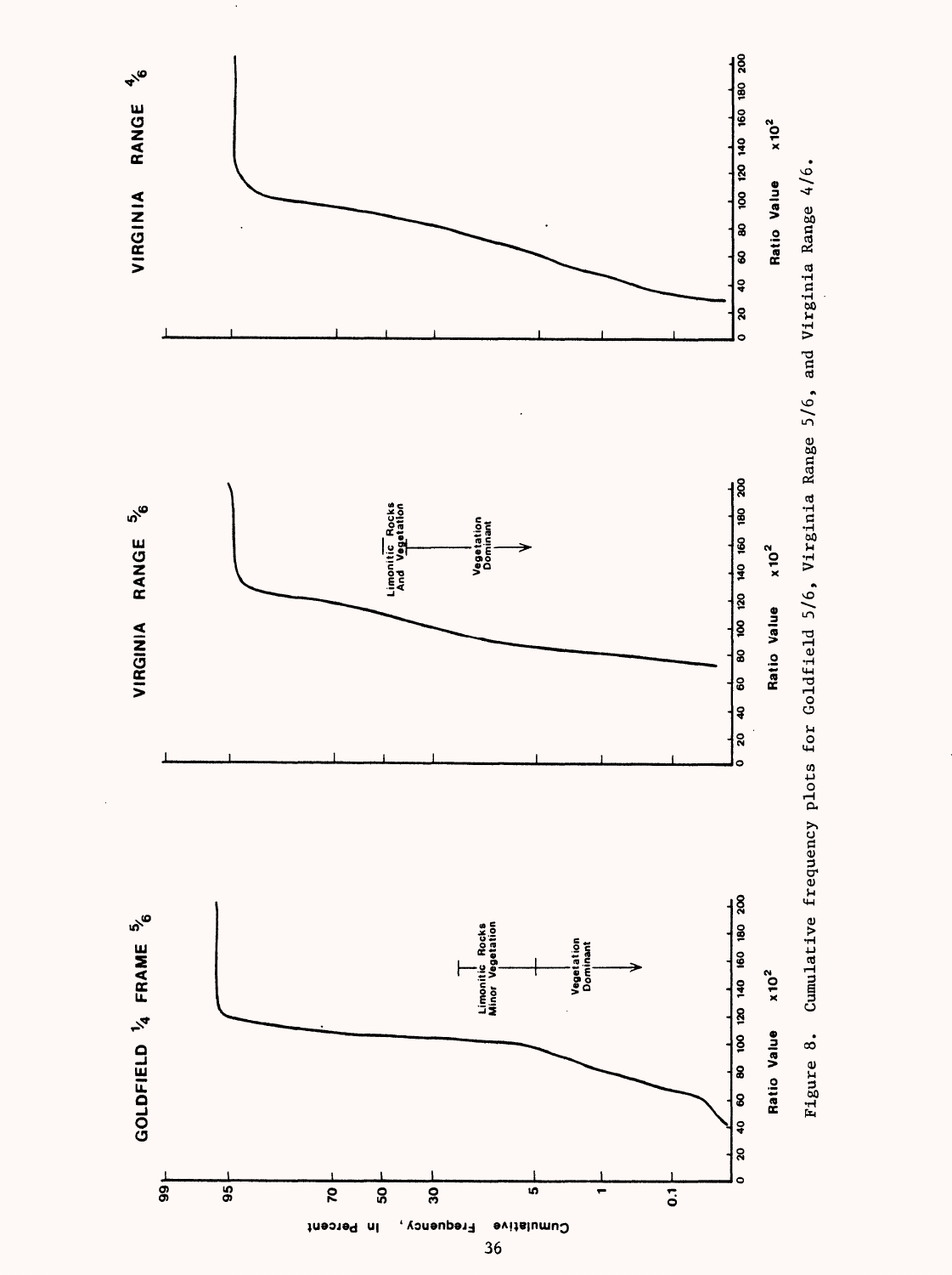Figure 8. Cumulative frequency plots for Goldfield 5/6, Virginia Range 5/6, and Virginia Range 4/6.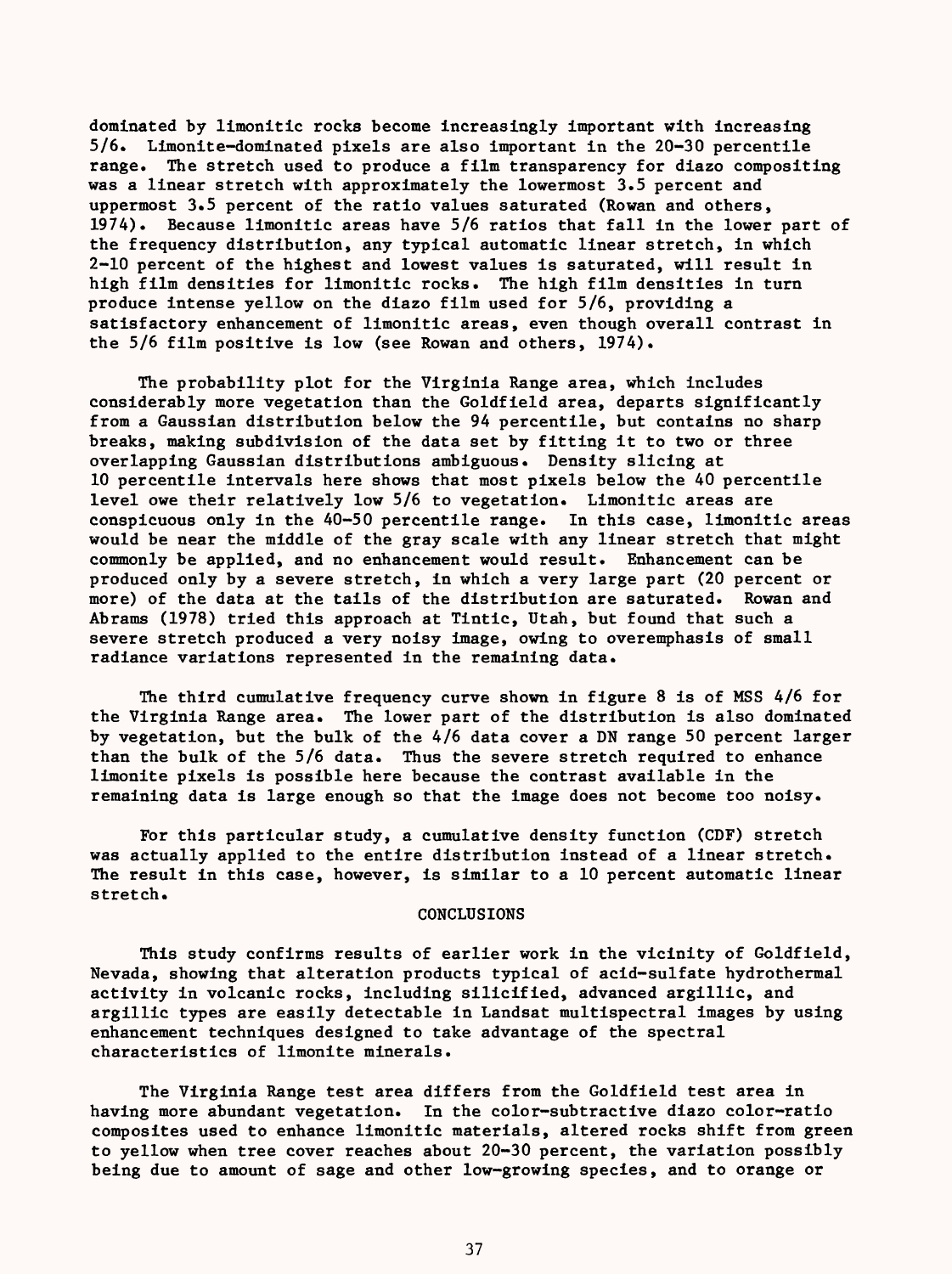dominated by limonitic rocks become increasingly important with increasing 5/6. Limonite-dominated pixels are also important in the 20-30 percentile range. The stretch used to produce a film transparency for diazo compositing was a linear stretch with approximately the lowermost 3.5 percent and uppermost 3.5 percent of the ratio values saturated (Rowan and others, 1974). Because limonitic areas have 5/6 ratios that fall in the lower part of the frequency distribution, any typical automatic linear stretch, in which 2-10 percent of the highest and lowest values is saturated, will result in high film densities for limonitic rocks. The high film densities in turn produce intense yellow on the diazo film used for 5/6, providing a satisfactory enhancement of limonitic areas, even though overall contrast in the 5/6 film positive is low (see Rowan and others, 1974).

The probability plot for the Virginia Range area, which includes considerably more vegetation than the Goldfield area, departs significantly from a Gaussian distribution below the 94 percentile, but contains no sharp breaks, making subdivision of the data set by fitting it to two or three overlapping Gaussian distributions ambiguous. Density slicing at 10 percentile intervals here shows that most pixels below the 40 percentile level owe their relatively low 5/6 to vegetation. Limonitic areas are conspicuous only in the 40-50 percentile range. In this case, limonitic areas would be near the middle of the gray scale with any linear stretch that might commonly be applied, and no enhancement would result. Enhancement can be produced only by a severe stretch, in which a very large part (20 percent or more) of the data at the tails of the distribution are saturated. Rowan and Abrams (1978) tried this approach at Tintic, Utah, but found that such a severe stretch produced a very noisy image, owing to overemphasis of small radiance variations represented in the remaining data.

The third cumulative frequency curve shown in figure 8 is of MSS 4/6 for the Virginia Range area. The lower part of the distribution is also dominated by vegetation, but the bulk of the 4/6 data cover a DN range 50 percent larger than the bulk of the 5/6 data. Thus the severe stretch required to enhance limonite pixels is possible here because the contrast available in the remaining data is large enough so that the image does not become too noisy.

For this particular study, a cumulative density function (CDF) stretch was actually applied to the entire distribution instead of a linear stretch. The result in this case, however, is similar to a 10 percent automatic linear stretch.

## CONCLUSIONS

This study confirms results of earlier work in the vicinity of Goldfield, Nevada, showing that alteration products typical of acid-sulfate hydrothermal activity in volcanic rocks, including silicified, advanced argillic, and argillic types are easily detectable in Landsat multispectral images by using enhancement techniques designed to take advantage of the spectral characteristics of limonite minerals.

The Virginia Range test area differs from the Goldfield test area in having more abundant vegetation. In the color-subtractive diazo color-ratio composites used to enhance limonitic materials, altered rocks shift from green to yellow when tree cover reaches about 20-30 percent, the variation possibly being due to amount of sage and other low-growing species, and to orange or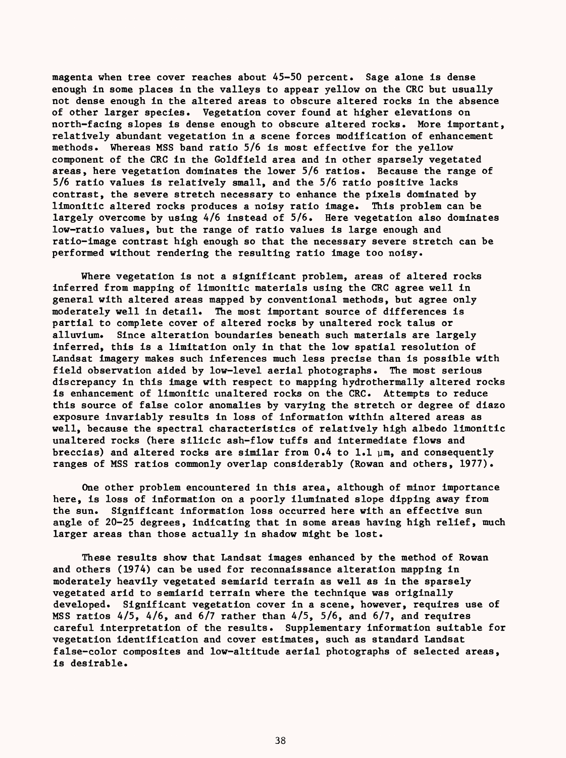magenta when tree cover reaches about 45-50 percent. Sage alone is dense enough in some places in the valleys to appear yellow on the CRC but usually not dense enough in the altered areas to obscure altered rocks in the absence of other larger species. Vegetation cover found at higher elevations on north-facing slopes is dense enough to obscure altered rocks. More important, relatively abundant vegetation in a scene forces modification of enhancement methods. Whereas MSS band ratio 5/6 is most effective for the yellow component of the CRC in the Goldfield area and in other sparsely vegetated areas, here vegetation dominates the lower 5/6 ratios. Because the range of 5/6 ratio values is relatively small, and the 5/6 ratio positive lacks contrast, the severe stretch necessary to enhance the pixels dominated by limonitic altered rocks produces a noisy ratio image. This problem can be largely overcome by using 4/6 instead of 5/6. Here vegetation also dominates low-ratio values, but the range of ratio values is large enough and ratio-image contrast high enough so that the necessary severe stretch can be performed without rendering the resulting ratio image too noisy.

Where vegetation is not a significant problem, areas of altered rocks inferred from mapping of limonitic materials using the CRC agree well in general with altered areas mapped by conventional methods, but agree only moderately well in detail. The most important source of differences is partial to complete cover of altered rocks by unaltered rock talus or alluvium. Since alteration boundaries beneath such materials are largely inferred, this is a limitation only in that the low spatial resolution of Landsat imagery makes such inferences much less precise than is possible with field observation aided by low-level aerial photographs. The most serious discrepancy in this image with respect to mapping hydrothermally altered rocks is enhancement of limonitic unaltered rocks on the CRC. Attempts to reduce this source of false color anomalies by varying the stretch or degree of diazo exposure invariably results in loss of information within altered areas as well, because the spectral characteristics of relatively high albedo limonitic unaltered rocks (here silicic ash-flow tuffs and intermediate flows and breccias) and altered rocks are similar from 0.4 to 1.1 $\mu$m, and consequently ranges of MSS ratios commonly overlap considerably (Rowan and others, 1977).

One other problem encountered in this area, although of minor importance here, is loss of information on a poorly illuminated slope dipping away from the sun. Significant information loss occurred here with an effective sun angle of 20-25 degrees, indicating that in some areas having high relief, much larger areas than those actually in shadow might be lost.

These results show that Landsat images enhanced by the method of Rowan and others (1974) can be used for reconnaissance alteration mapping in moderately heavily vegetated semiarid terrain as well as in the sparsely vegetated arid to semiarid terrain where the technique was originally developed. Significant vegetation cover in a scene, however, requires use of MSS ratios 4/5, 4/6, and 6/7 rather than 4/5, 5/6, and 6/7, and requires careful interpretation of the results. Supplementary information suitable for vegetation identification and cover estimates, such as standard Landsat false-color composites and low-altitude aerial photographs of selected areas, is desirable.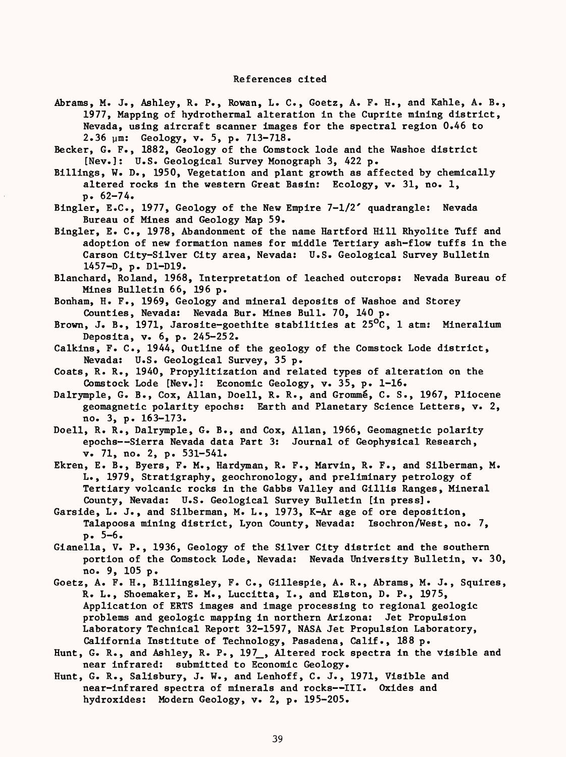## References cited

Abrams, M. J., Ashley, R. P., Rowan, L. C., Goetz, A. F. H., and Kahle, A. B., 1977, Mapping of hydrothermal alteration in the Cuprite mining district, Nevada, using aircraft scanner images for the spectral region 0.46 to 2.36 μm: Geology, v. 5, p. 713-718.

Becker, G. F., 1882, Geology of the Comstock lode and the Washoe district [Nev.]: U.S. Geological Survey Monograph 3, 422 p.

Billings, W. D., 1950, Vegetation and plant growth as affected by chemically altered rocks in the western Great Basin: Ecology, v. 31, no. 1, p. 62-74.

Bingler, E.C., 1977, Geology of the New Empire 7-1/2' quadrangle: Nevada Bureau of Mines and Geology Map 59.

Bingler, E. C., 1978, Abandonment of the name Hartford Hill Rhyolite Tuff and adoption of new formation names for middle Tertiary ash-flow tuffs in the Carson City-Silver City area, Nevada: U.S. Geological Survey Bulletin 1457-D, p. D1-D19.

Blanchard, Roland, 1968, Interpretation of leached outcrops: Nevada Bureau of Mines Bulletin 66, 196 p.

Bonham, H. F., 1969, Geology and mineral deposits of Washoe and Storey Counties, Nevada: Nevada Bur. Mines Bull. 70, 140 p.

Brown, J. B., 1971, Jarosite-goethite stabilities at 25$^{\circ}$C, 1 atm: Mineralium Deposita, v. 6, p. 245-252.

Calkins, F. C., 1944, Outline of the geology of the Comstock Lode district, Nevada: U.S. Geological Survey, 35 p.

Coats, R. R., 1940, Propylitization and related types of alteration on the Comstock Lode [Nev.]: Economic Geology, v. 35, p. 1-16.

Dalrymple, G. B., Cox, Allan, Doell, R. R., and Grommé, C. S., 1967, Pliocene geomagnetic polarity epochs: Earth and Planetary Science Letters, v. 2, no. 3, p. 163-173.

Doell, R. R., Dalrymple, G. B., and Cox, Allan, 1966, Geomagnetic polarity epochs--Sierra Nevada data Part 3: Journal of Geophysical Research, v. 71, no. 2, p. 531-541.

Ekren, E. B., Byers, F. M., Hardyman, R. F., Marvin, R. F., and Silberman, M. L., 1979, Stratigraphy, geochronology, and preliminary petrology of Tertiary volcanic rocks in the Gabbs Valley and Gillis Ranges, Mineral County, Nevada: U.S. Geological Survey Bulletin [in press].

Garside, L. J., and Silberman, M. L., 1973, K-Ar age of ore deposition, Talapoosa mining district, Lyon County, Nevada: Isochron/West, no. 7, p. 5-6.

Gianella, V. P., 1936, Geology of the Silver City district and the southern portion of the Comstock Lode, Nevada: Nevada University Bulletin, v. 30, no. 9, 105 p.

Goetz, A. F. H., Billingsley, F. C., Gillespie, A. R., Abrams, M. J., Squires, R. L., Shoemaker, E. M., Luccitta, I., and Elston, D. P., 1975, Application of ERTS images and image processing to regional geologic problems and geologic mapping in northern Arizona: Jet Propulsion Laboratory Technical Report 32-1597, NASA Jet Propulsion Laboratory, California Institute of Technology, Pasadena, Calif., 188 p.

Hunt, G. R., and Ashley, R. P., 197_, Altered rock spectra in the visible and near infrared: submitted to Economic Geology.

Hunt, G. R., Salisbury, J. W., and Lenhoff, C. J., 1971, Visible and near-infrared spectra of minerals and rocks--III. Oxides and hydroxides: Modern Geology, v. 2, p. 195-205.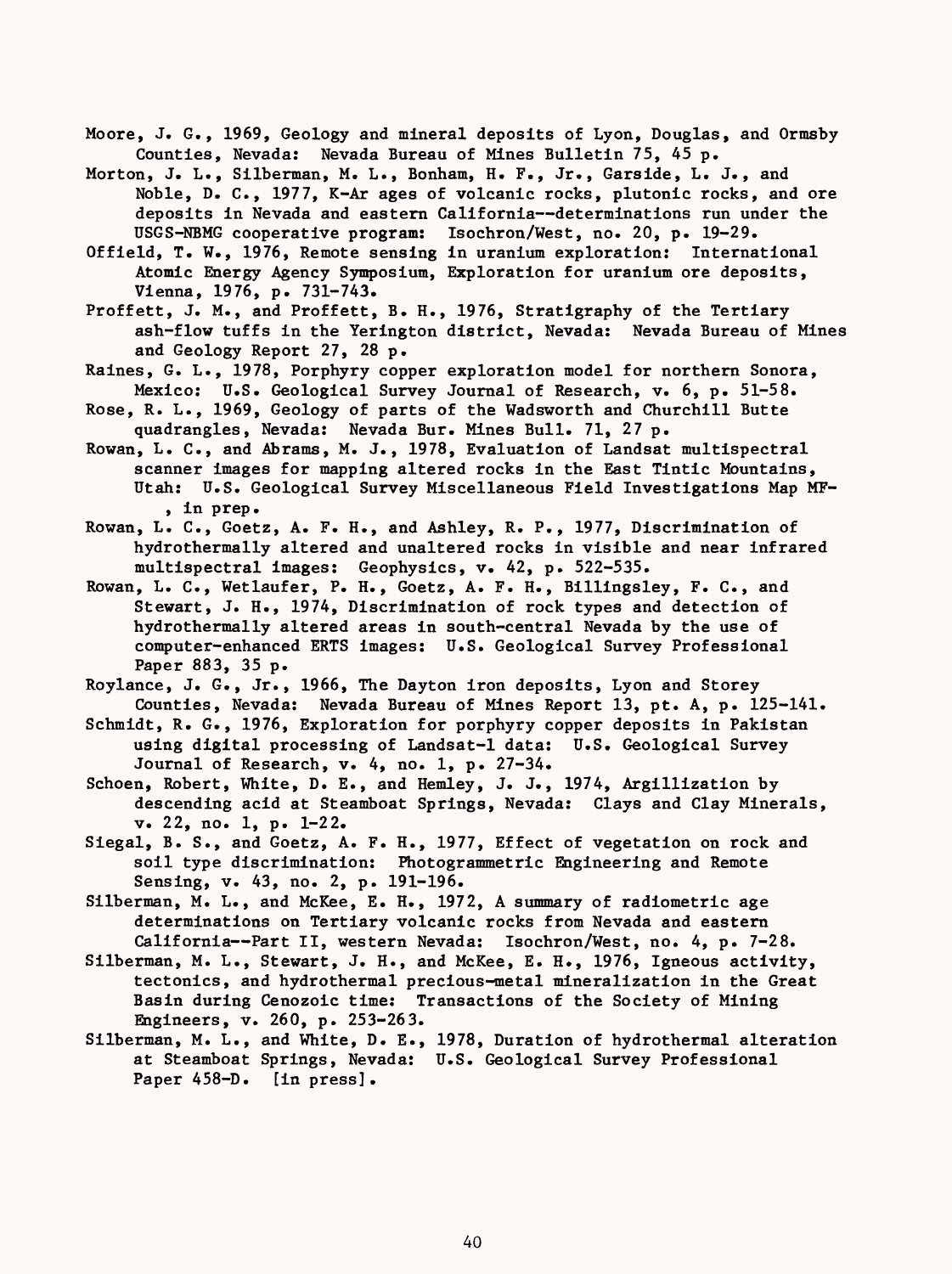Moore, J. G., 1969, Geology and mineral deposits of Lyon, Douglas, and Ormsby Counties, Nevada: Nevada Bureau of Mines Bulletin 75, 45 p.

Morton, J. L., Silberman, M. L., Bonham, H. F., Jr., Garside, L. J., and Noble, D. C., 1977, K-Ar ages of volcanic rocks, plutonic rocks, and ore deposits in Nevada and eastern California--determinations run under the USGS-NBMG cooperative program: Isochron/West, no. 20, p. 19-29.

Offield, T. W., 1976, Remote sensing in uranium exploration: International Atomic Energy Agency Symposium, Exploration for uranium ore deposits, Vienna, 1976, p. 731-743.

Proffett, J. M., and Proffett, B. H., 1976, Stratigraphy of the Tertiary ash-flow tuffs in the Yerington district, Nevada: Nevada Bureau of Mines and Geology Report 27, 28 p.

Raines, G. L., 1978, Porphyry copper exploration model for northern Sonora, Mexico: U.S. Geological Survey Journal of Research, v. 6, p. 51-58.

Rose, R. L., 1969, Geology of parts of the Wadsworth and Churchill Butte quadrangles, Nevada: Nevada Bur. Mines Bull. 71, 27 p.

Rowan, L. C., and Abrams, M. J., 1978, Evaluation of Landsat multispectral scanner images for mapping altered rocks in the East Tintic Mountains, Utah: U.S. Geological Survey Miscellaneous Field Investigations Map MF- , in prep.

Rowan, L. C., Goetz, A. F. H., and Ashley, R. P., 1977, Discrimination of hydrothermally altered and unaltered rocks in visible and near infrared multispectral images: Geophysics, v. 42, p. 522-535.

Rowan, L. C., Wetlaufer, P. H., Goetz, A. F. H., Billingsley, F. C., and Stewart, J. H., 1974, Discrimination of rock types and detection of hydrothermally altered areas in south-central Nevada by the use of computer-enhanced ERTS images: U.S. Geological Survey Professional Paper 883, 35 p.

Roylance, J. G., Jr., 1966, The Dayton iron deposits, Lyon and Storey Counties, Nevada: Nevada Bureau of Mines Report 13, pt. A, p. 125-141.

Schmidt, R. G., 1976, Exploration for porphyry copper deposits in Pakistan using digital processing of Landsat-1 data: U.S. Geological Survey Journal of Research, v. 4, no. 1, p. 27-34.

Schoen, Robert, White, D. E., and Hemley, J. J., 1974, Argillization by descending acid at Steamboat Springs, Nevada: Clays and Clay Minerals, v. 22, no. 1, p. 1-22.

Siegal, B. S., and Goetz, A. F. H., 1977, Effect of vegetation on rock and soil type discrimination: Photogrammetric Engineering and Remote Sensing, v. 43, no. 2, p. 191-196.

Silberman, M. L., and McKee, E. H., 1972, A summary of radiometric age determinations on Tertiary volcanic rocks from Nevada and eastern California--Part II, western Nevada: Isochron/West, no. 4, p. 7-28.

Silberman, M. L., Stewart, J. H., and McKee, E. H., 1976, Igneous activity, tectonics, and hydrothermal precious-metal mineralization in the Great Basin during Cenozoic time: Transactions of the Society of Mining Engineers, v. 260, p. 253-263.

Silberman, M. L., and White, D. E., 1978, Duration of hydrothermal alteration at Steamboat Springs, Nevada: U.S. Geological Survey Professional Paper 458-D. [in press].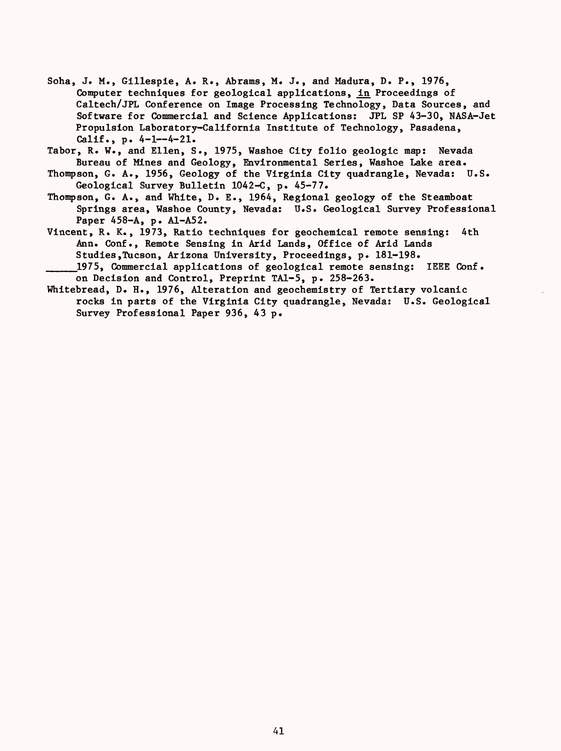Soha, J. M., Gillespie, A. R., Abrams, M. J., and Madura, D. P., 1976, Computer techniques for geological applications, in Proceedings of Caltech/JPL Conference on Image Processing Technology, Data Sources, and Software for Commercial and Science Applications: JPL SP 43-30, NASA-Jet Propulsion Laboratory-California Institute of Technology, Pasadena, Calif., p. 4-1--4-21.

Tabor, R. W., and Ellen, S., 1975, Washoe City folio geologic map: Nevada Bureau of Mines and Geology, Environmental Series, Washoe Lake area.

Thompson, G. A., 1956, Geology of the Virginia City quadrangle, Nevada: U.S. Geological Survey Bulletin 1042-C, p. 45-77.

Thompson, G. A., and White, D. E., 1964, Regional geology of the Steamboat Springs area, Washoe County, Nevada: U.S. Geological Survey Professional Paper 458-A, p. A1-A52.

Vincent, R. K., 1973, Ratio techniques for geochemical remote sensing: 4th Ann. Conf., Remote Sensing in Arid Lands, Office of Arid Lands Studies,Tucson, Arizona University, Proceedings, p. 181-198.

_____1975, Commercial applications of geological remote sensing: IEEE Conf. on Decision and Control, Preprint TA1-5, p. 258-263.

Whitebread, D. H., 1976, Alteration and geochemistry of Tertiary volcanic rocks in parts of the Virginia City quadrangle, Nevada: U.S. Geological Survey Professional Paper 936, 43 p.